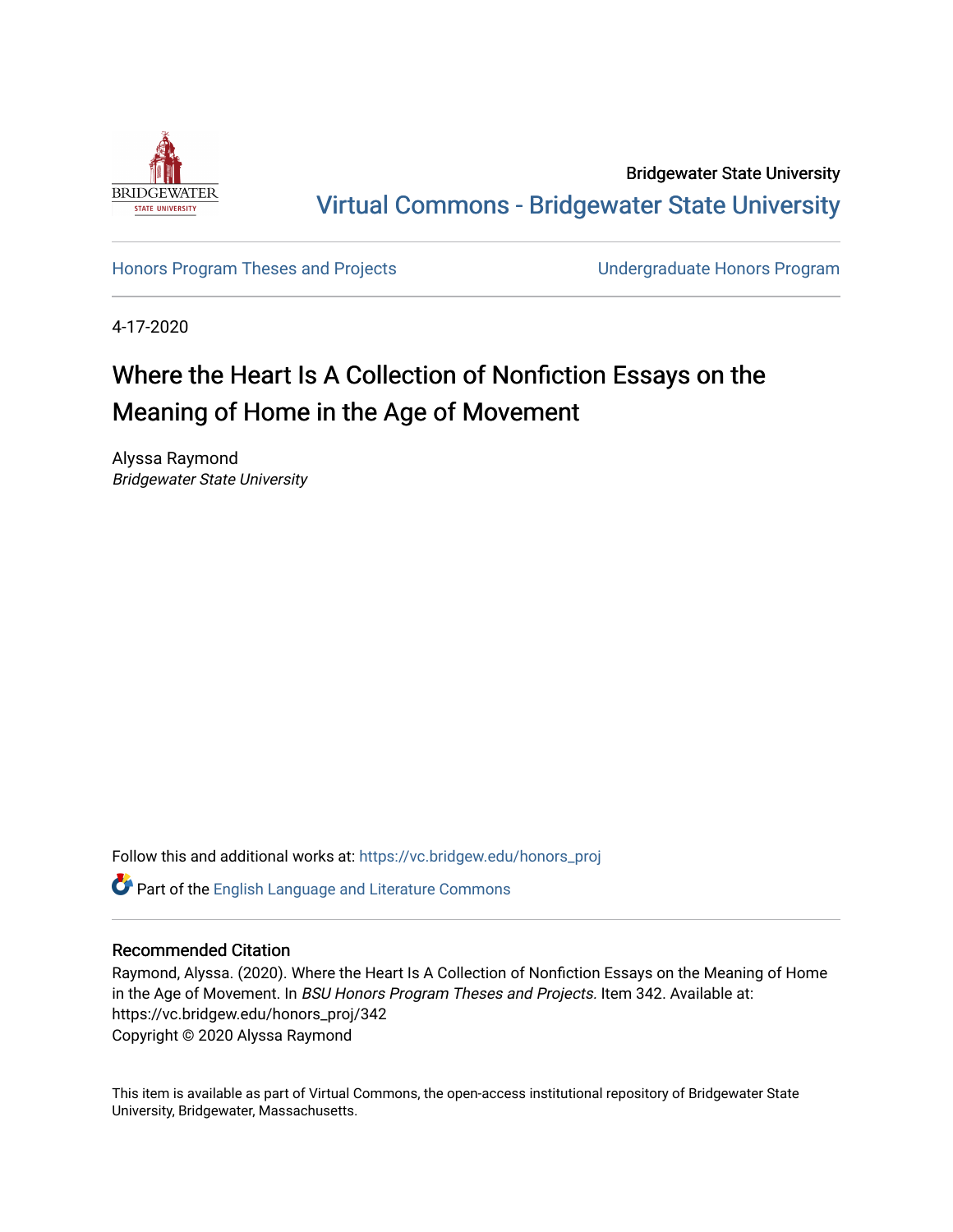Bridgewater State University

Virtual Commons - Bridgewater State University

Honors Program Theses and Projects

Undergraduate Honors Program

4-17-2020

# Where the Heart Is A Collection of Nonfiction Essays on the Meaning of Home in the Age of Movement

Alyssa Raymond
*Bridgewater State University*

Follow this and additional works at: https://vc.bridgew.edu/honors_proj

Part of the English Language and Literature Commons

## Recommended Citation

Raymond, Alyssa. (2020). Where the Heart Is A Collection of Nonfiction Essays on the Meaning of Home in the Age of Movement. In *BSU Honors Program Theses and Projects.* Item 342. Available at: https://vc.bridgew.edu/honors_proj/342
Copyright © 2020 Alyssa Raymond

This item is available as part of Virtual Commons, the open-access institutional repository of Bridgewater State University, Bridgewater, Massachusetts.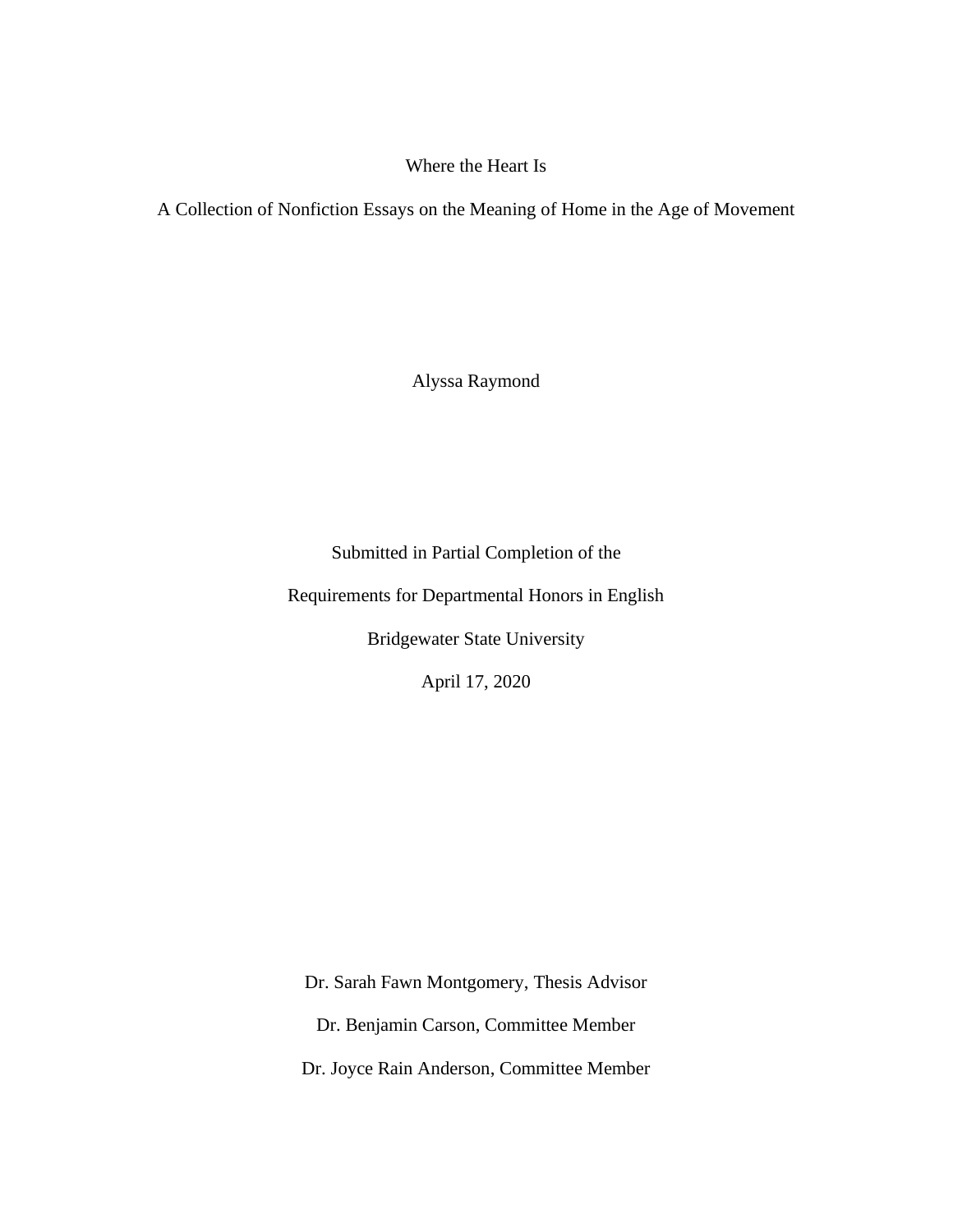# Where the Heart Is

## A Collection of Nonfiction Essays on the Meaning of Home in the Age of Movement

Alyssa Raymond

Submitted in Partial Completion of the

Requirements for Departmental Honors in English

Bridgewater State University

April 17, 2020

Dr. Sarah Fawn Montgomery, Thesis Advisor

Dr. Benjamin Carson, Committee Member

Dr. Joyce Rain Anderson, Committee Member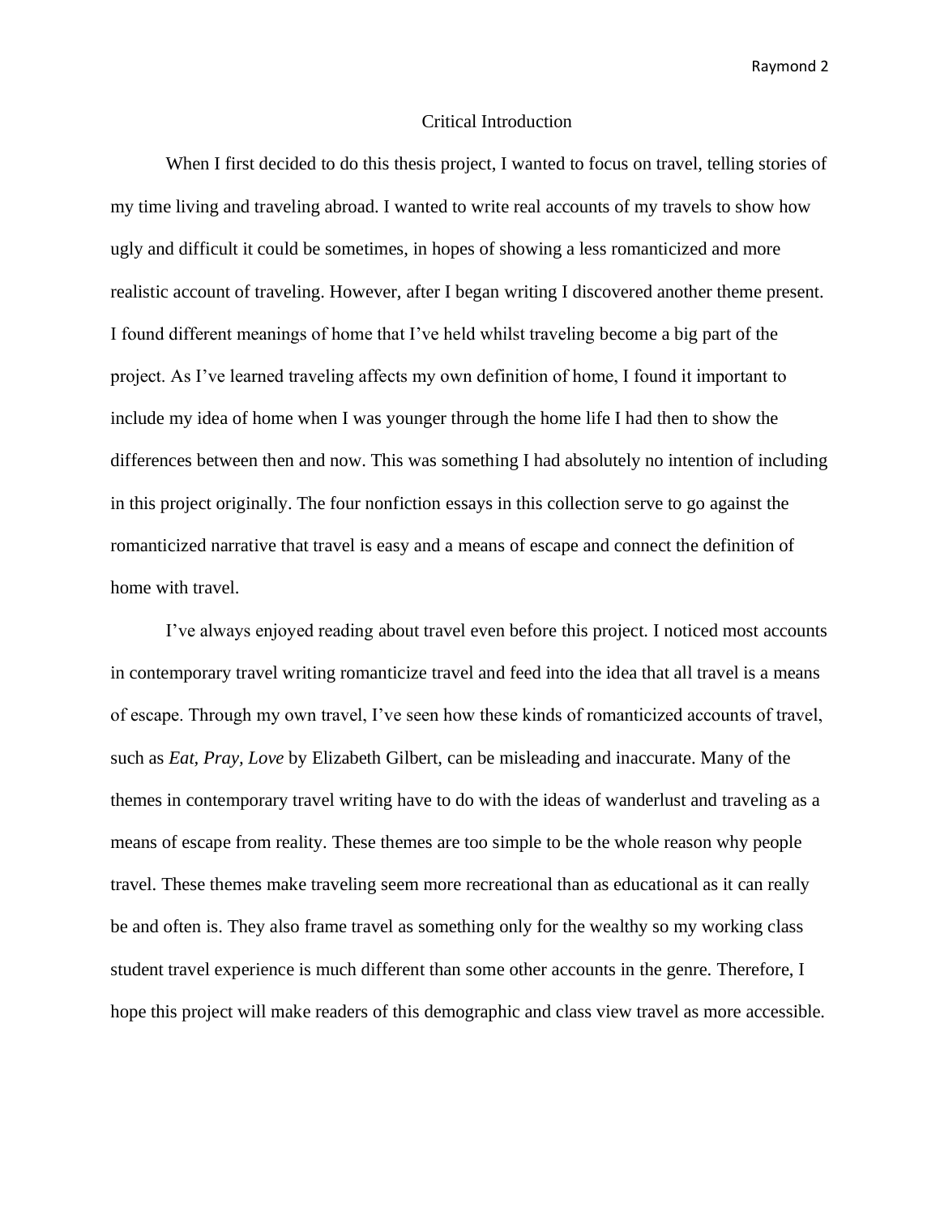# Critical Introduction

When I first decided to do this thesis project, I wanted to focus on travel, telling stories of my time living and traveling abroad. I wanted to write real accounts of my travels to show how ugly and difficult it could be sometimes, in hopes of showing a less romanticized and more realistic account of traveling. However, after I began writing I discovered another theme present. I found different meanings of home that I've held whilst traveling become a big part of the project. As I've learned traveling affects my own definition of home, I found it important to include my idea of home when I was younger through the home life I had then to show the differences between then and now. This was something I had absolutely no intention of including in this project originally. The four nonfiction essays in this collection serve to go against the romanticized narrative that travel is easy and a means of escape and connect the definition of home with travel.

I've always enjoyed reading about travel even before this project. I noticed most accounts in contemporary travel writing romanticize travel and feed into the idea that all travel is a means of escape. Through my own travel, I've seen how these kinds of romanticized accounts of travel, such as *Eat, Pray, Love* by Elizabeth Gilbert, can be misleading and inaccurate. Many of the themes in contemporary travel writing have to do with the ideas of wanderlust and traveling as a means of escape from reality. These themes are too simple to be the whole reason why people travel. These themes make traveling seem more recreational than as educational as it can really be and often is. They also frame travel as something only for the wealthy so my working class student travel experience is much different than some other accounts in the genre. Therefore, I hope this project will make readers of this demographic and class view travel as more accessible.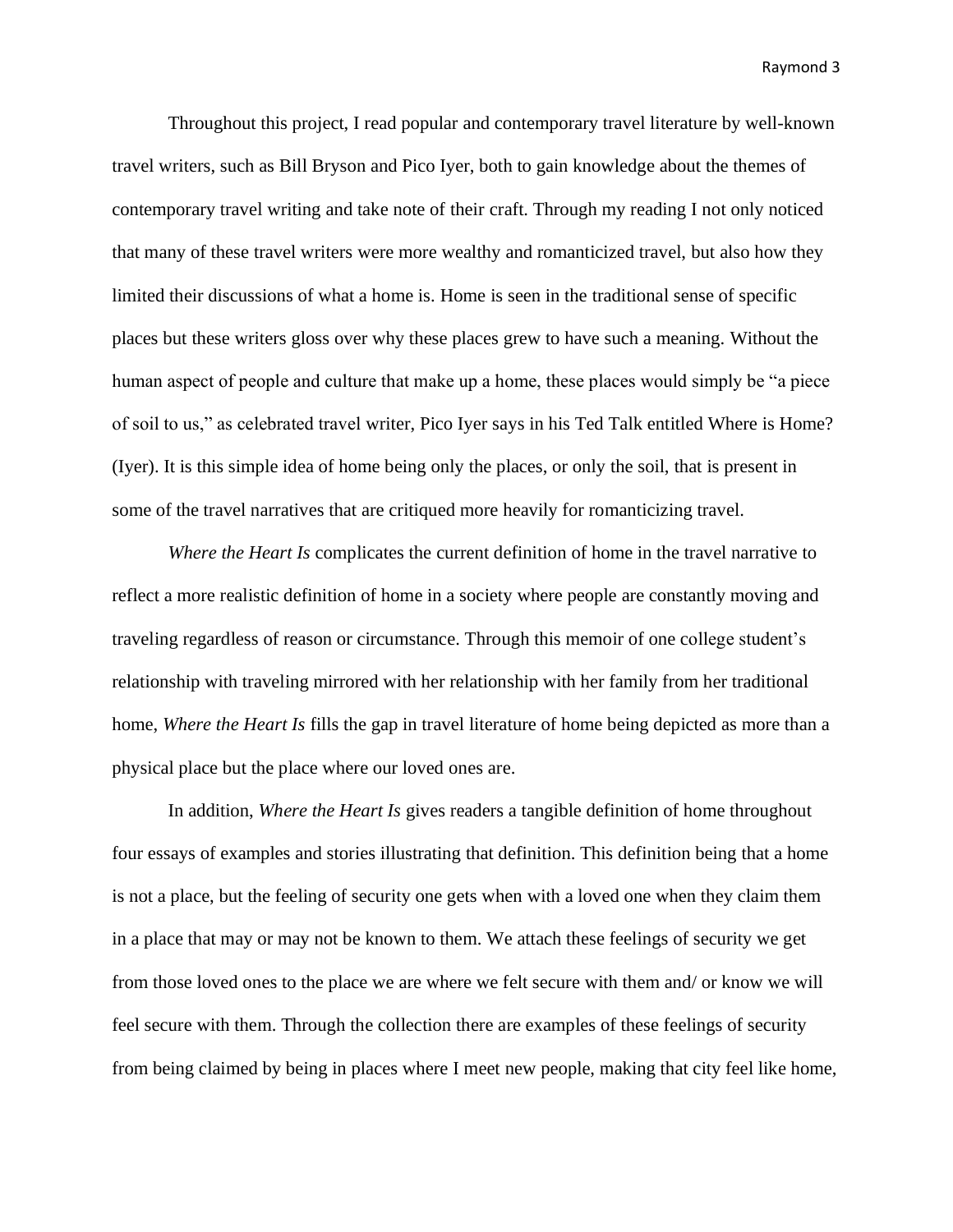Throughout this project, I read popular and contemporary travel literature by well-known travel writers, such as Bill Bryson and Pico Iyer, both to gain knowledge about the themes of contemporary travel writing and take note of their craft. Through my reading I not only noticed that many of these travel writers were more wealthy and romanticized travel, but also how they limited their discussions of what a home is. Home is seen in the traditional sense of specific places but these writers gloss over why these places grew to have such a meaning. Without the human aspect of people and culture that make up a home, these places would simply be "a piece of soil to us," as celebrated travel writer, Pico Iyer says in his Ted Talk entitled Where is Home? (Iyer). It is this simple idea of home being only the places, or only the soil, that is present in some of the travel narratives that are critiqued more heavily for romanticizing travel.

*Where the Heart Is* complicates the current definition of home in the travel narrative to reflect a more realistic definition of home in a society where people are constantly moving and traveling regardless of reason or circumstance. Through this memoir of one college student's relationship with traveling mirrored with her relationship with her family from her traditional home, *Where the Heart Is* fills the gap in travel literature of home being depicted as more than a physical place but the place where our loved ones are.

In addition, *Where the Heart Is* gives readers a tangible definition of home throughout four essays of examples and stories illustrating that definition. This definition being that a home is not a place, but the feeling of security one gets when with a loved one when they claim them in a place that may or may not be known to them. We attach these feelings of security we get from those loved ones to the place we are where we felt secure with them and/ or know we will feel secure with them. Through the collection there are examples of these feelings of security from being claimed by being in places where I meet new people, making that city feel like home,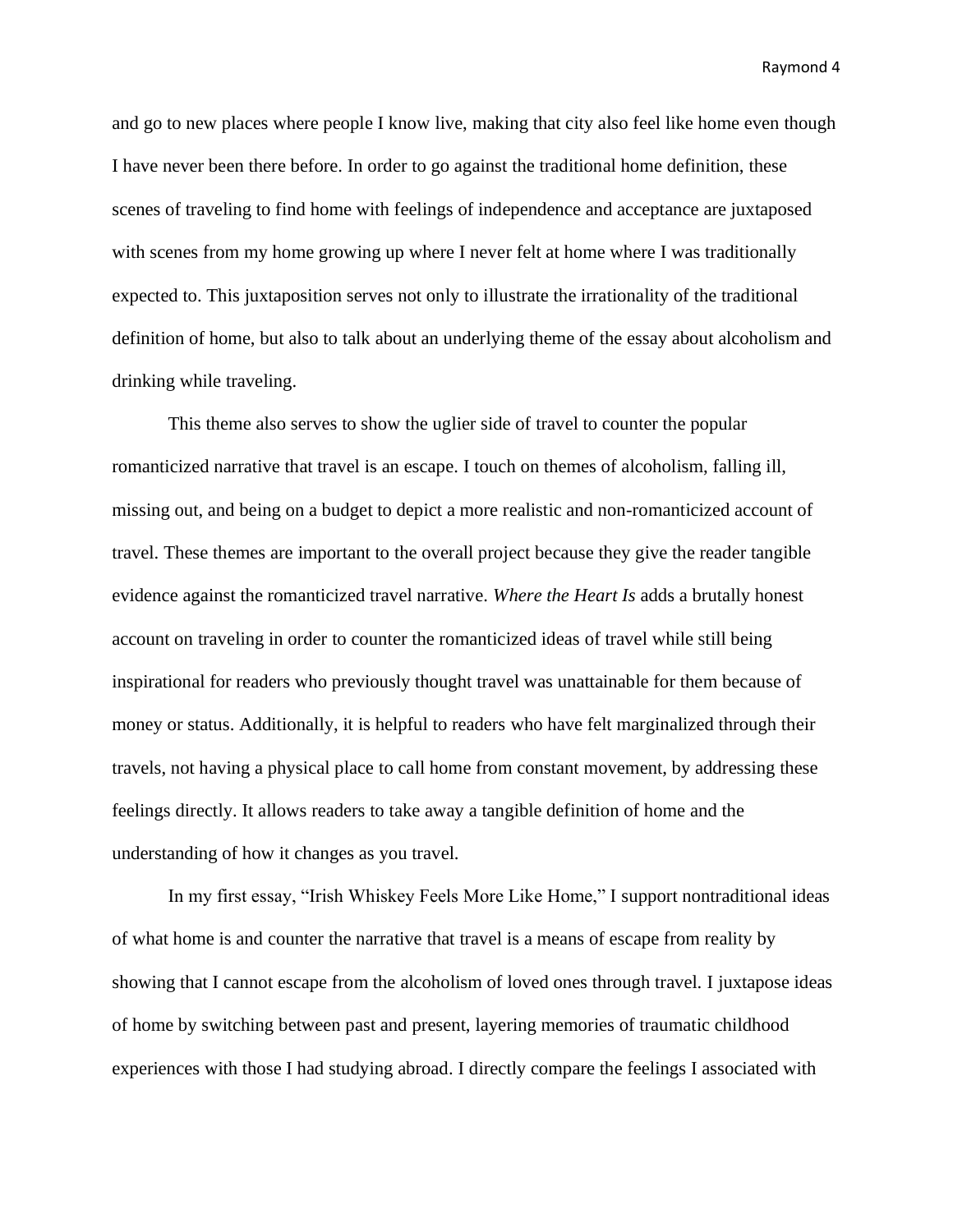and go to new places where people I know live, making that city also feel like home even though I have never been there before. In order to go against the traditional home definition, these scenes of traveling to find home with feelings of independence and acceptance are juxtaposed with scenes from my home growing up where I never felt at home where I was traditionally expected to. This juxtaposition serves not only to illustrate the irrationality of the traditional definition of home, but also to talk about an underlying theme of the essay about alcoholism and drinking while traveling.

This theme also serves to show the uglier side of travel to counter the popular romanticized narrative that travel is an escape. I touch on themes of alcoholism, falling ill, missing out, and being on a budget to depict a more realistic and non-romanticized account of travel. These themes are important to the overall project because they give the reader tangible evidence against the romanticized travel narrative. *Where the Heart Is* adds a brutally honest account on traveling in order to counter the romanticized ideas of travel while still being inspirational for readers who previously thought travel was unattainable for them because of money or status. Additionally, it is helpful to readers who have felt marginalized through their travels, not having a physical place to call home from constant movement, by addressing these feelings directly. It allows readers to take away a tangible definition of home and the understanding of how it changes as you travel.

In my first essay, "Irish Whiskey Feels More Like Home," I support nontraditional ideas of what home is and counter the narrative that travel is a means of escape from reality by showing that I cannot escape from the alcoholism of loved ones through travel. I juxtapose ideas of home by switching between past and present, layering memories of traumatic childhood experiences with those I had studying abroad. I directly compare the feelings I associated with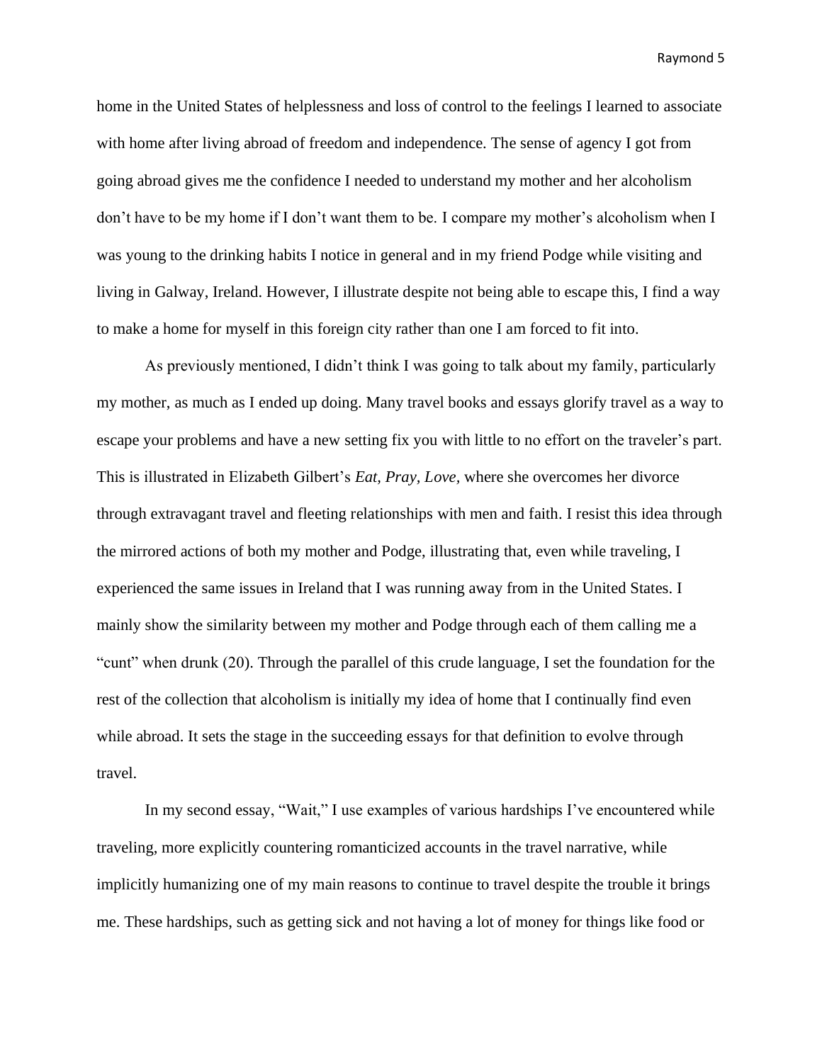home in the United States of helplessness and loss of control to the feelings I learned to associate with home after living abroad of freedom and independence. The sense of agency I got from going abroad gives me the confidence I needed to understand my mother and her alcoholism don't have to be my home if I don't want them to be. I compare my mother's alcoholism when I was young to the drinking habits I notice in general and in my friend Podge while visiting and living in Galway, Ireland. However, I illustrate despite not being able to escape this, I find a way to make a home for myself in this foreign city rather than one I am forced to fit into.

As previously mentioned, I didn't think I was going to talk about my family, particularly my mother, as much as I ended up doing. Many travel books and essays glorify travel as a way to escape your problems and have a new setting fix you with little to no effort on the traveler's part. This is illustrated in Elizabeth Gilbert's *Eat, Pray, Love*, where she overcomes her divorce through extravagant travel and fleeting relationships with men and faith. I resist this idea through the mirrored actions of both my mother and Podge, illustrating that, even while traveling, I experienced the same issues in Ireland that I was running away from in the United States. I mainly show the similarity between my mother and Podge through each of them calling me a "cunt" when drunk (20). Through the parallel of this crude language, I set the foundation for the rest of the collection that alcoholism is initially my idea of home that I continually find even while abroad. It sets the stage in the succeeding essays for that definition to evolve through travel.

In my second essay, "Wait," I use examples of various hardships I've encountered while traveling, more explicitly countering romanticized accounts in the travel narrative, while implicitly humanizing one of my main reasons to continue to travel despite the trouble it brings me. These hardships, such as getting sick and not having a lot of money for things like food or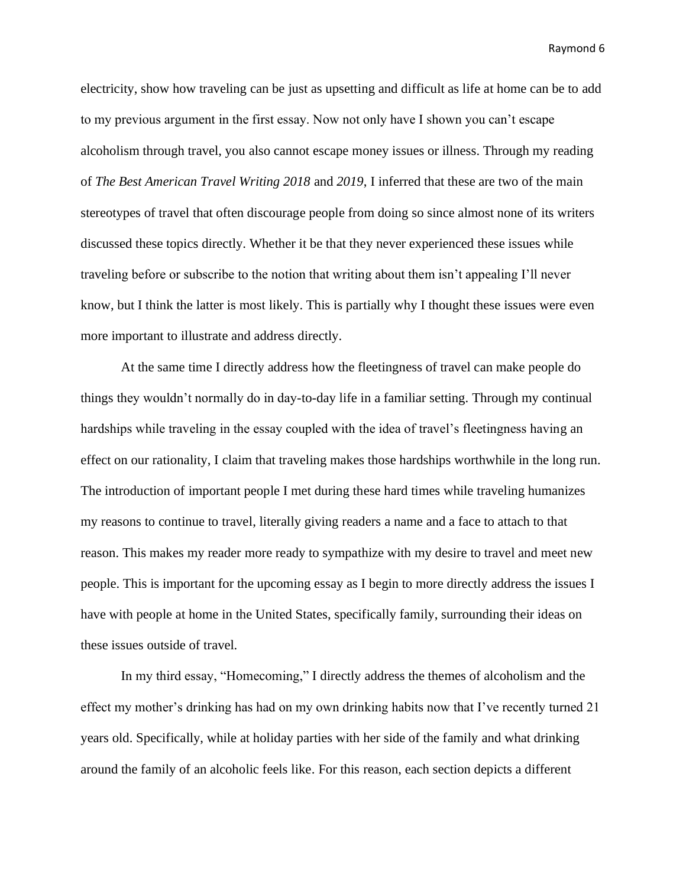electricity, show how traveling can be just as upsetting and difficult as life at home can be to add to my previous argument in the first essay. Now not only have I shown you can't escape alcoholism through travel, you also cannot escape money issues or illness. Through my reading of *The Best American Travel Writing 2018* and *2019*, I inferred that these are two of the main stereotypes of travel that often discourage people from doing so since almost none of its writers discussed these topics directly. Whether it be that they never experienced these issues while traveling before or subscribe to the notion that writing about them isn't appealing I'll never know, but I think the latter is most likely. This is partially why I thought these issues were even more important to illustrate and address directly.

At the same time I directly address how the fleetingness of travel can make people do things they wouldn't normally do in day-to-day life in a familiar setting. Through my continual hardships while traveling in the essay coupled with the idea of travel's fleetingness having an effect on our rationality, I claim that traveling makes those hardships worthwhile in the long run. The introduction of important people I met during these hard times while traveling humanizes my reasons to continue to travel, literally giving readers a name and a face to attach to that reason. This makes my reader more ready to sympathize with my desire to travel and meet new people. This is important for the upcoming essay as I begin to more directly address the issues I have with people at home in the United States, specifically family, surrounding their ideas on these issues outside of travel.

In my third essay, "Homecoming," I directly address the themes of alcoholism and the effect my mother's drinking has had on my own drinking habits now that I've recently turned 21 years old. Specifically, while at holiday parties with her side of the family and what drinking around the family of an alcoholic feels like. For this reason, each section depicts a different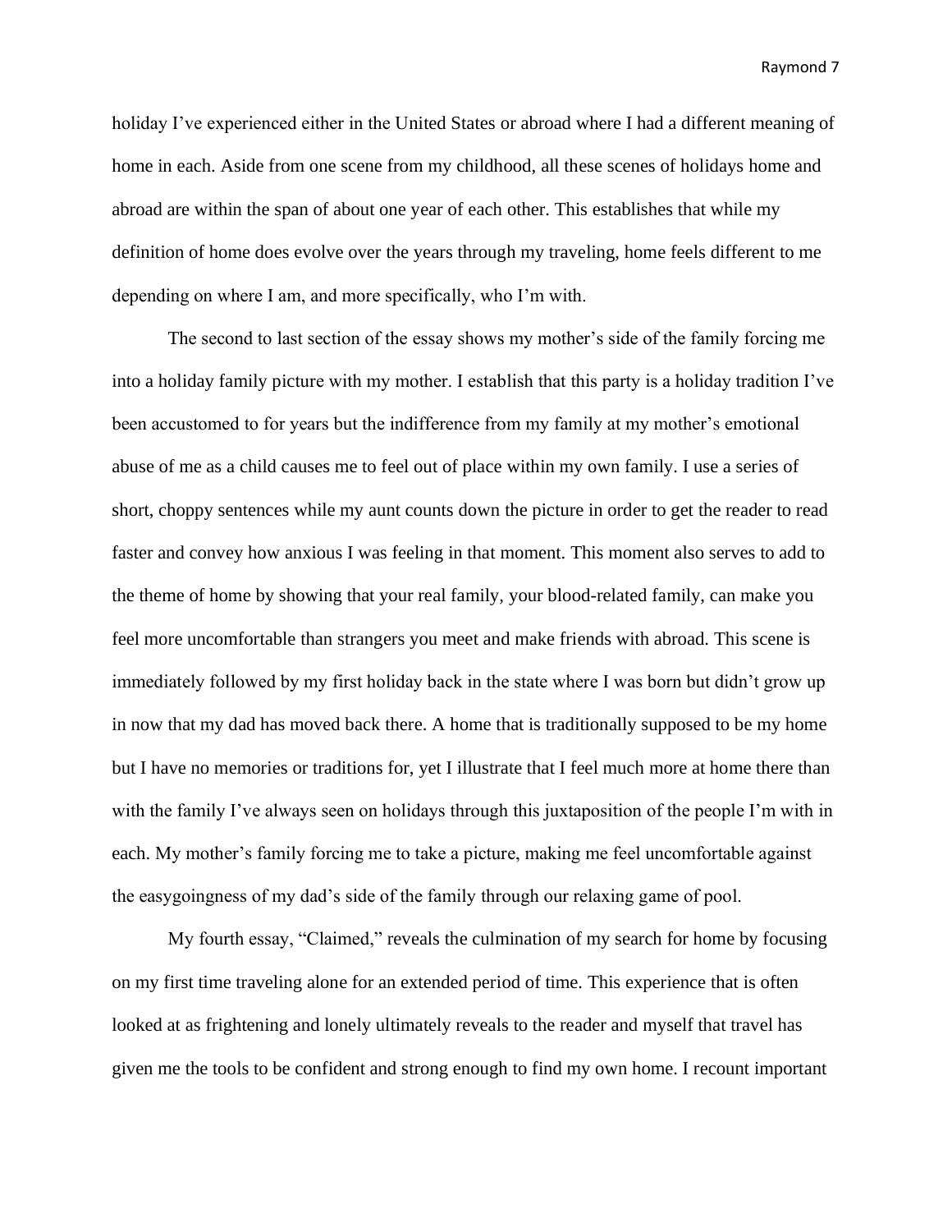holiday I've experienced either in the United States or abroad where I had a different meaning of home in each. Aside from one scene from my childhood, all these scenes of holidays home and abroad are within the span of about one year of each other. This establishes that while my definition of home does evolve over the years through my traveling, home feels different to me depending on where I am, and more specifically, who I'm with.

The second to last section of the essay shows my mother's side of the family forcing me into a holiday family picture with my mother. I establish that this party is a holiday tradition I've been accustomed to for years but the indifference from my family at my mother's emotional abuse of me as a child causes me to feel out of place within my own family. I use a series of short, choppy sentences while my aunt counts down the picture in order to get the reader to read faster and convey how anxious I was feeling in that moment. This moment also serves to add to the theme of home by showing that your real family, your blood-related family, can make you feel more uncomfortable than strangers you meet and make friends with abroad. This scene is immediately followed by my first holiday back in the state where I was born but didn't grow up in now that my dad has moved back there. A home that is traditionally supposed to be my home but I have no memories or traditions for, yet I illustrate that I feel much more at home there than with the family I've always seen on holidays through this juxtaposition of the people I'm with in each. My mother's family forcing me to take a picture, making me feel uncomfortable against the easygoingness of my dad's side of the family through our relaxing game of pool.

My fourth essay, "Claimed," reveals the culmination of my search for home by focusing on my first time traveling alone for an extended period of time. This experience that is often looked at as frightening and lonely ultimately reveals to the reader and myself that travel has given me the tools to be confident and strong enough to find my own home. I recount important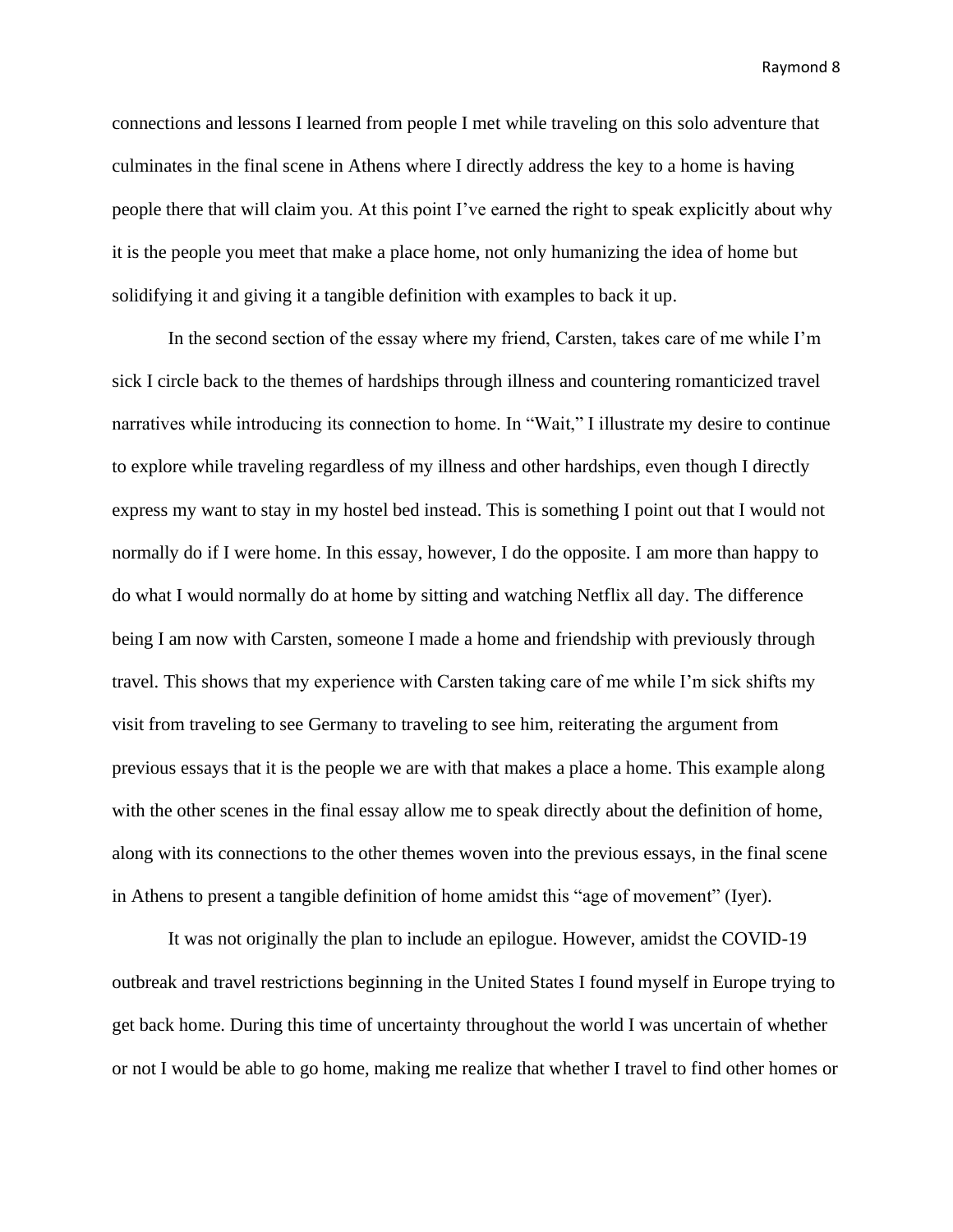connections and lessons I learned from people I met while traveling on this solo adventure that culminates in the final scene in Athens where I directly address the key to a home is having people there that will claim you. At this point I've earned the right to speak explicitly about why it is the people you meet that make a place home, not only humanizing the idea of home but solidifying it and giving it a tangible definition with examples to back it up.

In the second section of the essay where my friend, Carsten, takes care of me while I'm sick I circle back to the themes of hardships through illness and countering romanticized travel narratives while introducing its connection to home. In "Wait," I illustrate my desire to continue to explore while traveling regardless of my illness and other hardships, even though I directly express my want to stay in my hostel bed instead. This is something I point out that I would not normally do if I were home. In this essay, however, I do the opposite. I am more than happy to do what I would normally do at home by sitting and watching Netflix all day. The difference being I am now with Carsten, someone I made a home and friendship with previously through travel. This shows that my experience with Carsten taking care of me while I'm sick shifts my visit from traveling to see Germany to traveling to see him, reiterating the argument from previous essays that it is the people we are with that makes a place a home. This example along with the other scenes in the final essay allow me to speak directly about the definition of home, along with its connections to the other themes woven into the previous essays, in the final scene in Athens to present a tangible definition of home amidst this "age of movement" (Iyer).

It was not originally the plan to include an epilogue. However, amidst the COVID-19 outbreak and travel restrictions beginning in the United States I found myself in Europe trying to get back home. During this time of uncertainty throughout the world I was uncertain of whether or not I would be able to go home, making me realize that whether I travel to find other homes or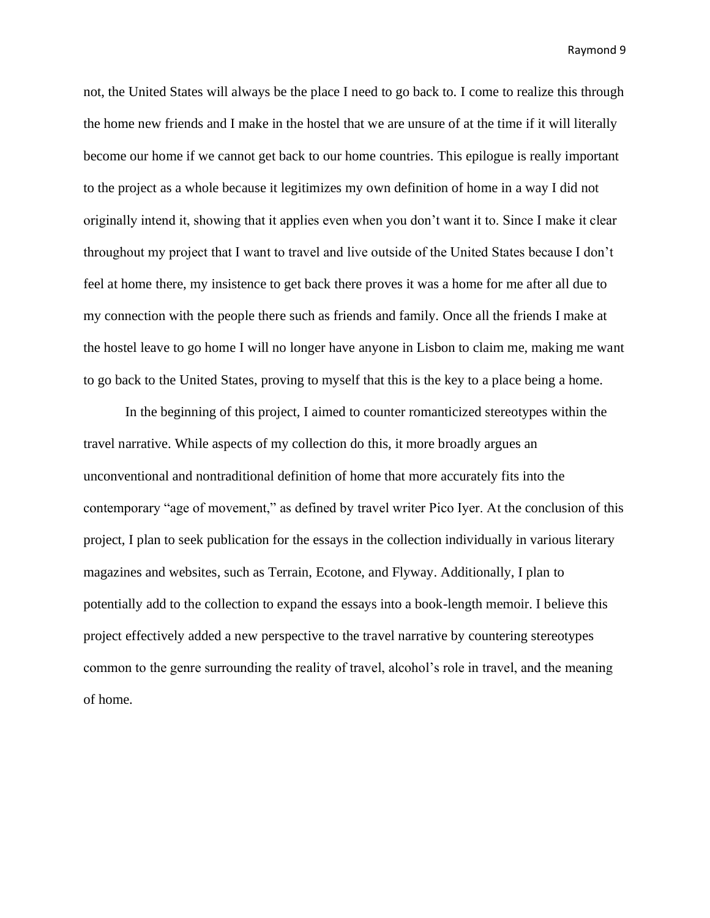not, the United States will always be the place I need to go back to. I come to realize this through the home new friends and I make in the hostel that we are unsure of at the time if it will literally become our home if we cannot get back to our home countries. This epilogue is really important to the project as a whole because it legitimizes my own definition of home in a way I did not originally intend it, showing that it applies even when you don't want it to. Since I make it clear throughout my project that I want to travel and live outside of the United States because I don't feel at home there, my insistence to get back there proves it was a home for me after all due to my connection with the people there such as friends and family. Once all the friends I make at the hostel leave to go home I will no longer have anyone in Lisbon to claim me, making me want to go back to the United States, proving to myself that this is the key to a place being a home.

In the beginning of this project, I aimed to counter romanticized stereotypes within the travel narrative. While aspects of my collection do this, it more broadly argues an unconventional and nontraditional definition of home that more accurately fits into the contemporary "age of movement," as defined by travel writer Pico Iyer. At the conclusion of this project, I plan to seek publication for the essays in the collection individually in various literary magazines and websites, such as Terrain, Ecotone, and Flyway. Additionally, I plan to potentially add to the collection to expand the essays into a book-length memoir. I believe this project effectively added a new perspective to the travel narrative by countering stereotypes common to the genre surrounding the reality of travel, alcohol's role in travel, and the meaning of home.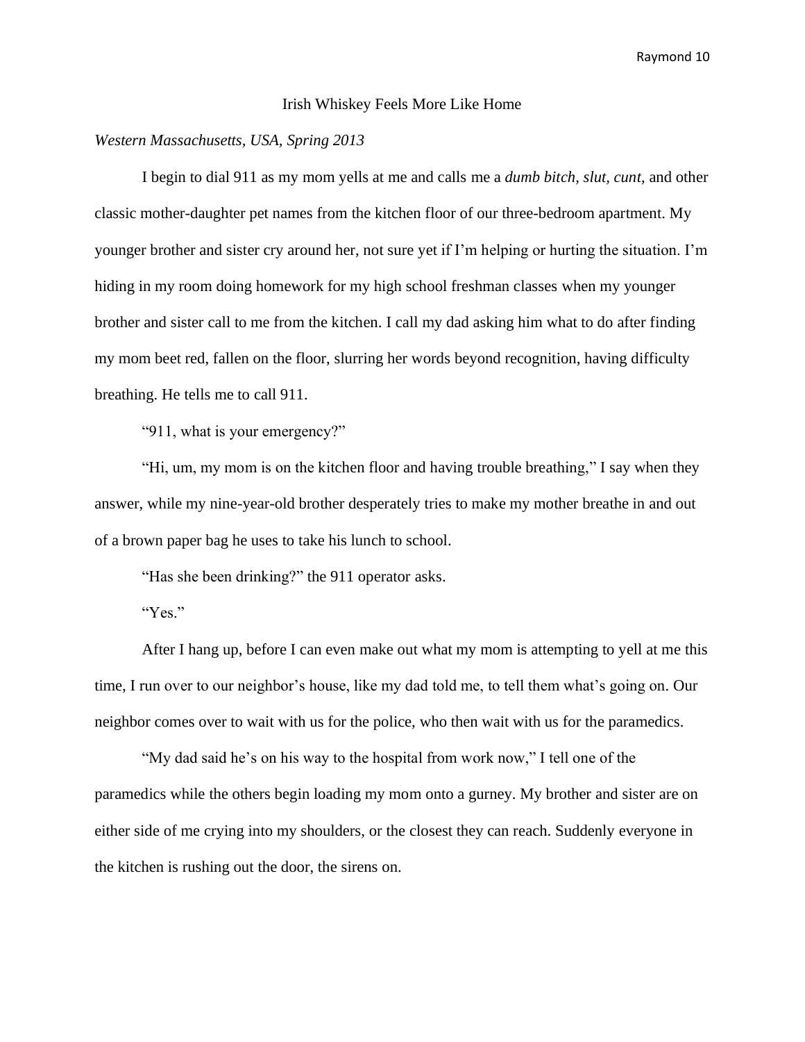# Irish Whiskey Feels More Like Home

*Western Massachusetts, USA, Spring 2013*

I begin to dial 911 as my mom yells at me and calls me a *dumb bitch, slut, cunt*, and other classic mother-daughter pet names from the kitchen floor of our three-bedroom apartment. My younger brother and sister cry around her, not sure yet if I'm helping or hurting the situation. I'm hiding in my room doing homework for my high school freshman classes when my younger brother and sister call to me from the kitchen. I call my dad asking him what to do after finding my mom beet red, fallen on the floor, slurring her words beyond recognition, having difficulty breathing. He tells me to call 911.

"911, what is your emergency?"

"Hi, um, my mom is on the kitchen floor and having trouble breathing," I say when they answer, while my nine-year-old brother desperately tries to make my mother breathe in and out of a brown paper bag he uses to take his lunch to school.

"Has she been drinking?" the 911 operator asks.

"Yes."

After I hang up, before I can even make out what my mom is attempting to yell at me this time, I run over to our neighbor's house, like my dad told me, to tell them what's going on. Our neighbor comes over to wait with us for the police, who then wait with us for the paramedics.

"My dad said he's on his way to the hospital from work now," I tell one of the paramedics while the others begin loading my mom onto a gurney. My brother and sister are on either side of me crying into my shoulders, or the closest they can reach. Suddenly everyone in the kitchen is rushing out the door, the sirens on.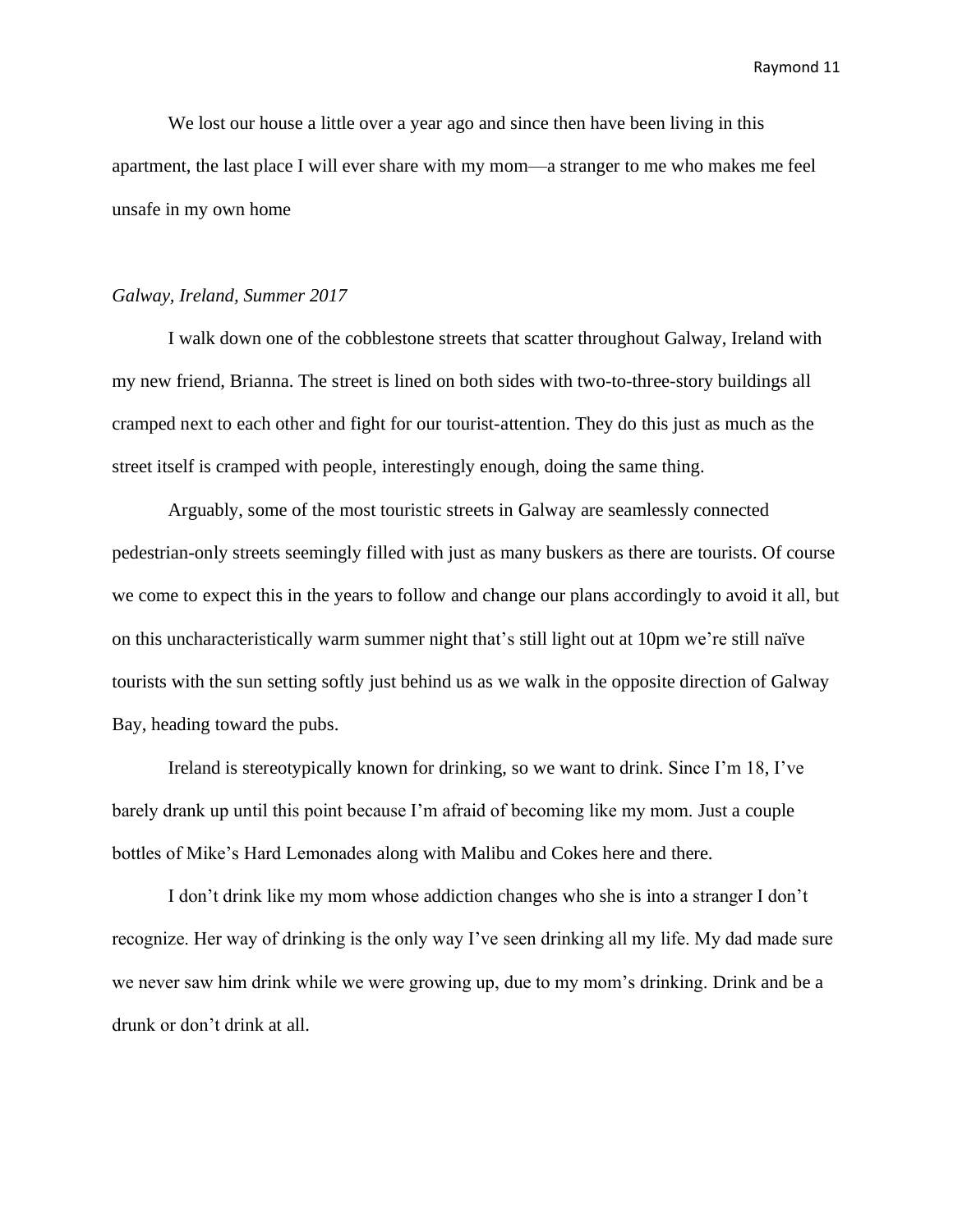We lost our house a little over a year ago and since then have been living in this apartment, the last place I will ever share with my mom—a stranger to me who makes me feel unsafe in my own home

*Galway, Ireland, Summer 2017*

I walk down one of the cobblestone streets that scatter throughout Galway, Ireland with my new friend, Brianna. The street is lined on both sides with two-to-three-story buildings all cramped next to each other and fight for our tourist-attention. They do this just as much as the street itself is cramped with people, interestingly enough, doing the same thing.

Arguably, some of the most touristic streets in Galway are seamlessly connected pedestrian-only streets seemingly filled with just as many buskers as there are tourists. Of course we come to expect this in the years to follow and change our plans accordingly to avoid it all, but on this uncharacteristically warm summer night that's still light out at 10pm we're still naïve tourists with the sun setting softly just behind us as we walk in the opposite direction of Galway Bay, heading toward the pubs.

Ireland is stereotypically known for drinking, so we want to drink. Since I'm 18, I've barely drank up until this point because I'm afraid of becoming like my mom. Just a couple bottles of Mike's Hard Lemonades along with Malibu and Cokes here and there.

I don't drink like my mom whose addiction changes who she is into a stranger I don't recognize. Her way of drinking is the only way I've seen drinking all my life. My dad made sure we never saw him drink while we were growing up, due to my mom's drinking. Drink and be a drunk or don't drink at all.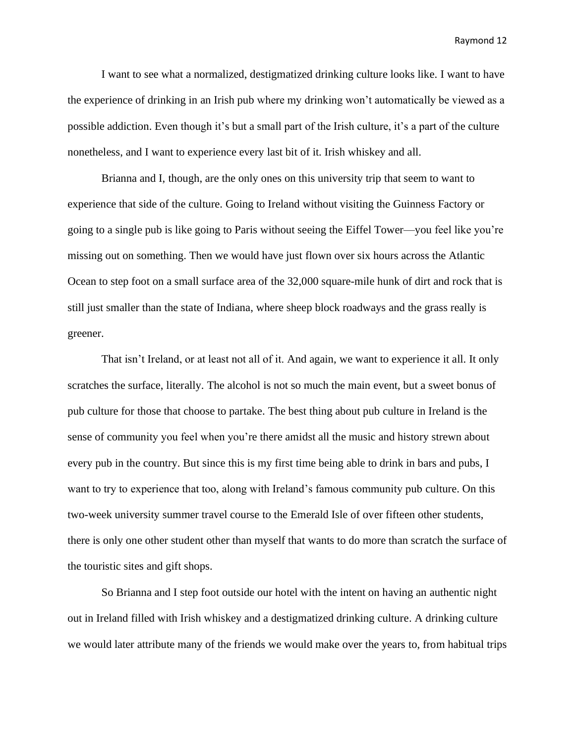I want to see what a normalized, destigmatized drinking culture looks like. I want to have the experience of drinking in an Irish pub where my drinking won't automatically be viewed as a possible addiction. Even though it's but a small part of the Irish culture, it's a part of the culture nonetheless, and I want to experience every last bit of it. Irish whiskey and all.

Brianna and I, though, are the only ones on this university trip that seem to want to experience that side of the culture. Going to Ireland without visiting the Guinness Factory or going to a single pub is like going to Paris without seeing the Eiffel Tower—you feel like you're missing out on something. Then we would have just flown over six hours across the Atlantic Ocean to step foot on a small surface area of the 32,000 square-mile hunk of dirt and rock that is still just smaller than the state of Indiana, where sheep block roadways and the grass really is greener.

That isn't Ireland, or at least not all of it. And again, we want to experience it all. It only scratches the surface, literally. The alcohol is not so much the main event, but a sweet bonus of pub culture for those that choose to partake. The best thing about pub culture in Ireland is the sense of community you feel when you're there amidst all the music and history strewn about every pub in the country. But since this is my first time being able to drink in bars and pubs, I want to try to experience that too, along with Ireland's famous community pub culture. On this two-week university summer travel course to the Emerald Isle of over fifteen other students, there is only one other student other than myself that wants to do more than scratch the surface of the touristic sites and gift shops.

So Brianna and I step foot outside our hotel with the intent on having an authentic night out in Ireland filled with Irish whiskey and a destigmatized drinking culture. A drinking culture we would later attribute many of the friends we would make over the years to, from habitual trips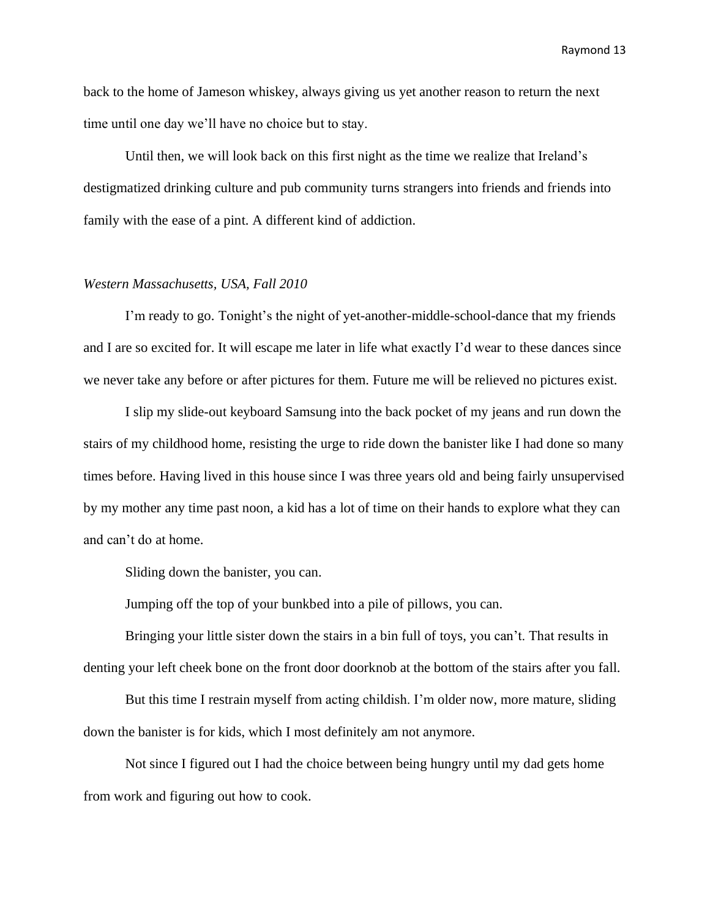back to the home of Jameson whiskey, always giving us yet another reason to return the next time until one day we'll have no choice but to stay.

Until then, we will look back on this first night as the time we realize that Ireland's destigmatized drinking culture and pub community turns strangers into friends and friends into family with the ease of a pint. A different kind of addiction.

*Western Massachusetts, USA, Fall 2010*

I'm ready to go. Tonight's the night of yet-another-middle-school-dance that my friends and I are so excited for. It will escape me later in life what exactly I'd wear to these dances since we never take any before or after pictures for them. Future me will be relieved no pictures exist.

I slip my slide-out keyboard Samsung into the back pocket of my jeans and run down the stairs of my childhood home, resisting the urge to ride down the banister like I had done so many times before. Having lived in this house since I was three years old and being fairly unsupervised by my mother any time past noon, a kid has a lot of time on their hands to explore what they can and can't do at home.

Sliding down the banister, you can.

Jumping off the top of your bunkbed into a pile of pillows, you can.

Bringing your little sister down the stairs in a bin full of toys, you can't. That results in denting your left cheek bone on the front door doorknob at the bottom of the stairs after you fall.

But this time I restrain myself from acting childish. I'm older now, more mature, sliding down the banister is for kids, which I most definitely am not anymore.

Not since I figured out I had the choice between being hungry until my dad gets home from work and figuring out how to cook.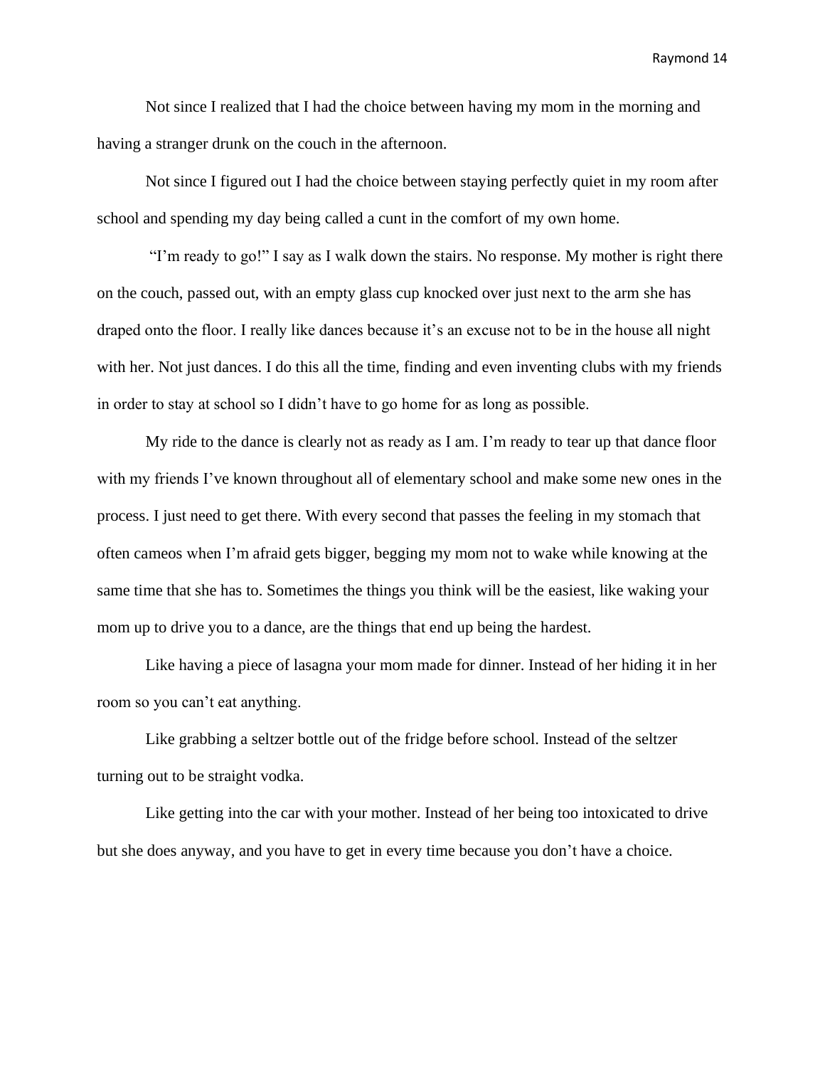Not since I realized that I had the choice between having my mom in the morning and having a stranger drunk on the couch in the afternoon.

Not since I figured out I had the choice between staying perfectly quiet in my room after school and spending my day being called a cunt in the comfort of my own home.

"I'm ready to go!" I say as I walk down the stairs. No response. My mother is right there on the couch, passed out, with an empty glass cup knocked over just next to the arm she has draped onto the floor. I really like dances because it's an excuse not to be in the house all night with her. Not just dances. I do this all the time, finding and even inventing clubs with my friends in order to stay at school so I didn't have to go home for as long as possible.

My ride to the dance is clearly not as ready as I am. I'm ready to tear up that dance floor with my friends I've known throughout all of elementary school and make some new ones in the process. I just need to get there. With every second that passes the feeling in my stomach that often cameos when I'm afraid gets bigger, begging my mom not to wake while knowing at the same time that she has to. Sometimes the things you think will be the easiest, like waking your mom up to drive you to a dance, are the things that end up being the hardest.

Like having a piece of lasagna your mom made for dinner. Instead of her hiding it in her room so you can't eat anything.

Like grabbing a seltzer bottle out of the fridge before school. Instead of the seltzer turning out to be straight vodka.

Like getting into the car with your mother. Instead of her being too intoxicated to drive but she does anyway, and you have to get in every time because you don't have a choice.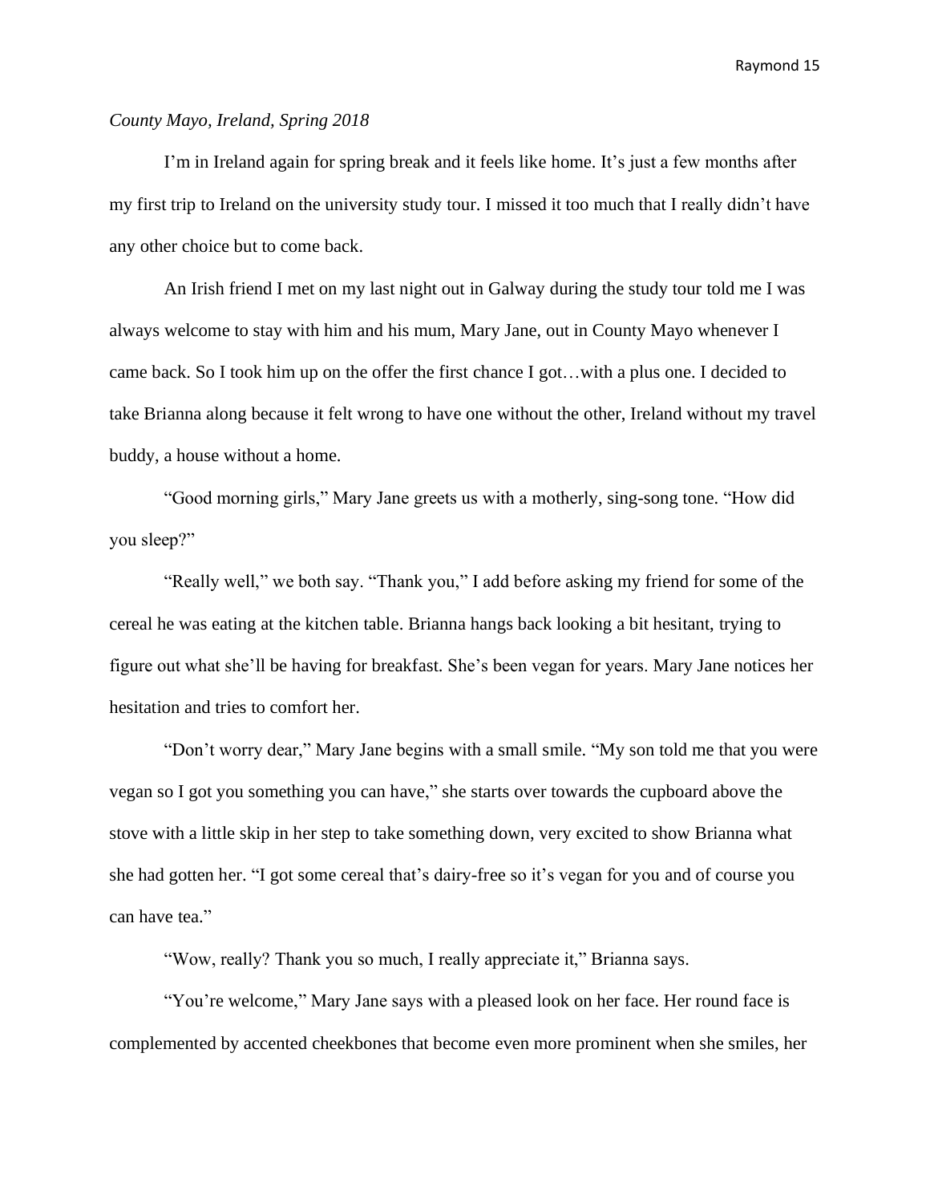*County Mayo, Ireland, Spring 2018*

I'm in Ireland again for spring break and it feels like home. It's just a few months after my first trip to Ireland on the university study tour. I missed it too much that I really didn't have any other choice but to come back.

An Irish friend I met on my last night out in Galway during the study tour told me I was always welcome to stay with him and his mum, Mary Jane, out in County Mayo whenever I came back. So I took him up on the offer the first chance I got…with a plus one. I decided to take Brianna along because it felt wrong to have one without the other, Ireland without my travel buddy, a house without a home.

"Good morning girls," Mary Jane greets us with a motherly, sing-song tone. "How did you sleep?"

"Really well," we both say. "Thank you," I add before asking my friend for some of the cereal he was eating at the kitchen table. Brianna hangs back looking a bit hesitant, trying to figure out what she'll be having for breakfast. She's been vegan for years. Mary Jane notices her hesitation and tries to comfort her.

"Don't worry dear," Mary Jane begins with a small smile. "My son told me that you were vegan so I got you something you can have," she starts over towards the cupboard above the stove with a little skip in her step to take something down, very excited to show Brianna what she had gotten her. "I got some cereal that's dairy-free so it's vegan for you and of course you can have tea."

"Wow, really? Thank you so much, I really appreciate it," Brianna says.

"You're welcome," Mary Jane says with a pleased look on her face. Her round face is complemented by accented cheekbones that become even more prominent when she smiles, her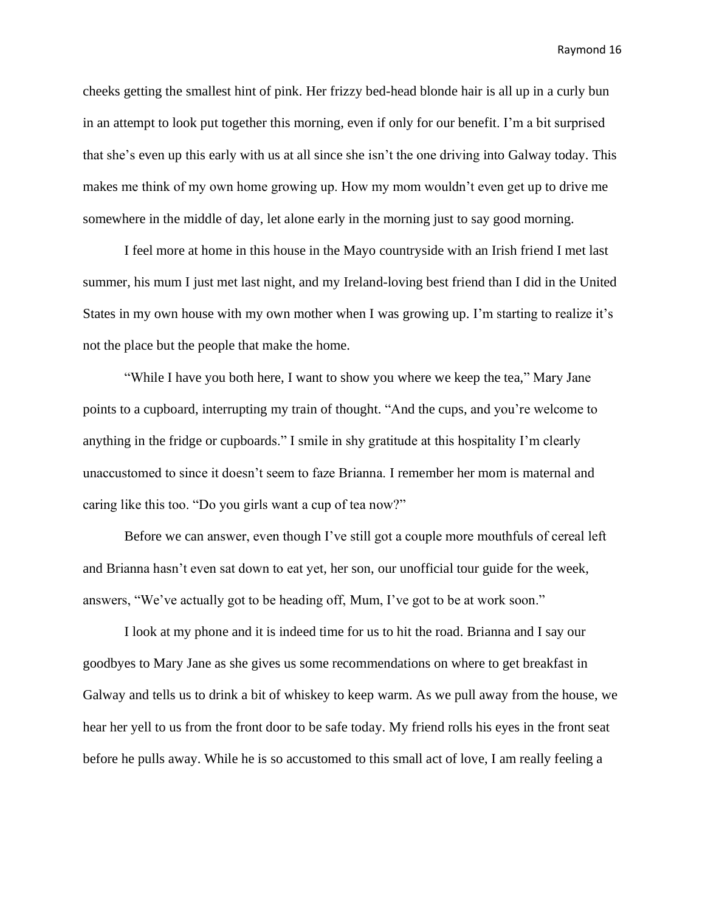cheeks getting the smallest hint of pink. Her frizzy bed-head blonde hair is all up in a curly bun in an attempt to look put together this morning, even if only for our benefit. I'm a bit surprised that she's even up this early with us at all since she isn't the one driving into Galway today. This makes me think of my own home growing up. How my mom wouldn't even get up to drive me somewhere in the middle of day, let alone early in the morning just to say good morning.

I feel more at home in this house in the Mayo countryside with an Irish friend I met last summer, his mum I just met last night, and my Ireland-loving best friend than I did in the United States in my own house with my own mother when I was growing up. I'm starting to realize it's not the place but the people that make the home.

"While I have you both here, I want to show you where we keep the tea," Mary Jane points to a cupboard, interrupting my train of thought. "And the cups, and you're welcome to anything in the fridge or cupboards." I smile in shy gratitude at this hospitality I'm clearly unaccustomed to since it doesn't seem to faze Brianna. I remember her mom is maternal and caring like this too. "Do you girls want a cup of tea now?"

Before we can answer, even though I've still got a couple more mouthfuls of cereal left and Brianna hasn't even sat down to eat yet, her son, our unofficial tour guide for the week, answers, "We've actually got to be heading off, Mum, I've got to be at work soon."

I look at my phone and it is indeed time for us to hit the road. Brianna and I say our goodbyes to Mary Jane as she gives us some recommendations on where to get breakfast in Galway and tells us to drink a bit of whiskey to keep warm. As we pull away from the house, we hear her yell to us from the front door to be safe today. My friend rolls his eyes in the front seat before he pulls away. While he is so accustomed to this small act of love, I am really feeling a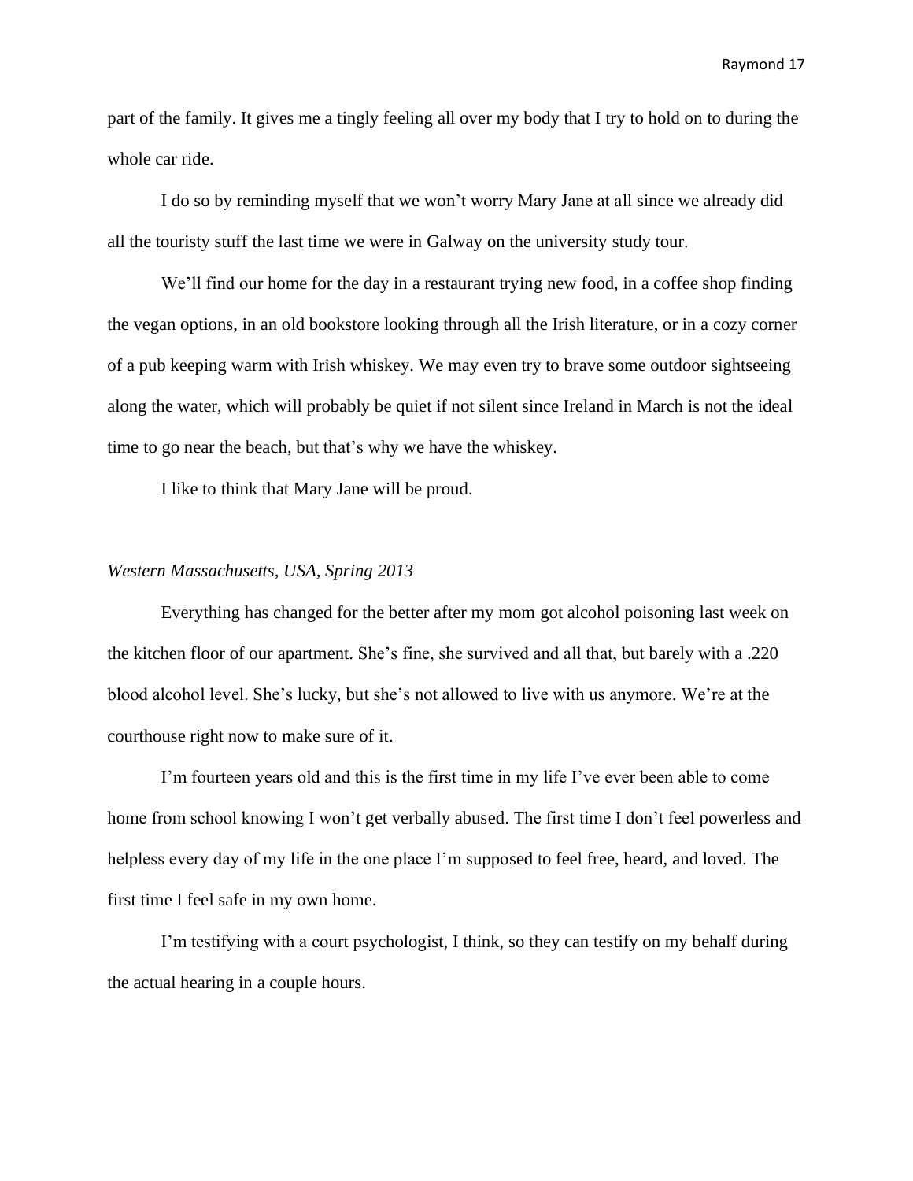part of the family. It gives me a tingly feeling all over my body that I try to hold on to during the whole car ride.

I do so by reminding myself that we won't worry Mary Jane at all since we already did all the touristy stuff the last time we were in Galway on the university study tour.

We'll find our home for the day in a restaurant trying new food, in a coffee shop finding the vegan options, in an old bookstore looking through all the Irish literature, or in a cozy corner of a pub keeping warm with Irish whiskey. We may even try to brave some outdoor sightseeing along the water, which will probably be quiet if not silent since Ireland in March is not the ideal time to go near the beach, but that's why we have the whiskey.

I like to think that Mary Jane will be proud.

*Western Massachusetts, USA, Spring 2013*

Everything has changed for the better after my mom got alcohol poisoning last week on the kitchen floor of our apartment. She's fine, she survived and all that, but barely with a .220 blood alcohol level. She's lucky, but she's not allowed to live with us anymore. We're at the courthouse right now to make sure of it.

I'm fourteen years old and this is the first time in my life I've ever been able to come home from school knowing I won't get verbally abused. The first time I don't feel powerless and helpless every day of my life in the one place I'm supposed to feel free, heard, and loved. The first time I feel safe in my own home.

I'm testifying with a court psychologist, I think, so they can testify on my behalf during the actual hearing in a couple hours.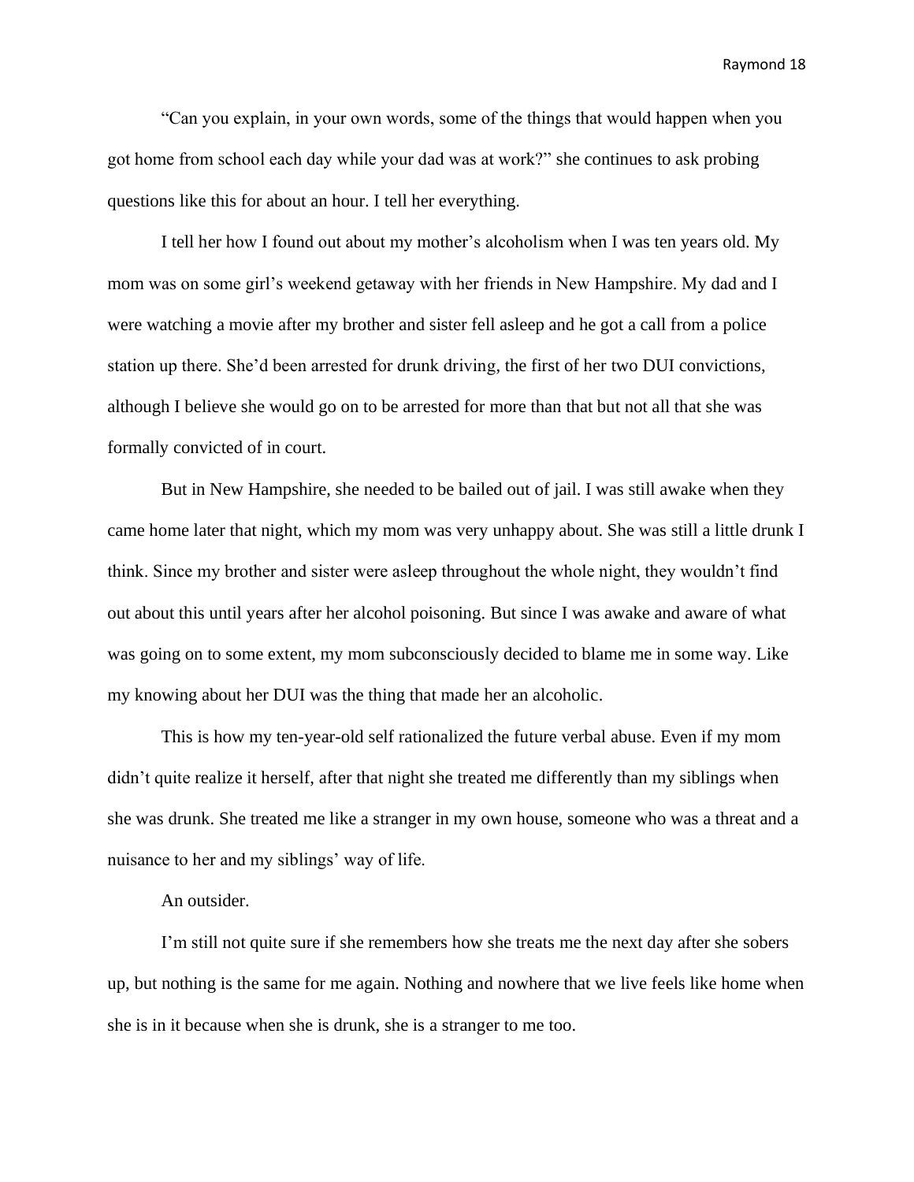"Can you explain, in your own words, some of the things that would happen when you got home from school each day while your dad was at work?" she continues to ask probing questions like this for about an hour. I tell her everything.

I tell her how I found out about my mother's alcoholism when I was ten years old. My mom was on some girl's weekend getaway with her friends in New Hampshire. My dad and I were watching a movie after my brother and sister fell asleep and he got a call from a police station up there. She'd been arrested for drunk driving, the first of her two DUI convictions, although I believe she would go on to be arrested for more than that but not all that she was formally convicted of in court.

But in New Hampshire, she needed to be bailed out of jail. I was still awake when they came home later that night, which my mom was very unhappy about. She was still a little drunk I think. Since my brother and sister were asleep throughout the whole night, they wouldn't find out about this until years after her alcohol poisoning. But since I was awake and aware of what was going on to some extent, my mom subconsciously decided to blame me in some way. Like my knowing about her DUI was the thing that made her an alcoholic.

This is how my ten-year-old self rationalized the future verbal abuse. Even if my mom didn't quite realize it herself, after that night she treated me differently than my siblings when she was drunk. She treated me like a stranger in my own house, someone who was a threat and a nuisance to her and my siblings' way of life.

An outsider.

I'm still not quite sure if she remembers how she treats me the next day after she sobers up, but nothing is the same for me again. Nothing and nowhere that we live feels like home when she is in it because when she is drunk, she is a stranger to me too.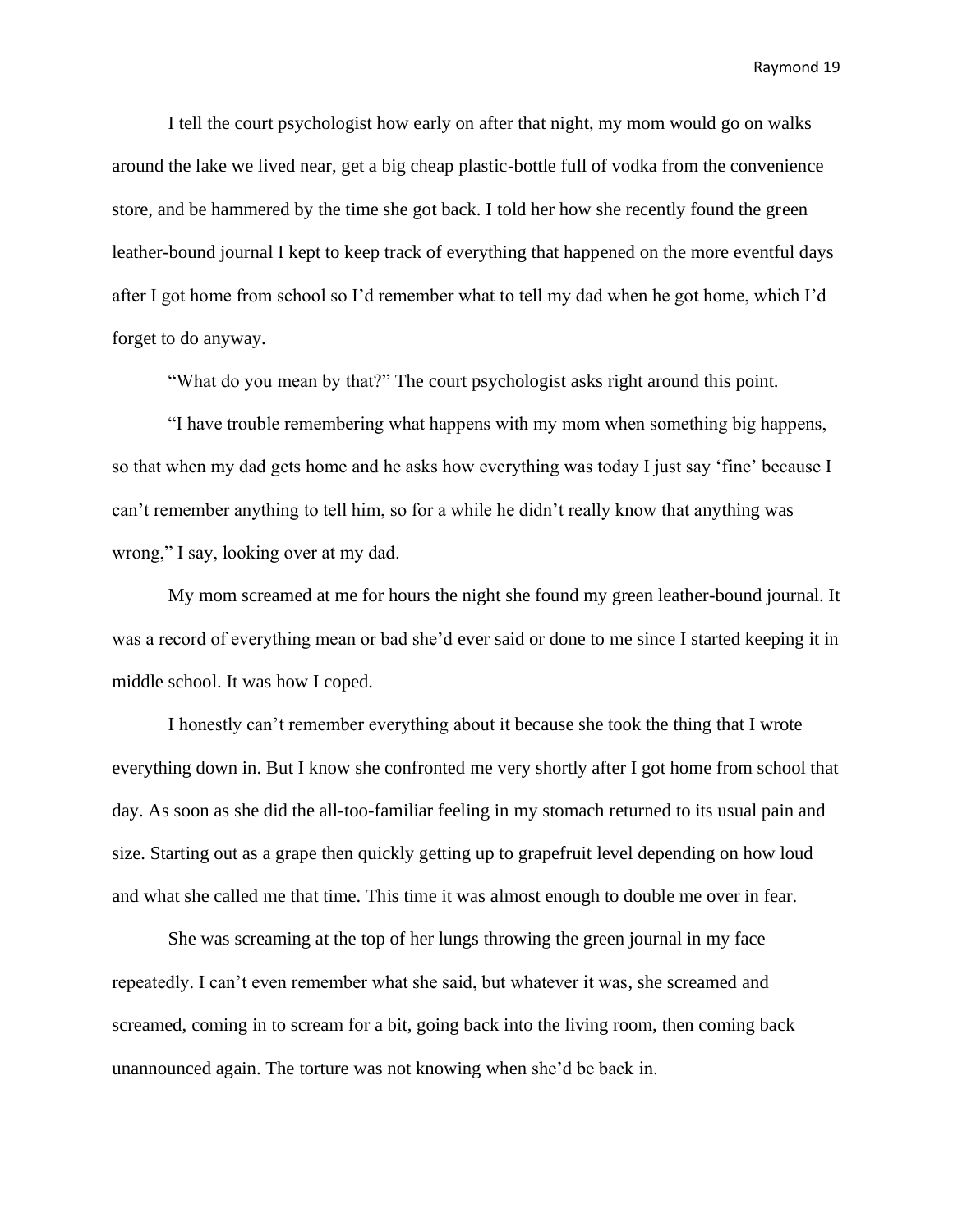I tell the court psychologist how early on after that night, my mom would go on walks around the lake we lived near, get a big cheap plastic-bottle full of vodka from the convenience store, and be hammered by the time she got back. I told her how she recently found the green leather-bound journal I kept to keep track of everything that happened on the more eventful days after I got home from school so I'd remember what to tell my dad when he got home, which I'd forget to do anyway.

"What do you mean by that?" The court psychologist asks right around this point.

"I have trouble remembering what happens with my mom when something big happens, so that when my dad gets home and he asks how everything was today I just say 'fine' because I can't remember anything to tell him, so for a while he didn't really know that anything was wrong," I say, looking over at my dad.

My mom screamed at me for hours the night she found my green leather-bound journal. It was a record of everything mean or bad she'd ever said or done to me since I started keeping it in middle school. It was how I coped.

I honestly can't remember everything about it because she took the thing that I wrote everything down in. But I know she confronted me very shortly after I got home from school that day. As soon as she did the all-too-familiar feeling in my stomach returned to its usual pain and size. Starting out as a grape then quickly getting up to grapefruit level depending on how loud and what she called me that time. This time it was almost enough to double me over in fear.

She was screaming at the top of her lungs throwing the green journal in my face repeatedly. I can't even remember what she said, but whatever it was, she screamed and screamed, coming in to scream for a bit, going back into the living room, then coming back unannounced again. The torture was not knowing when she'd be back in.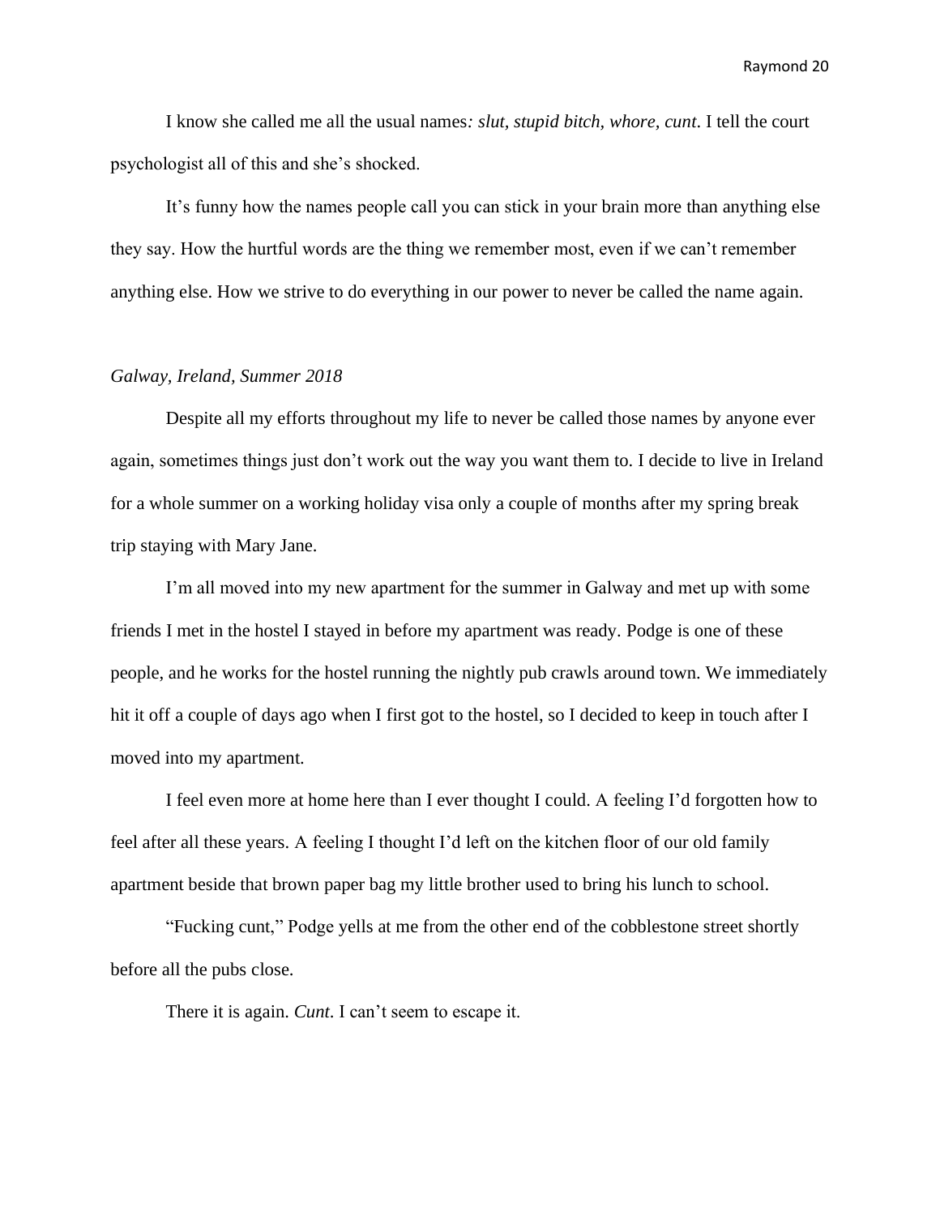I know she called me all the usual names*: slut, stupid bitch, whore, cunt*. I tell the court psychologist all of this and she's shocked.

It's funny how the names people call you can stick in your brain more than anything else they say. How the hurtful words are the thing we remember most, even if we can't remember anything else. How we strive to do everything in our power to never be called the name again.

*Galway, Ireland, Summer 2018*

Despite all my efforts throughout my life to never be called those names by anyone ever again, sometimes things just don't work out the way you want them to. I decide to live in Ireland for a whole summer on a working holiday visa only a couple of months after my spring break trip staying with Mary Jane.

I'm all moved into my new apartment for the summer in Galway and met up with some friends I met in the hostel I stayed in before my apartment was ready. Podge is one of these people, and he works for the hostel running the nightly pub crawls around town. We immediately hit it off a couple of days ago when I first got to the hostel, so I decided to keep in touch after I moved into my apartment.

I feel even more at home here than I ever thought I could. A feeling I'd forgotten how to feel after all these years. A feeling I thought I'd left on the kitchen floor of our old family apartment beside that brown paper bag my little brother used to bring his lunch to school.

"Fucking cunt," Podge yells at me from the other end of the cobblestone street shortly before all the pubs close.

There it is again. *Cunt*. I can't seem to escape it.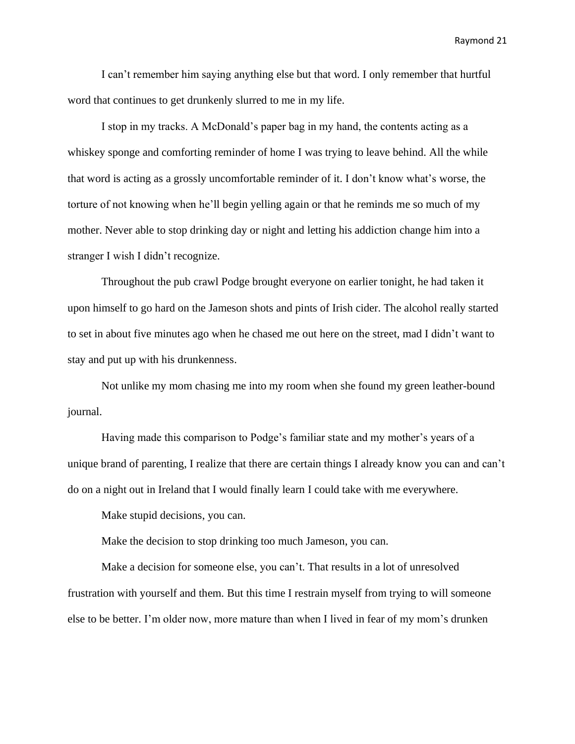I can't remember him saying anything else but that word. I only remember that hurtful word that continues to get drunkenly slurred to me in my life.

I stop in my tracks. A McDonald's paper bag in my hand, the contents acting as a whiskey sponge and comforting reminder of home I was trying to leave behind. All the while that word is acting as a grossly uncomfortable reminder of it. I don't know what's worse, the torture of not knowing when he'll begin yelling again or that he reminds me so much of my mother. Never able to stop drinking day or night and letting his addiction change him into a stranger I wish I didn't recognize.

Throughout the pub crawl Podge brought everyone on earlier tonight, he had taken it upon himself to go hard on the Jameson shots and pints of Irish cider. The alcohol really started to set in about five minutes ago when he chased me out here on the street, mad I didn't want to stay and put up with his drunkenness.

Not unlike my mom chasing me into my room when she found my green leather-bound journal.

Having made this comparison to Podge's familiar state and my mother's years of a unique brand of parenting, I realize that there are certain things I already know you can and can't do on a night out in Ireland that I would finally learn I could take with me everywhere.

Make stupid decisions, you can.

Make the decision to stop drinking too much Jameson, you can.

Make a decision for someone else, you can't. That results in a lot of unresolved frustration with yourself and them. But this time I restrain myself from trying to will someone else to be better. I'm older now, more mature than when I lived in fear of my mom's drunken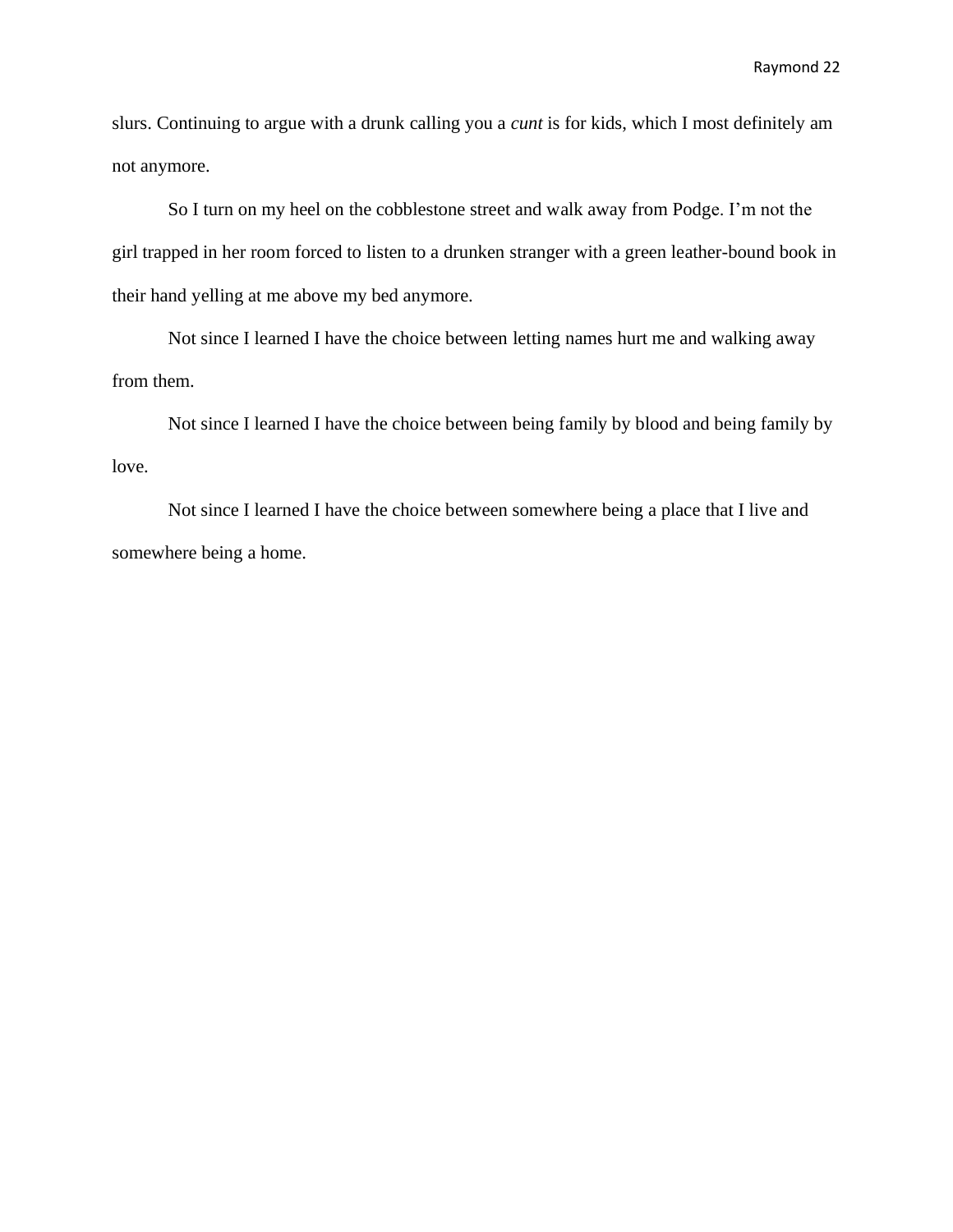slurs. Continuing to argue with a drunk calling you a *cunt* is for kids, which I most definitely am not anymore.

So I turn on my heel on the cobblestone street and walk away from Podge. I'm not the girl trapped in her room forced to listen to a drunken stranger with a green leather-bound book in their hand yelling at me above my bed anymore.

Not since I learned I have the choice between letting names hurt me and walking away from them.

Not since I learned I have the choice between being family by blood and being family by love.

Not since I learned I have the choice between somewhere being a place that I live and somewhere being a home.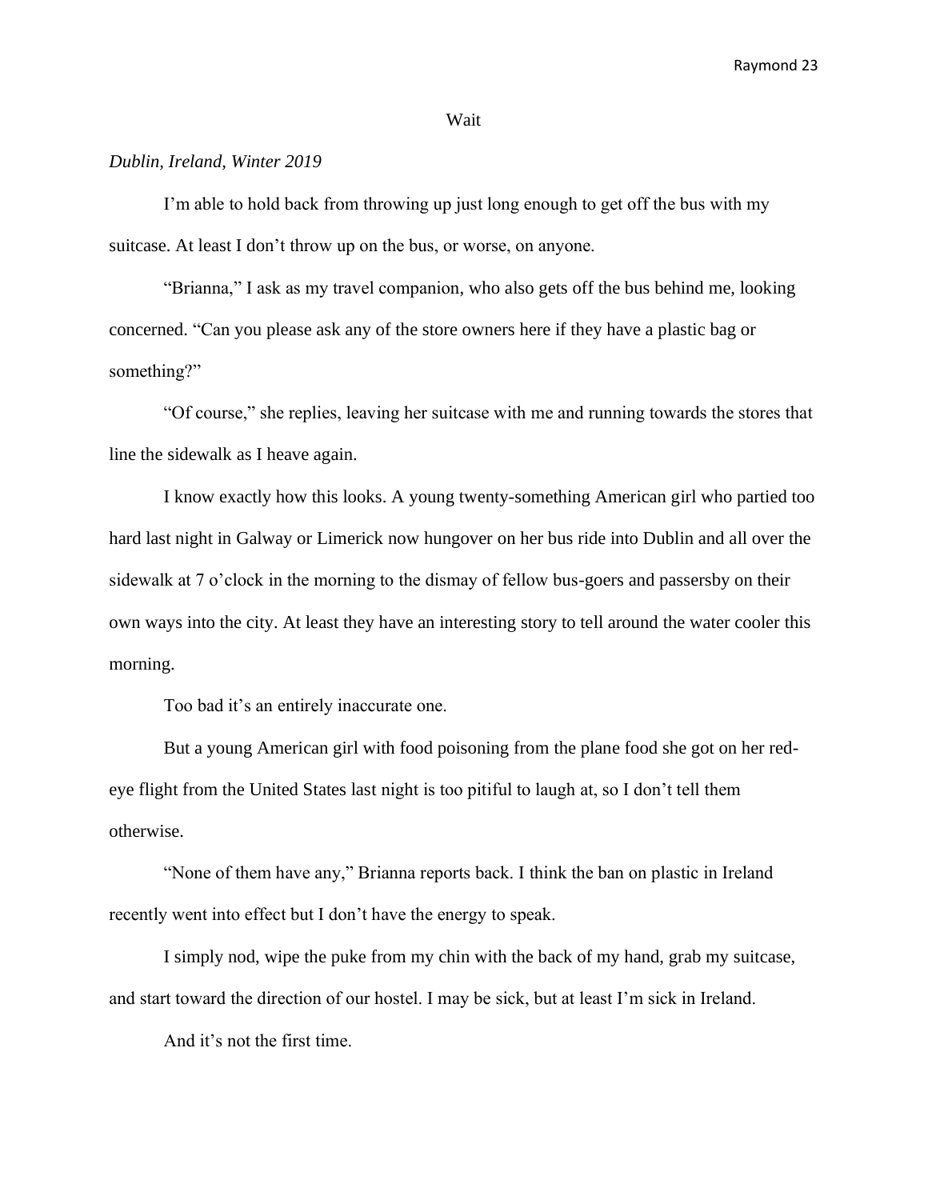# Wait

*Dublin, Ireland, Winter 2019*

I'm able to hold back from throwing up just long enough to get off the bus with my suitcase. At least I don't throw up on the bus, or worse, on anyone.

"Brianna," I ask as my travel companion, who also gets off the bus behind me, looking concerned. "Can you please ask any of the store owners here if they have a plastic bag or something?"

"Of course," she replies, leaving her suitcase with me and running towards the stores that line the sidewalk as I heave again.

I know exactly how this looks. A young twenty-something American girl who partied too hard last night in Galway or Limerick now hungover on her bus ride into Dublin and all over the sidewalk at 7 o'clock in the morning to the dismay of fellow bus-goers and passersby on their own ways into the city. At least they have an interesting story to tell around the water cooler this morning.

Too bad it's an entirely inaccurate one.

But a young American girl with food poisoning from the plane food she got on her red-eye flight from the United States last night is too pitiful to laugh at, so I don't tell them otherwise.

"None of them have any," Brianna reports back. I think the ban on plastic in Ireland recently went into effect but I don't have the energy to speak.

I simply nod, wipe the puke from my chin with the back of my hand, grab my suitcase, and start toward the direction of our hostel. I may be sick, but at least I'm sick in Ireland.

And it's not the first time.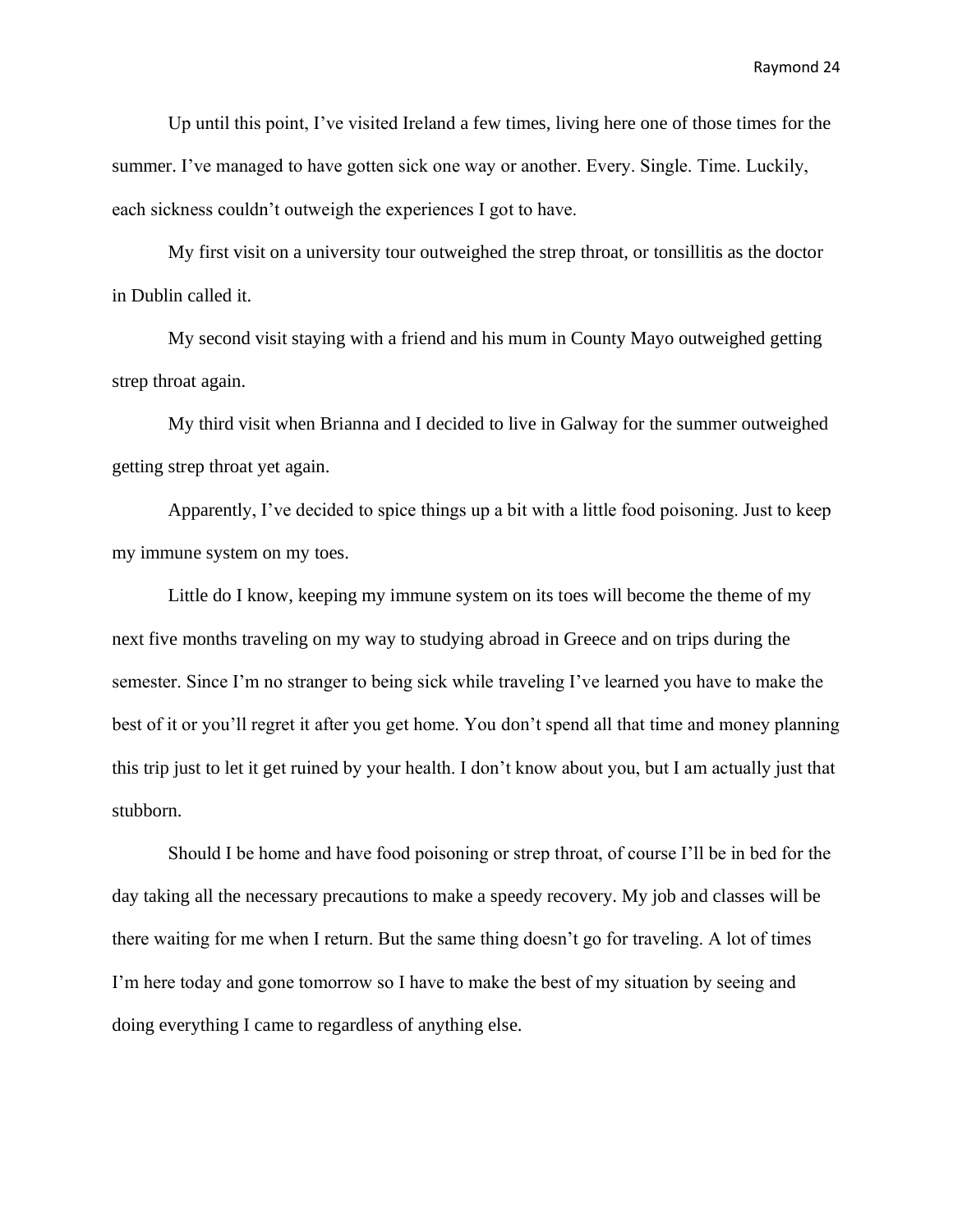Up until this point, I've visited Ireland a few times, living here one of those times for the summer. I've managed to have gotten sick one way or another. Every. Single. Time. Luckily, each sickness couldn't outweigh the experiences I got to have.

My first visit on a university tour outweighed the strep throat, or tonsillitis as the doctor in Dublin called it.

My second visit staying with a friend and his mum in County Mayo outweighed getting strep throat again.

My third visit when Brianna and I decided to live in Galway for the summer outweighed getting strep throat yet again.

Apparently, I've decided to spice things up a bit with a little food poisoning. Just to keep my immune system on my toes.

Little do I know, keeping my immune system on its toes will become the theme of my next five months traveling on my way to studying abroad in Greece and on trips during the semester. Since I'm no stranger to being sick while traveling I've learned you have to make the best of it or you'll regret it after you get home. You don't spend all that time and money planning this trip just to let it get ruined by your health. I don't know about you, but I am actually just that stubborn.

Should I be home and have food poisoning or strep throat, of course I'll be in bed for the day taking all the necessary precautions to make a speedy recovery. My job and classes will be there waiting for me when I return. But the same thing doesn't go for traveling. A lot of times I'm here today and gone tomorrow so I have to make the best of my situation by seeing and doing everything I came to regardless of anything else.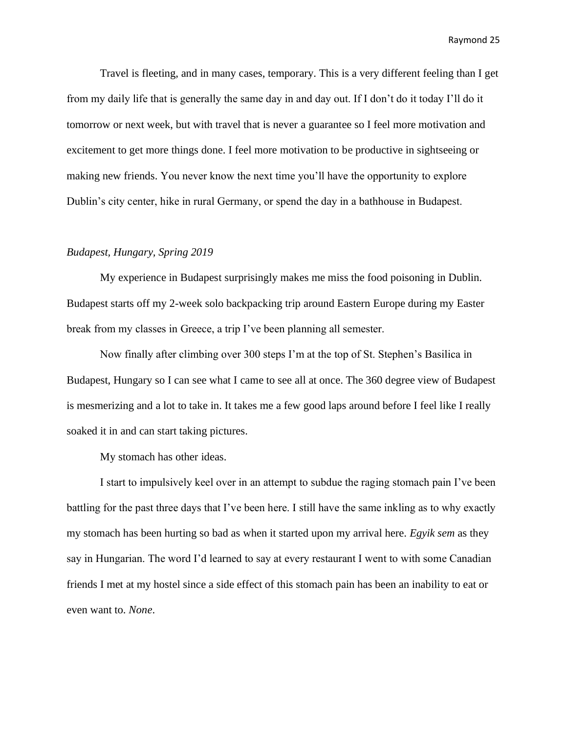Travel is fleeting, and in many cases, temporary. This is a very different feeling than I get from my daily life that is generally the same day in and day out. If I don't do it today I'll do it tomorrow or next week, but with travel that is never a guarantee so I feel more motivation and excitement to get more things done. I feel more motivation to be productive in sightseeing or making new friends. You never know the next time you'll have the opportunity to explore Dublin's city center, hike in rural Germany, or spend the day in a bathhouse in Budapest.

*Budapest, Hungary, Spring 2019*

My experience in Budapest surprisingly makes me miss the food poisoning in Dublin. Budapest starts off my 2-week solo backpacking trip around Eastern Europe during my Easter break from my classes in Greece, a trip I've been planning all semester.

Now finally after climbing over 300 steps I'm at the top of St. Stephen's Basilica in Budapest, Hungary so I can see what I came to see all at once. The 360 degree view of Budapest is mesmerizing and a lot to take in. It takes me a few good laps around before I feel like I really soaked it in and can start taking pictures.

My stomach has other ideas.

I start to impulsively keel over in an attempt to subdue the raging stomach pain I've been battling for the past three days that I've been here. I still have the same inkling as to why exactly my stomach has been hurting so bad as when it started upon my arrival here. *Egyik sem* as they say in Hungarian. The word I'd learned to say at every restaurant I went to with some Canadian friends I met at my hostel since a side effect of this stomach pain has been an inability to eat or even want to. *None*.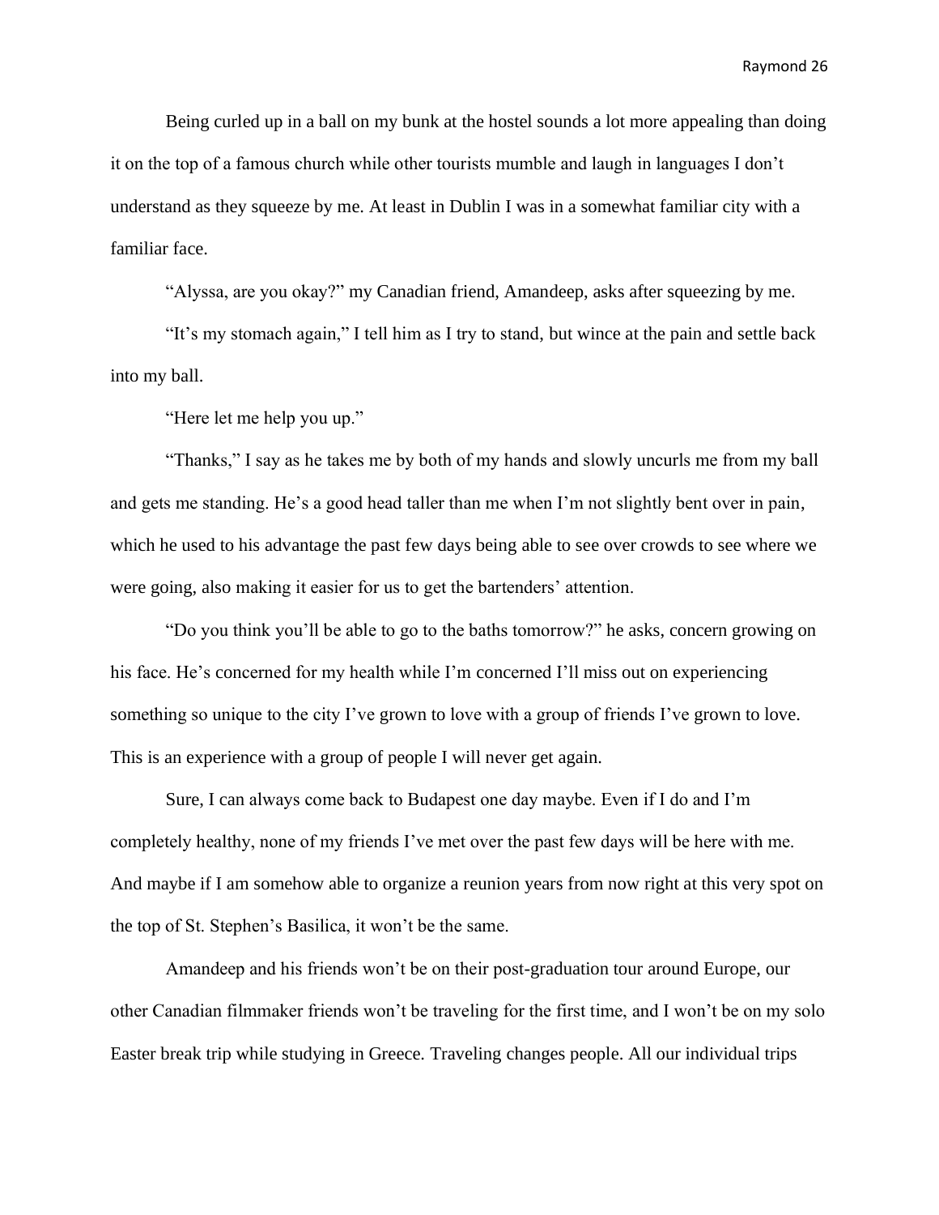Being curled up in a ball on my bunk at the hostel sounds a lot more appealing than doing it on the top of a famous church while other tourists mumble and laugh in languages I don't understand as they squeeze by me. At least in Dublin I was in a somewhat familiar city with a familiar face.

"Alyssa, are you okay?" my Canadian friend, Amandeep, asks after squeezing by me.

"It's my stomach again," I tell him as I try to stand, but wince at the pain and settle back into my ball.

"Here let me help you up."

"Thanks," I say as he takes me by both of my hands and slowly uncurls me from my ball and gets me standing. He's a good head taller than me when I'm not slightly bent over in pain, which he used to his advantage the past few days being able to see over crowds to see where we were going, also making it easier for us to get the bartenders' attention.

"Do you think you'll be able to go to the baths tomorrow?" he asks, concern growing on his face. He's concerned for my health while I'm concerned I'll miss out on experiencing something so unique to the city I've grown to love with a group of friends I've grown to love. This is an experience with a group of people I will never get again.

Sure, I can always come back to Budapest one day maybe. Even if I do and I'm completely healthy, none of my friends I've met over the past few days will be here with me. And maybe if I am somehow able to organize a reunion years from now right at this very spot on the top of St. Stephen's Basilica, it won't be the same.

Amandeep and his friends won't be on their post-graduation tour around Europe, our other Canadian filmmaker friends won't be traveling for the first time, and I won't be on my solo Easter break trip while studying in Greece. Traveling changes people. All our individual trips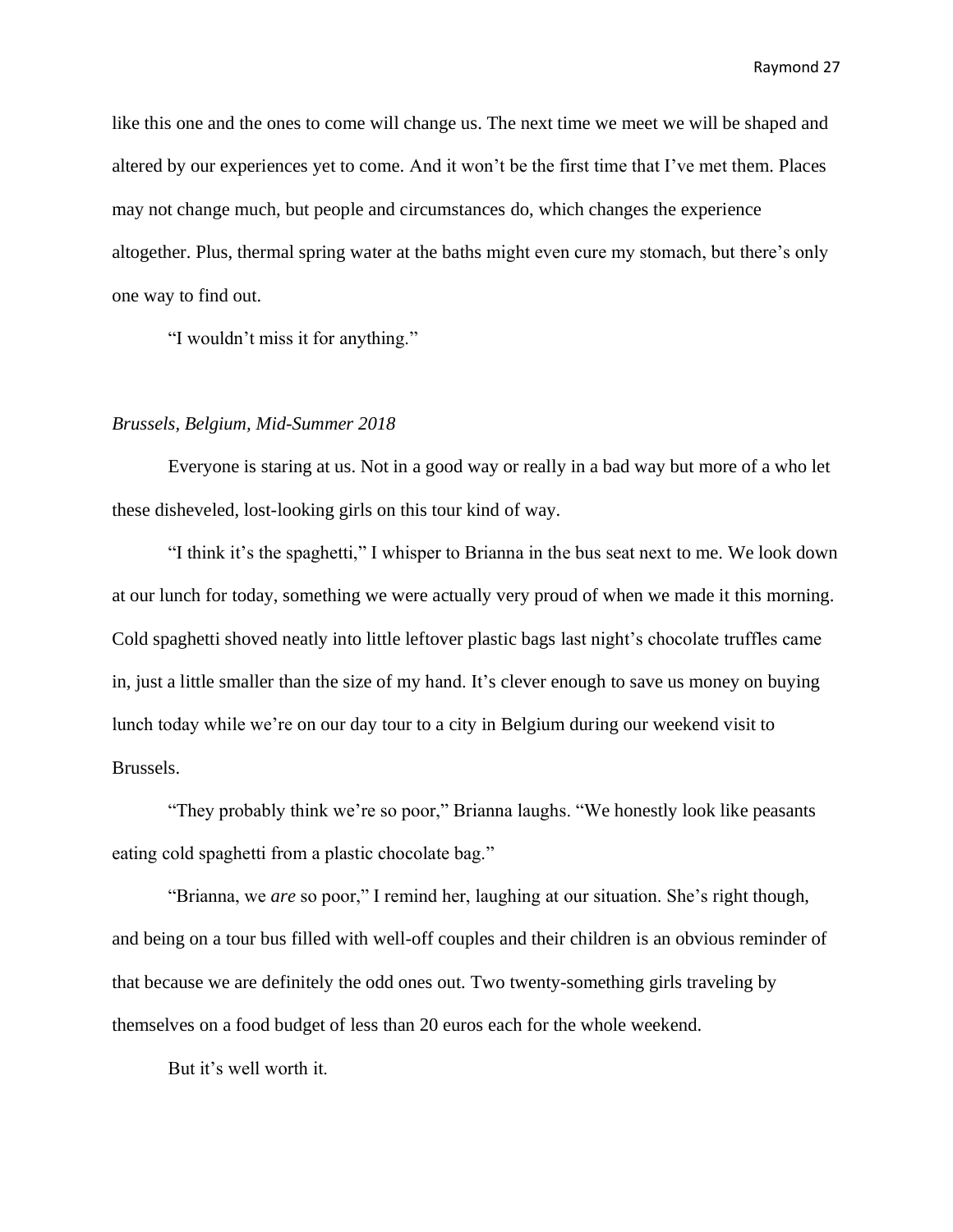like this one and the ones to come will change us. The next time we meet we will be shaped and altered by our experiences yet to come. And it won't be the first time that I've met them. Places may not change much, but people and circumstances do, which changes the experience altogether. Plus, thermal spring water at the baths might even cure my stomach, but there's only one way to find out.

"I wouldn't miss it for anything."

*Brussels, Belgium, Mid-Summer 2018*

Everyone is staring at us. Not in a good way or really in a bad way but more of a who let these disheveled, lost-looking girls on this tour kind of way.

"I think it's the spaghetti," I whisper to Brianna in the bus seat next to me. We look down at our lunch for today, something we were actually very proud of when we made it this morning. Cold spaghetti shoved neatly into little leftover plastic bags last night's chocolate truffles came in, just a little smaller than the size of my hand. It's clever enough to save us money on buying lunch today while we're on our day tour to a city in Belgium during our weekend visit to Brussels.

"They probably think we're so poor," Brianna laughs. "We honestly look like peasants eating cold spaghetti from a plastic chocolate bag."

"Brianna, we *are* so poor," I remind her, laughing at our situation. She's right though, and being on a tour bus filled with well-off couples and their children is an obvious reminder of that because we are definitely the odd ones out. Two twenty-something girls traveling by themselves on a food budget of less than 20 euros each for the whole weekend.

But it's well worth it.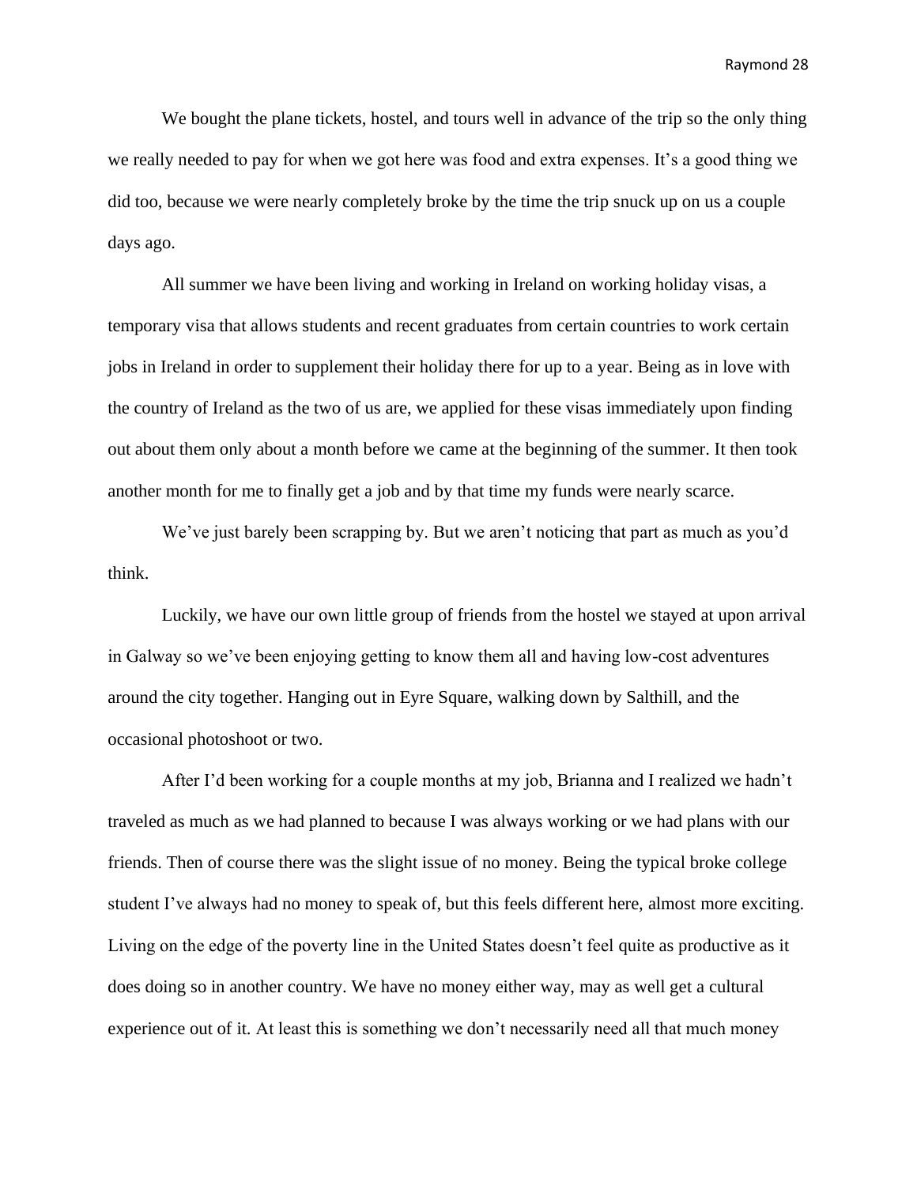We bought the plane tickets, hostel, and tours well in advance of the trip so the only thing we really needed to pay for when we got here was food and extra expenses. It's a good thing we did too, because we were nearly completely broke by the time the trip snuck up on us a couple days ago.

All summer we have been living and working in Ireland on working holiday visas, a temporary visa that allows students and recent graduates from certain countries to work certain jobs in Ireland in order to supplement their holiday there for up to a year. Being as in love with the country of Ireland as the two of us are, we applied for these visas immediately upon finding out about them only about a month before we came at the beginning of the summer. It then took another month for me to finally get a job and by that time my funds were nearly scarce.

We've just barely been scrapping by. But we aren't noticing that part as much as you'd think.

Luckily, we have our own little group of friends from the hostel we stayed at upon arrival in Galway so we've been enjoying getting to know them all and having low-cost adventures around the city together. Hanging out in Eyre Square, walking down by Salthill, and the occasional photoshoot or two.

After I'd been working for a couple months at my job, Brianna and I realized we hadn't traveled as much as we had planned to because I was always working or we had plans with our friends. Then of course there was the slight issue of no money. Being the typical broke college student I've always had no money to speak of, but this feels different here, almost more exciting. Living on the edge of the poverty line in the United States doesn't feel quite as productive as it does doing so in another country. We have no money either way, may as well get a cultural experience out of it. At least this is something we don't necessarily need all that much money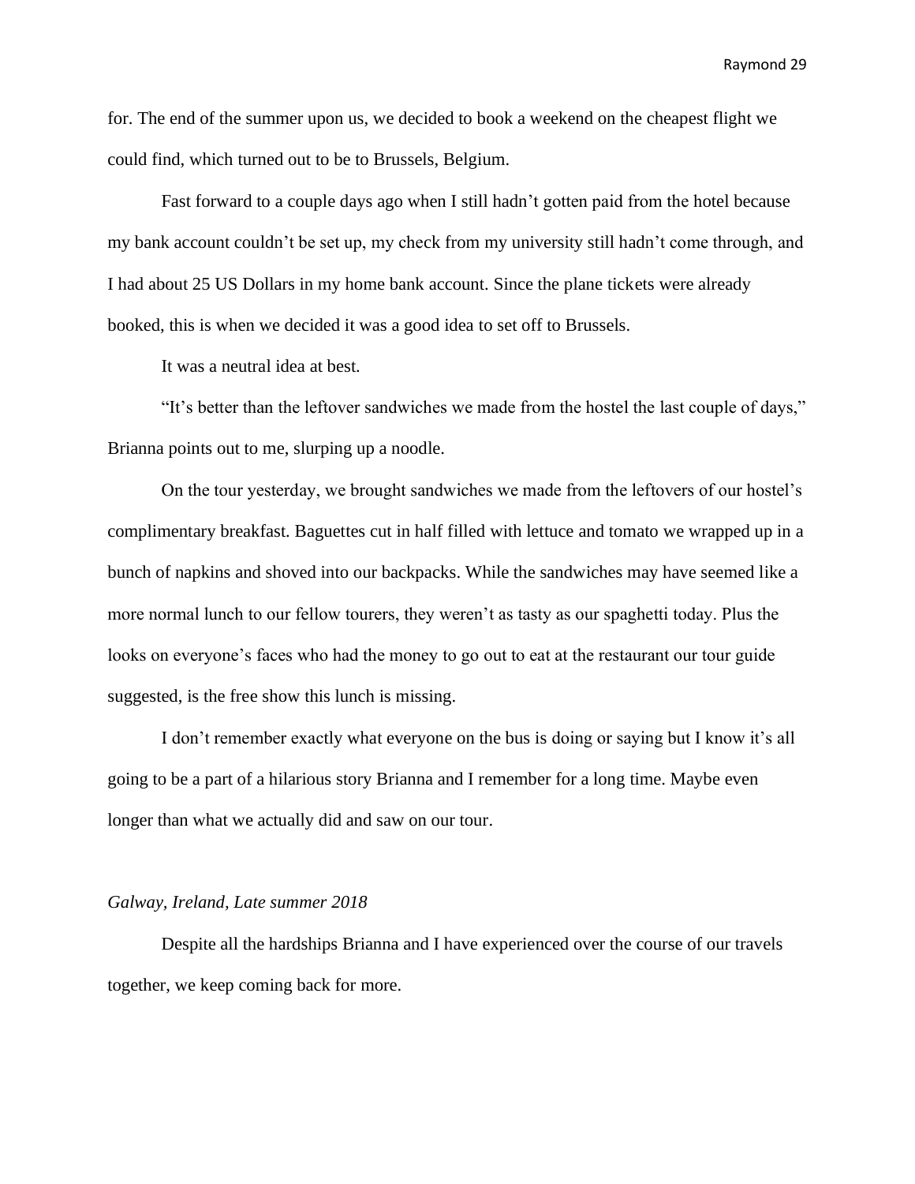for. The end of the summer upon us, we decided to book a weekend on the cheapest flight we could find, which turned out to be to Brussels, Belgium.

Fast forward to a couple days ago when I still hadn't gotten paid from the hotel because my bank account couldn't be set up, my check from my university still hadn't come through, and I had about 25 US Dollars in my home bank account. Since the plane tickets were already booked, this is when we decided it was a good idea to set off to Brussels.

It was a neutral idea at best.

"It's better than the leftover sandwiches we made from the hostel the last couple of days," Brianna points out to me, slurping up a noodle.

On the tour yesterday, we brought sandwiches we made from the leftovers of our hostel's complimentary breakfast. Baguettes cut in half filled with lettuce and tomato we wrapped up in a bunch of napkins and shoved into our backpacks. While the sandwiches may have seemed like a more normal lunch to our fellow tourers, they weren't as tasty as our spaghetti today. Plus the looks on everyone's faces who had the money to go out to eat at the restaurant our tour guide suggested, is the free show this lunch is missing.

I don't remember exactly what everyone on the bus is doing or saying but I know it's all going to be a part of a hilarious story Brianna and I remember for a long time. Maybe even longer than what we actually did and saw on our tour.

*Galway, Ireland, Late summer 2018*

Despite all the hardships Brianna and I have experienced over the course of our travels together, we keep coming back for more.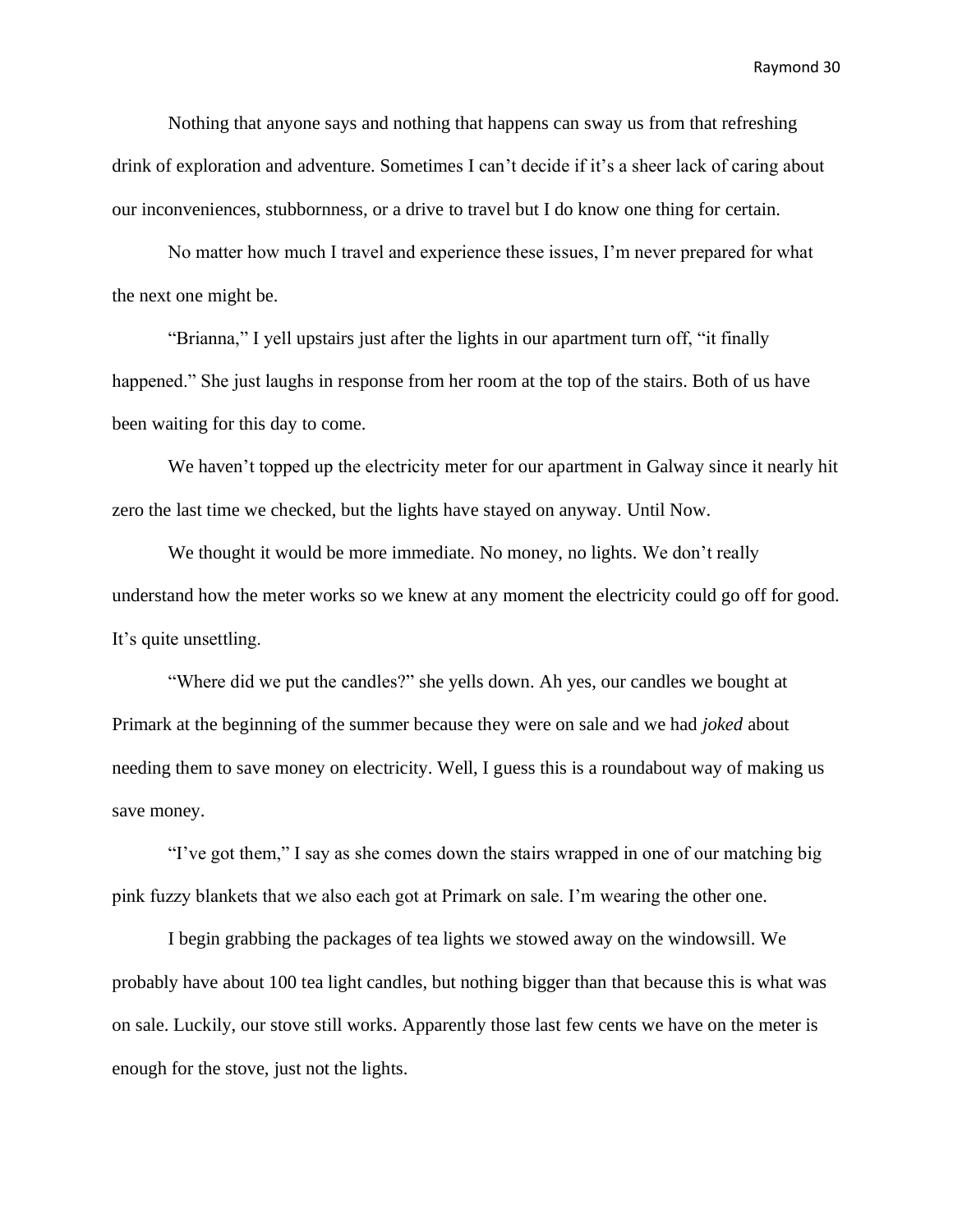Nothing that anyone says and nothing that happens can sway us from that refreshing drink of exploration and adventure. Sometimes I can't decide if it's a sheer lack of caring about our inconveniences, stubbornness, or a drive to travel but I do know one thing for certain.

No matter how much I travel and experience these issues, I'm never prepared for what the next one might be.

"Brianna," I yell upstairs just after the lights in our apartment turn off, "it finally happened." She just laughs in response from her room at the top of the stairs. Both of us have been waiting for this day to come.

We haven't topped up the electricity meter for our apartment in Galway since it nearly hit zero the last time we checked, but the lights have stayed on anyway. Until Now.

We thought it would be more immediate. No money, no lights. We don't really understand how the meter works so we knew at any moment the electricity could go off for good. It's quite unsettling.

"Where did we put the candles?" she yells down. Ah yes, our candles we bought at Primark at the beginning of the summer because they were on sale and we had *joked* about needing them to save money on electricity. Well, I guess this is a roundabout way of making us save money.

"I've got them," I say as she comes down the stairs wrapped in one of our matching big pink fuzzy blankets that we also each got at Primark on sale. I'm wearing the other one.

I begin grabbing the packages of tea lights we stowed away on the windowsill. We probably have about 100 tea light candles, but nothing bigger than that because this is what was on sale. Luckily, our stove still works. Apparently those last few cents we have on the meter is enough for the stove, just not the lights.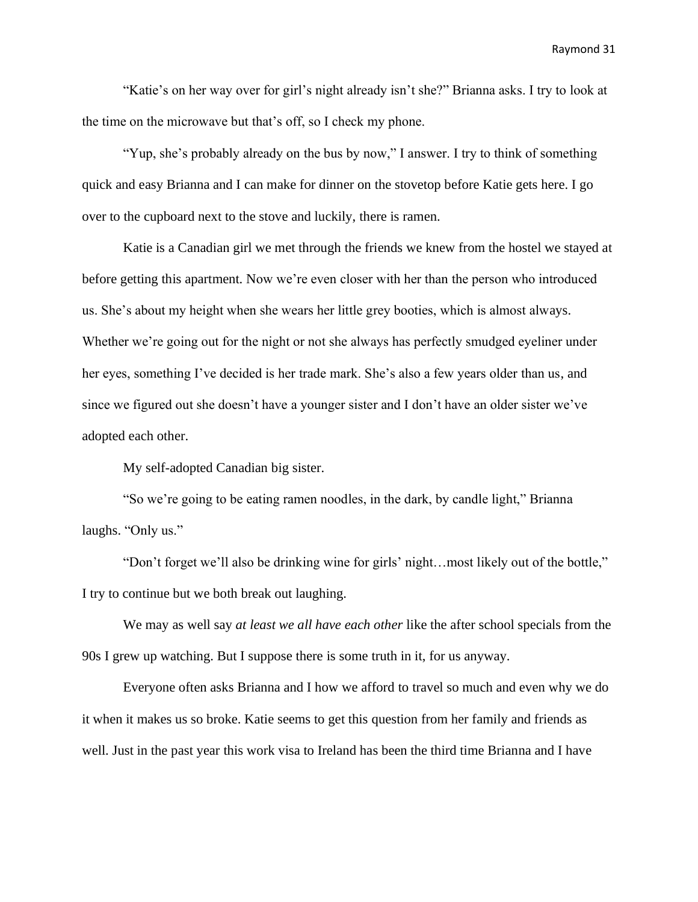"Katie's on her way over for girl's night already isn't she?" Brianna asks. I try to look at the time on the microwave but that's off, so I check my phone.

"Yup, she's probably already on the bus by now," I answer. I try to think of something quick and easy Brianna and I can make for dinner on the stovetop before Katie gets here. I go over to the cupboard next to the stove and luckily, there is ramen.

Katie is a Canadian girl we met through the friends we knew from the hostel we stayed at before getting this apartment. Now we're even closer with her than the person who introduced us. She's about my height when she wears her little grey booties, which is almost always. Whether we're going out for the night or not she always has perfectly smudged eyeliner under her eyes, something I've decided is her trade mark. She's also a few years older than us, and since we figured out she doesn't have a younger sister and I don't have an older sister we've adopted each other.

My self-adopted Canadian big sister.

"So we're going to be eating ramen noodles, in the dark, by candle light," Brianna laughs. "Only us."

"Don't forget we'll also be drinking wine for girls' night…most likely out of the bottle," I try to continue but we both break out laughing.

We may as well say *at least we all have each other* like the after school specials from the 90s I grew up watching. But I suppose there is some truth in it, for us anyway.

Everyone often asks Brianna and I how we afford to travel so much and even why we do it when it makes us so broke. Katie seems to get this question from her family and friends as well. Just in the past year this work visa to Ireland has been the third time Brianna and I have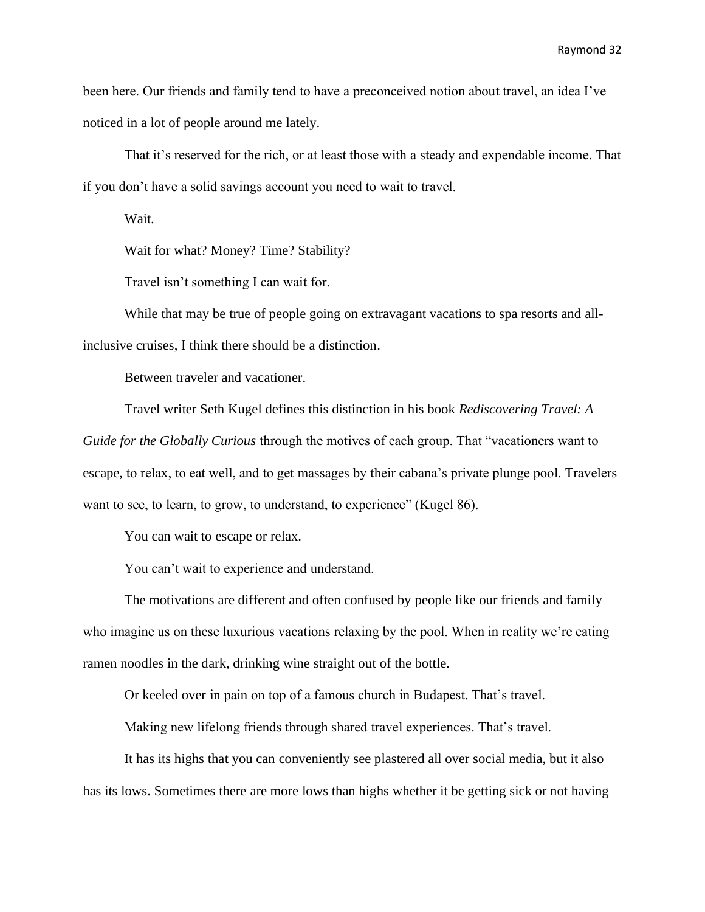been here. Our friends and family tend to have a preconceived notion about travel, an idea I've noticed in a lot of people around me lately.

That it's reserved for the rich, or at least those with a steady and expendable income. That if you don't have a solid savings account you need to wait to travel.

Wait.

Wait for what? Money? Time? Stability?

Travel isn't something I can wait for.

While that may be true of people going on extravagant vacations to spa resorts and all-inclusive cruises, I think there should be a distinction.

Between traveler and vacationer.

Travel writer Seth Kugel defines this distinction in his book *Rediscovering Travel: A Guide for the Globally Curious* through the motives of each group. That "vacationers want to escape, to relax, to eat well, and to get massages by their cabana's private plunge pool. Travelers want to see, to learn, to grow, to understand, to experience" (Kugel 86).

You can wait to escape or relax.

You can't wait to experience and understand.

The motivations are different and often confused by people like our friends and family who imagine us on these luxurious vacations relaxing by the pool. When in reality we're eating ramen noodles in the dark, drinking wine straight out of the bottle.

Or keeled over in pain on top of a famous church in Budapest. That's travel.

Making new lifelong friends through shared travel experiences. That's travel.

It has its highs that you can conveniently see plastered all over social media, but it also has its lows. Sometimes there are more lows than highs whether it be getting sick or not having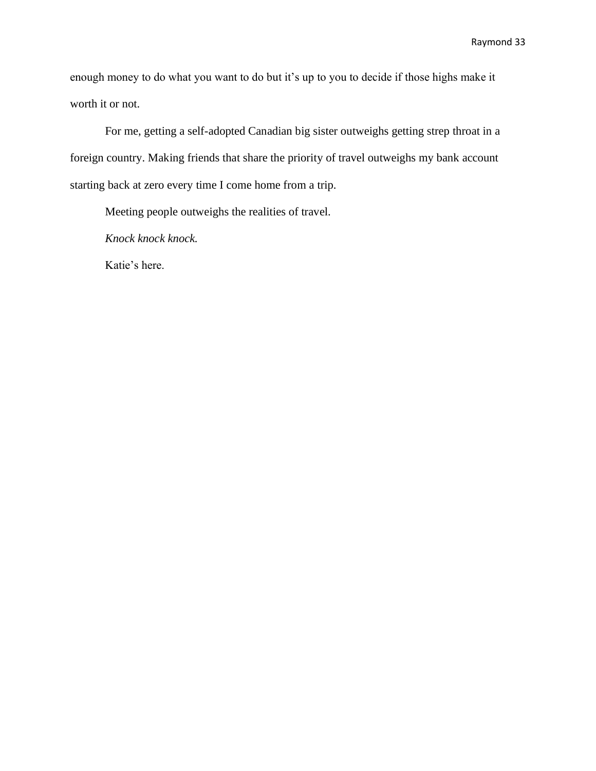enough money to do what you want to do but it's up to you to decide if those highs make it worth it or not.

For me, getting a self-adopted Canadian big sister outweighs getting strep throat in a foreign country. Making friends that share the priority of travel outweighs my bank account starting back at zero every time I come home from a trip.

Meeting people outweighs the realities of travel.

*Knock knock knock.*

Katie's here.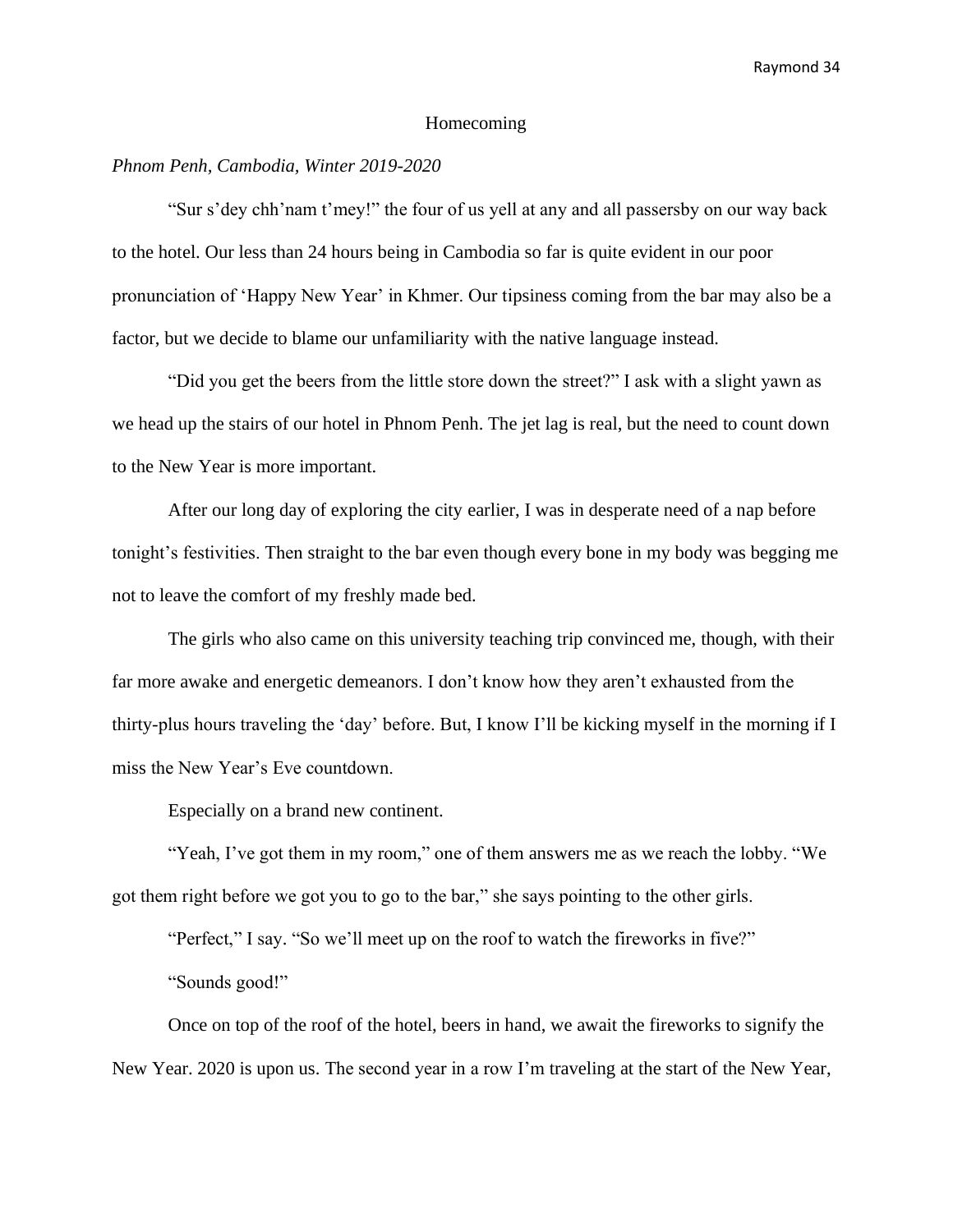# Homecoming

*Phnom Penh, Cambodia, Winter 2019-2020*

"Sur s'dey chh'nam t'mey!" the four of us yell at any and all passersby on our way back to the hotel. Our less than 24 hours being in Cambodia so far is quite evident in our poor pronunciation of 'Happy New Year' in Khmer. Our tipsiness coming from the bar may also be a factor, but we decide to blame our unfamiliarity with the native language instead.

"Did you get the beers from the little store down the street?" I ask with a slight yawn as we head up the stairs of our hotel in Phnom Penh. The jet lag is real, but the need to count down to the New Year is more important.

After our long day of exploring the city earlier, I was in desperate need of a nap before tonight's festivities. Then straight to the bar even though every bone in my body was begging me not to leave the comfort of my freshly made bed.

The girls who also came on this university teaching trip convinced me, though, with their far more awake and energetic demeanors. I don't know how they aren't exhausted from the thirty-plus hours traveling the 'day' before. But, I know I'll be kicking myself in the morning if I miss the New Year's Eve countdown.

Especially on a brand new continent.

"Yeah, I've got them in my room," one of them answers me as we reach the lobby. "We got them right before we got you to go to the bar," she says pointing to the other girls.

"Perfect," I say. "So we'll meet up on the roof to watch the fireworks in five?"

"Sounds good!"

Once on top of the roof of the hotel, beers in hand, we await the fireworks to signify the New Year. 2020 is upon us. The second year in a row I'm traveling at the start of the New Year,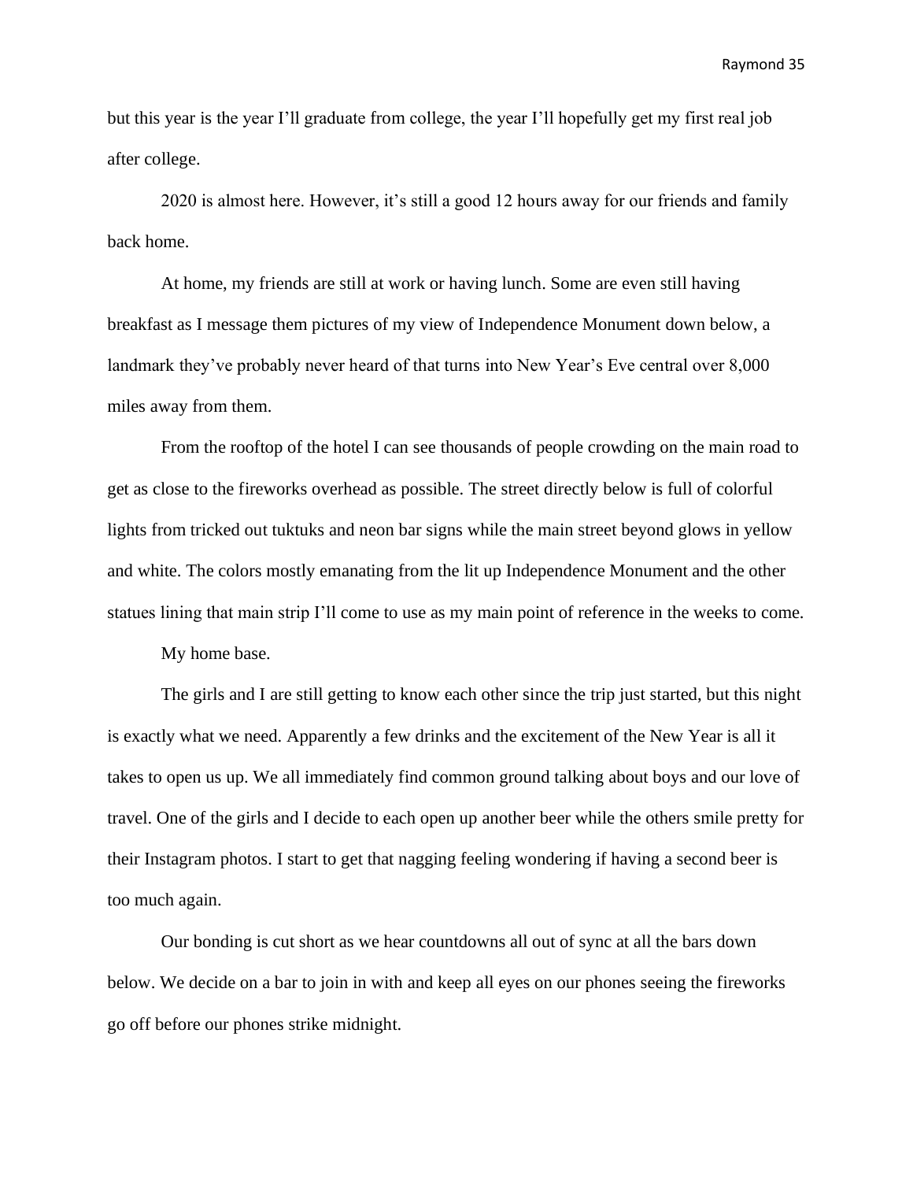but this year is the year I'll graduate from college, the year I'll hopefully get my first real job after college.

2020 is almost here. However, it's still a good 12 hours away for our friends and family back home.

At home, my friends are still at work or having lunch. Some are even still having breakfast as I message them pictures of my view of Independence Monument down below, a landmark they've probably never heard of that turns into New Year's Eve central over 8,000 miles away from them.

From the rooftop of the hotel I can see thousands of people crowding on the main road to get as close to the fireworks overhead as possible. The street directly below is full of colorful lights from tricked out tuktuks and neon bar signs while the main street beyond glows in yellow and white. The colors mostly emanating from the lit up Independence Monument and the other statues lining that main strip I'll come to use as my main point of reference in the weeks to come.

My home base.

The girls and I are still getting to know each other since the trip just started, but this night is exactly what we need. Apparently a few drinks and the excitement of the New Year is all it takes to open us up. We all immediately find common ground talking about boys and our love of travel. One of the girls and I decide to each open up another beer while the others smile pretty for their Instagram photos. I start to get that nagging feeling wondering if having a second beer is too much again.

Our bonding is cut short as we hear countdowns all out of sync at all the bars down below. We decide on a bar to join in with and keep all eyes on our phones seeing the fireworks go off before our phones strike midnight.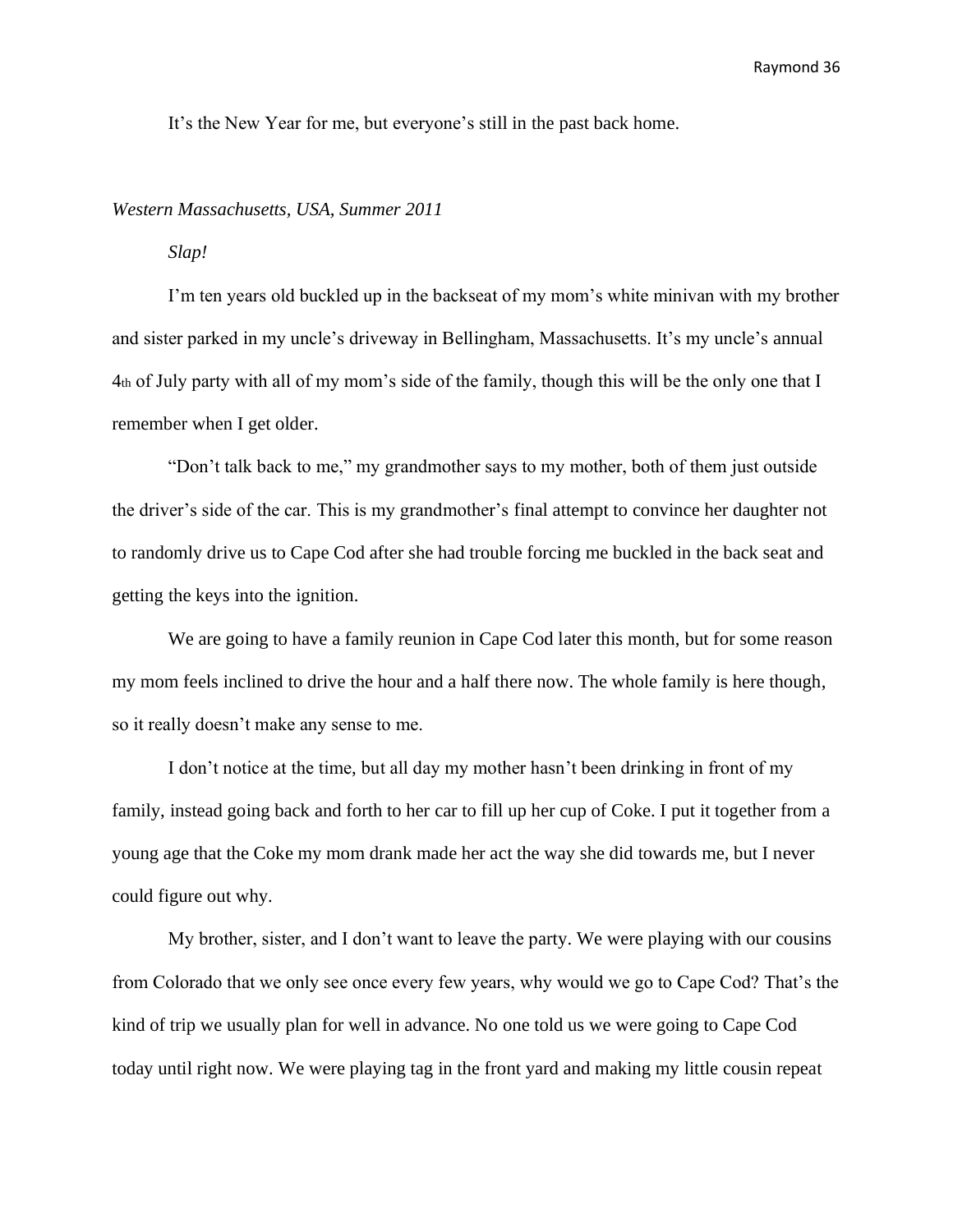It's the New Year for me, but everyone's still in the past back home.

*Western Massachusetts, USA, Summer 2011*

*Slap!*

I'm ten years old buckled up in the backseat of my mom's white minivan with my brother and sister parked in my uncle's driveway in Bellingham, Massachusetts. It's my uncle's annual 4th of July party with all of my mom's side of the family, though this will be the only one that I remember when I get older.

"Don't talk back to me," my grandmother says to my mother, both of them just outside the driver's side of the car. This is my grandmother's final attempt to convince her daughter not to randomly drive us to Cape Cod after she had trouble forcing me buckled in the back seat and getting the keys into the ignition.

We are going to have a family reunion in Cape Cod later this month, but for some reason my mom feels inclined to drive the hour and a half there now. The whole family is here though, so it really doesn't make any sense to me.

I don't notice at the time, but all day my mother hasn't been drinking in front of my family, instead going back and forth to her car to fill up her cup of Coke. I put it together from a young age that the Coke my mom drank made her act the way she did towards me, but I never could figure out why.

My brother, sister, and I don't want to leave the party. We were playing with our cousins from Colorado that we only see once every few years, why would we go to Cape Cod? That's the kind of trip we usually plan for well in advance. No one told us we were going to Cape Cod today until right now. We were playing tag in the front yard and making my little cousin repeat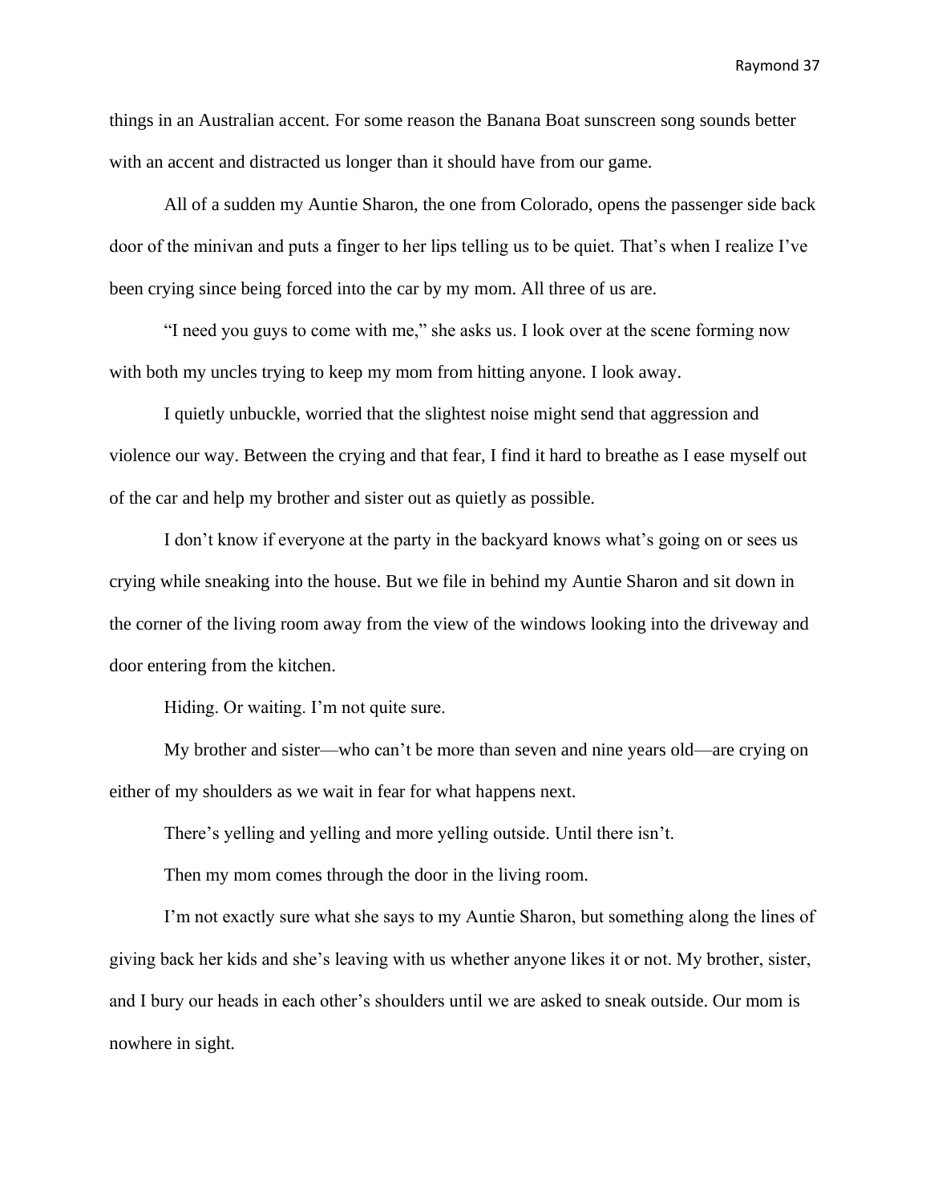things in an Australian accent. For some reason the Banana Boat sunscreen song sounds better with an accent and distracted us longer than it should have from our game.

All of a sudden my Auntie Sharon, the one from Colorado, opens the passenger side back door of the minivan and puts a finger to her lips telling us to be quiet. That's when I realize I've been crying since being forced into the car by my mom. All three of us are.

"I need you guys to come with me," she asks us. I look over at the scene forming now with both my uncles trying to keep my mom from hitting anyone. I look away.

I quietly unbuckle, worried that the slightest noise might send that aggression and violence our way. Between the crying and that fear, I find it hard to breathe as I ease myself out of the car and help my brother and sister out as quietly as possible.

I don't know if everyone at the party in the backyard knows what's going on or sees us crying while sneaking into the house. But we file in behind my Auntie Sharon and sit down in the corner of the living room away from the view of the windows looking into the driveway and door entering from the kitchen.

Hiding. Or waiting. I'm not quite sure.

My brother and sister—who can't be more than seven and nine years old—are crying on either of my shoulders as we wait in fear for what happens next.

There's yelling and yelling and more yelling outside. Until there isn't.

Then my mom comes through the door in the living room.

I'm not exactly sure what she says to my Auntie Sharon, but something along the lines of giving back her kids and she's leaving with us whether anyone likes it or not. My brother, sister, and I bury our heads in each other's shoulders until we are asked to sneak outside. Our mom is nowhere in sight.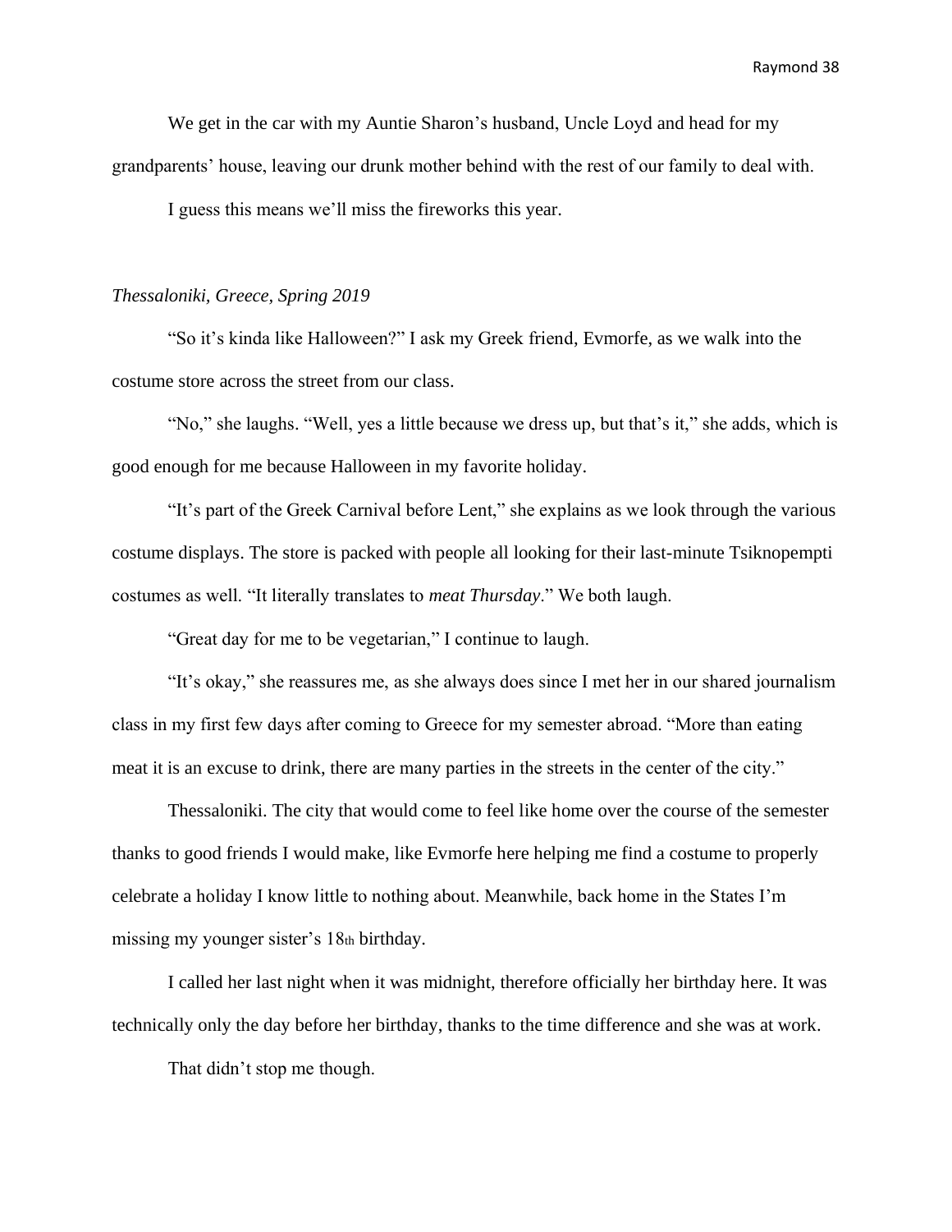We get in the car with my Auntie Sharon's husband, Uncle Loyd and head for my grandparents' house, leaving our drunk mother behind with the rest of our family to deal with.

I guess this means we'll miss the fireworks this year.

*Thessaloniki, Greece, Spring 2019*

"So it's kinda like Halloween?" I ask my Greek friend, Evmorfe, as we walk into the costume store across the street from our class.

"No," she laughs. "Well, yes a little because we dress up, but that's it," she adds, which is good enough for me because Halloween in my favorite holiday.

"It's part of the Greek Carnival before Lent," she explains as we look through the various costume displays. The store is packed with people all looking for their last-minute Tsiknopempti costumes as well. "It literally translates to *meat Thursday*." We both laugh.

"Great day for me to be vegetarian," I continue to laugh.

"It's okay," she reassures me, as she always does since I met her in our shared journalism class in my first few days after coming to Greece for my semester abroad. "More than eating meat it is an excuse to drink, there are many parties in the streets in the center of the city."

Thessaloniki. The city that would come to feel like home over the course of the semester thanks to good friends I would make, like Evmorfe here helping me find a costume to properly celebrate a holiday I know little to nothing about. Meanwhile, back home in the States I'm missing my younger sister's 18th birthday.

I called her last night when it was midnight, therefore officially her birthday here. It was technically only the day before her birthday, thanks to the time difference and she was at work.

That didn't stop me though.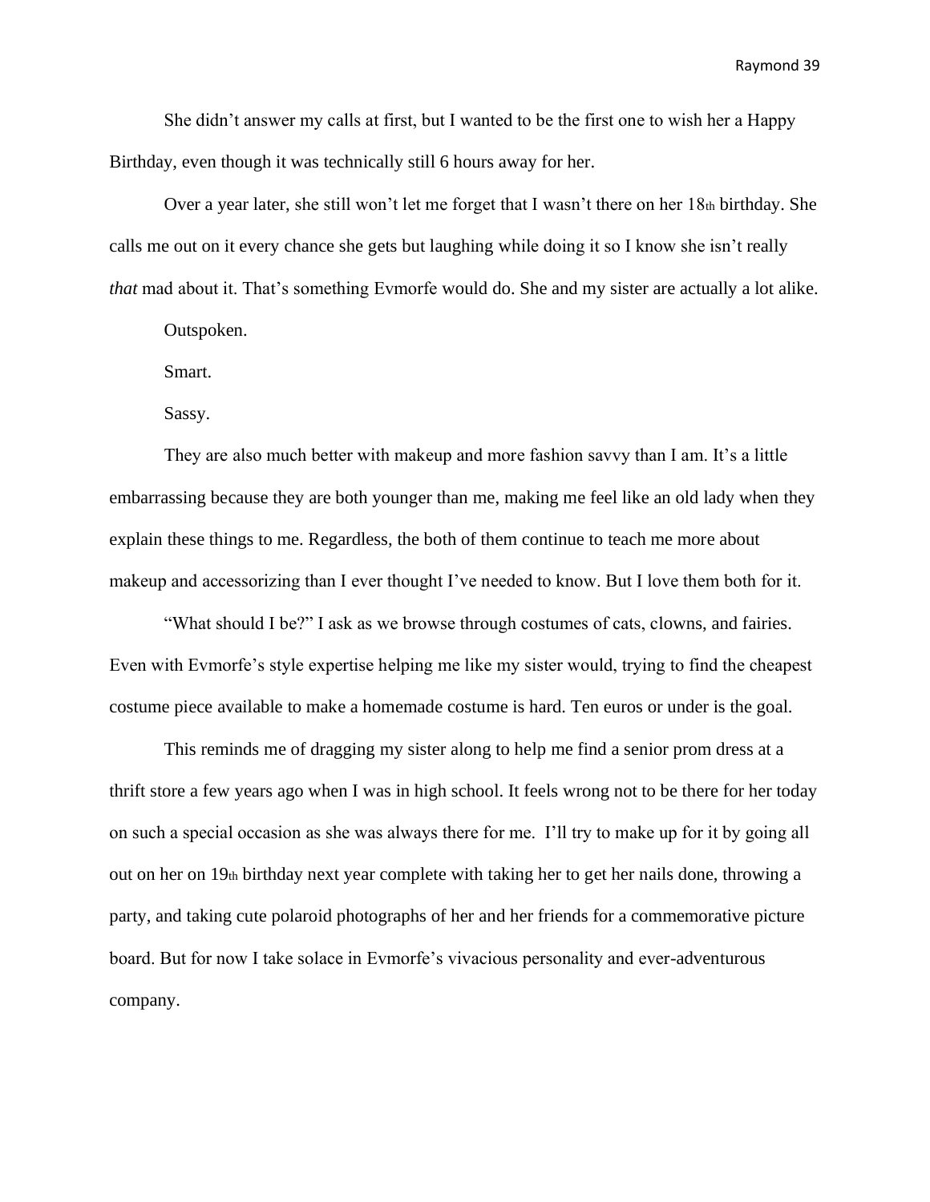She didn't answer my calls at first, but I wanted to be the first one to wish her a Happy Birthday, even though it was technically still 6 hours away for her.

Over a year later, she still won't let me forget that I wasn't there on her 18th birthday. She calls me out on it every chance she gets but laughing while doing it so I know she isn't really *that* mad about it. That's something Evmorfe would do. She and my sister are actually a lot alike.

Outspoken.

Smart.

Sassy.

They are also much better with makeup and more fashion savvy than I am. It's a little embarrassing because they are both younger than me, making me feel like an old lady when they explain these things to me. Regardless, the both of them continue to teach me more about makeup and accessorizing than I ever thought I've needed to know. But I love them both for it.

"What should I be?" I ask as we browse through costumes of cats, clowns, and fairies. Even with Evmorfe's style expertise helping me like my sister would, trying to find the cheapest costume piece available to make a homemade costume is hard. Ten euros or under is the goal.

This reminds me of dragging my sister along to help me find a senior prom dress at a thrift store a few years ago when I was in high school. It feels wrong not to be there for her today on such a special occasion as she was always there for me. I'll try to make up for it by going all out on her on 19th birthday next year complete with taking her to get her nails done, throwing a party, and taking cute polaroid photographs of her and her friends for a commemorative picture board. But for now I take solace in Evmorfe's vivacious personality and ever-adventurous company.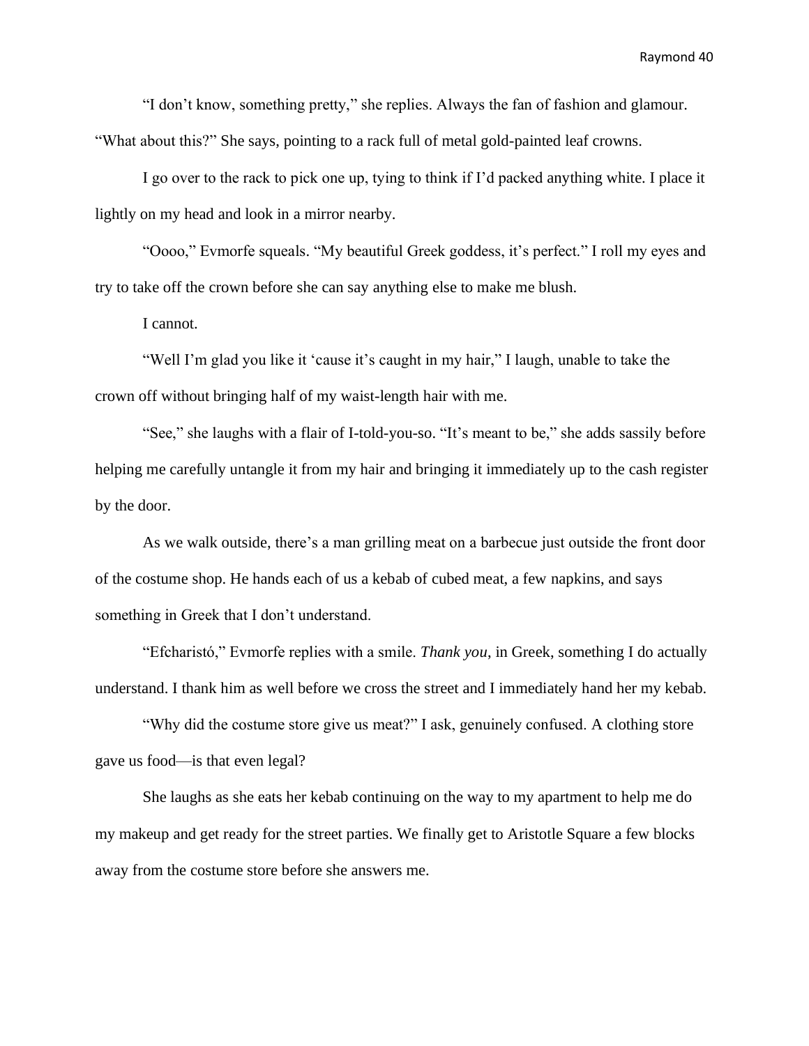"I don't know, something pretty," she replies. Always the fan of fashion and glamour. "What about this?" She says, pointing to a rack full of metal gold-painted leaf crowns.

I go over to the rack to pick one up, tying to think if I'd packed anything white. I place it lightly on my head and look in a mirror nearby.

"Oooo," Evmorfe squeals. "My beautiful Greek goddess, it's perfect." I roll my eyes and try to take off the crown before she can say anything else to make me blush.

I cannot.

"Well I'm glad you like it 'cause it's caught in my hair," I laugh, unable to take the crown off without bringing half of my waist-length hair with me.

"See," she laughs with a flair of I-told-you-so. "It's meant to be," she adds sassily before helping me carefully untangle it from my hair and bringing it immediately up to the cash register by the door.

As we walk outside, there's a man grilling meat on a barbecue just outside the front door of the costume shop. He hands each of us a kebab of cubed meat, a few napkins, and says something in Greek that I don't understand.

"Efcharistó," Evmorfe replies with a smile. *Thank you*, in Greek, something I do actually understand. I thank him as well before we cross the street and I immediately hand her my kebab.

"Why did the costume store give us meat?" I ask, genuinely confused. A clothing store gave us food—is that even legal?

She laughs as she eats her kebab continuing on the way to my apartment to help me do my makeup and get ready for the street parties. We finally get to Aristotle Square a few blocks away from the costume store before she answers me.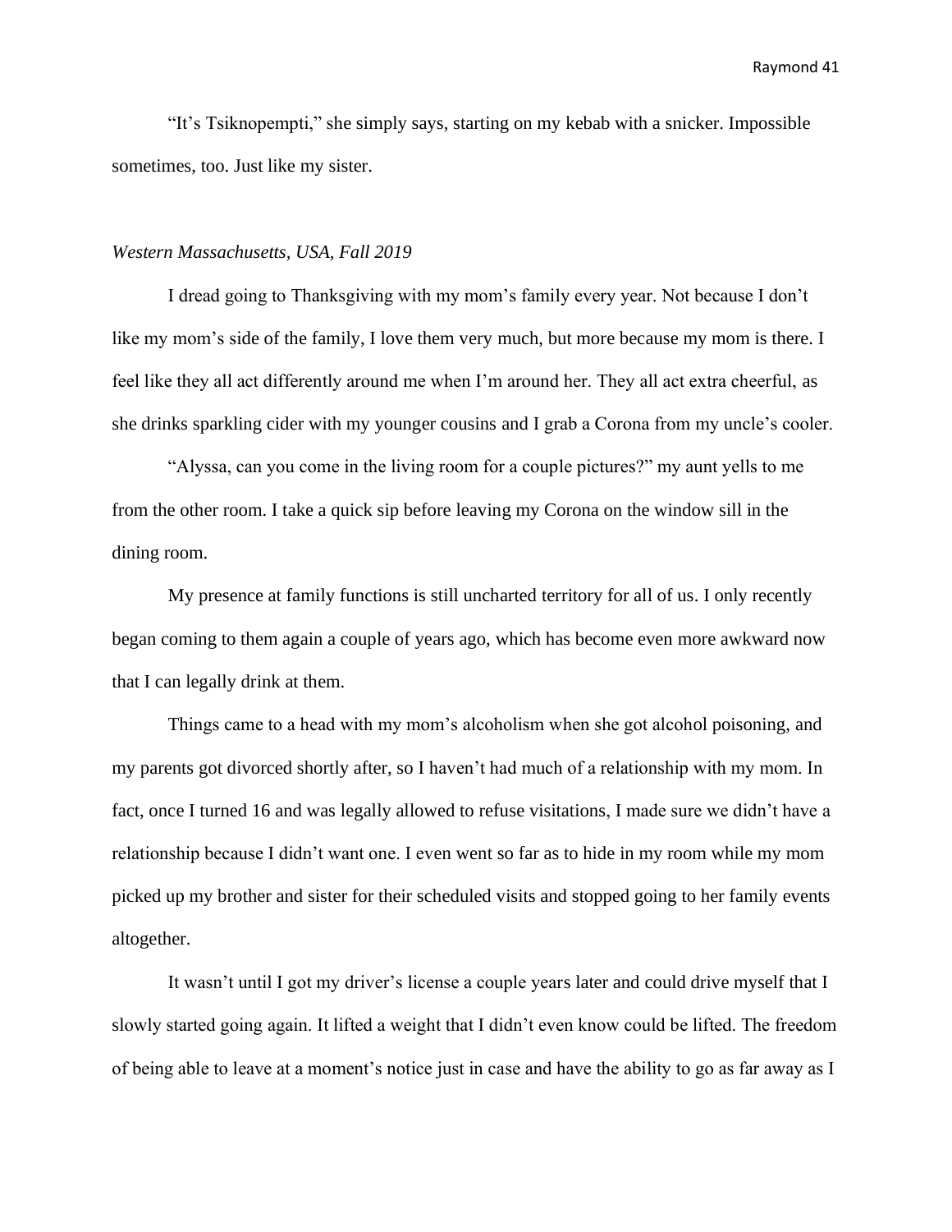"It's Tsiknopempti," she simply says, starting on my kebab with a snicker. Impossible sometimes, too. Just like my sister.

*Western Massachusetts, USA, Fall 2019*

I dread going to Thanksgiving with my mom's family every year. Not because I don't like my mom's side of the family, I love them very much, but more because my mom is there. I feel like they all act differently around me when I'm around her. They all act extra cheerful, as she drinks sparkling cider with my younger cousins and I grab a Corona from my uncle's cooler.

"Alyssa, can you come in the living room for a couple pictures?" my aunt yells to me from the other room. I take a quick sip before leaving my Corona on the window sill in the dining room.

My presence at family functions is still uncharted territory for all of us. I only recently began coming to them again a couple of years ago, which has become even more awkward now that I can legally drink at them.

Things came to a head with my mom's alcoholism when she got alcohol poisoning, and my parents got divorced shortly after, so I haven't had much of a relationship with my mom. In fact, once I turned 16 and was legally allowed to refuse visitations, I made sure we didn't have a relationship because I didn't want one. I even went so far as to hide in my room while my mom picked up my brother and sister for their scheduled visits and stopped going to her family events altogether.

It wasn't until I got my driver's license a couple years later and could drive myself that I slowly started going again. It lifted a weight that I didn't even know could be lifted. The freedom of being able to leave at a moment's notice just in case and have the ability to go as far away as I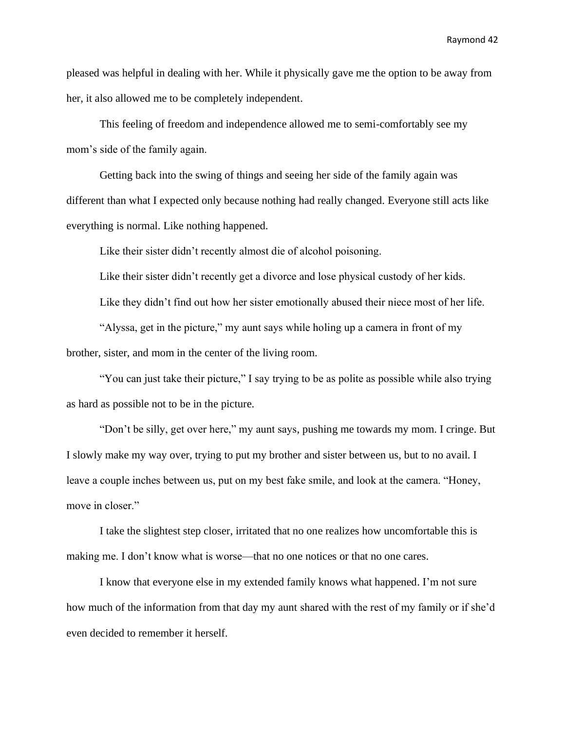pleased was helpful in dealing with her. While it physically gave me the option to be away from her, it also allowed me to be completely independent.

This feeling of freedom and independence allowed me to semi-comfortably see my mom's side of the family again.

Getting back into the swing of things and seeing her side of the family again was different than what I expected only because nothing had really changed. Everyone still acts like everything is normal. Like nothing happened.

Like their sister didn't recently almost die of alcohol poisoning.

Like their sister didn't recently get a divorce and lose physical custody of her kids.

Like they didn't find out how her sister emotionally abused their niece most of her life.

"Alyssa, get in the picture," my aunt says while holing up a camera in front of my brother, sister, and mom in the center of the living room.

"You can just take their picture," I say trying to be as polite as possible while also trying as hard as possible not to be in the picture.

"Don't be silly, get over here," my aunt says, pushing me towards my mom. I cringe. But I slowly make my way over, trying to put my brother and sister between us, but to no avail. I leave a couple inches between us, put on my best fake smile, and look at the camera. "Honey, move in closer."

I take the slightest step closer, irritated that no one realizes how uncomfortable this is making me. I don't know what is worse—that no one notices or that no one cares.

I know that everyone else in my extended family knows what happened. I'm not sure how much of the information from that day my aunt shared with the rest of my family or if she'd even decided to remember it herself.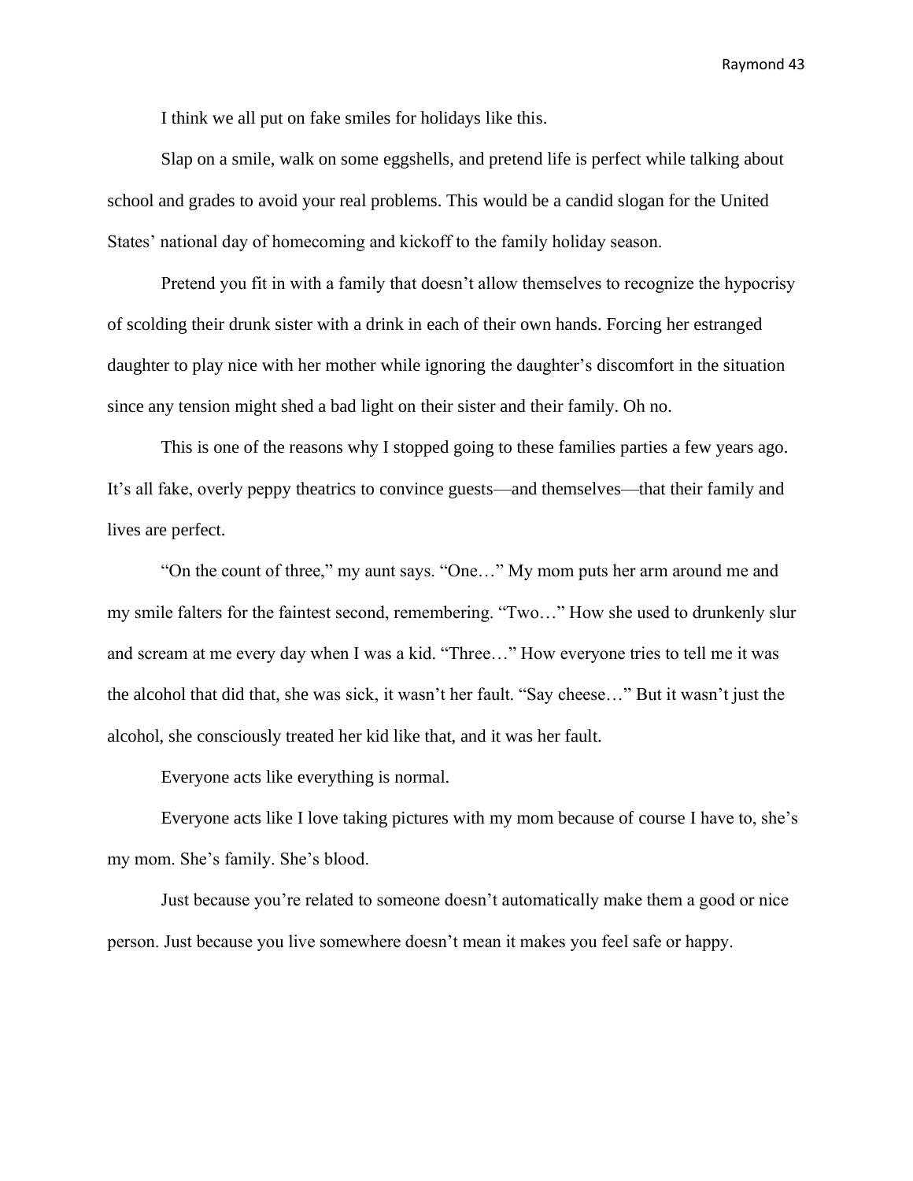I think we all put on fake smiles for holidays like this.

Slap on a smile, walk on some eggshells, and pretend life is perfect while talking about school and grades to avoid your real problems. This would be a candid slogan for the United States' national day of homecoming and kickoff to the family holiday season.

Pretend you fit in with a family that doesn't allow themselves to recognize the hypocrisy of scolding their drunk sister with a drink in each of their own hands. Forcing her estranged daughter to play nice with her mother while ignoring the daughter's discomfort in the situation since any tension might shed a bad light on their sister and their family. Oh no.

This is one of the reasons why I stopped going to these families parties a few years ago. It's all fake, overly peppy theatrics to convince guests—and themselves—that their family and lives are perfect.

"On the count of three," my aunt says. "One…" My mom puts her arm around me and my smile falters for the faintest second, remembering. "Two…" How she used to drunkenly slur and scream at me every day when I was a kid. "Three…" How everyone tries to tell me it was the alcohol that did that, she was sick, it wasn't her fault. "Say cheese…" But it wasn't just the alcohol, she consciously treated her kid like that, and it was her fault.

Everyone acts like everything is normal.

Everyone acts like I love taking pictures with my mom because of course I have to, she's my mom. She's family. She's blood.

Just because you're related to someone doesn't automatically make them a good or nice person. Just because you live somewhere doesn't mean it makes you feel safe or happy.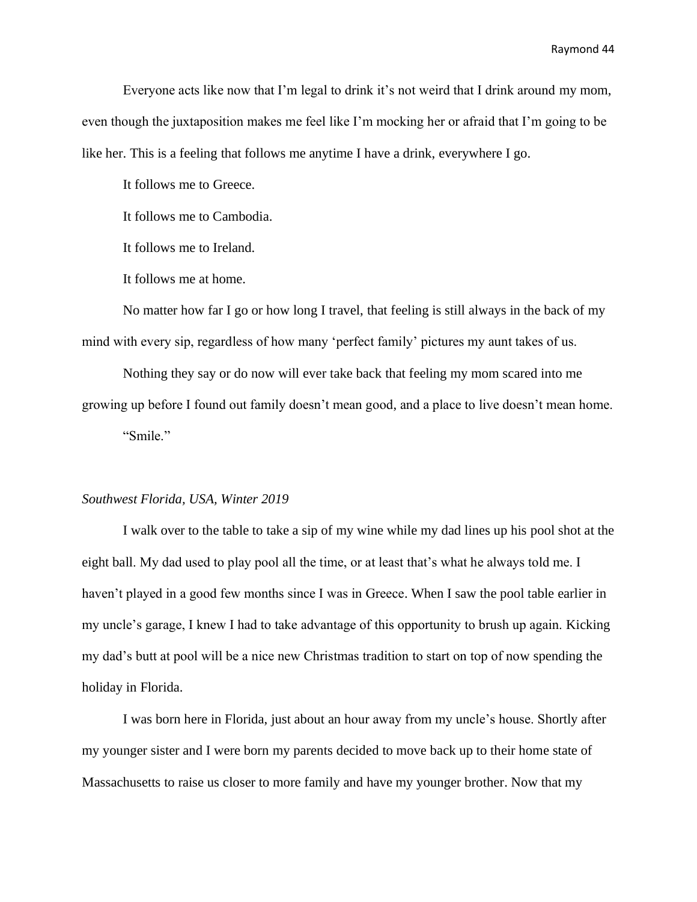Everyone acts like now that I'm legal to drink it's not weird that I drink around my mom, even though the juxtaposition makes me feel like I'm mocking her or afraid that I'm going to be like her. This is a feeling that follows me anytime I have a drink, everywhere I go.

It follows me to Greece.

It follows me to Cambodia.

It follows me to Ireland.

It follows me at home.

No matter how far I go or how long I travel, that feeling is still always in the back of my mind with every sip, regardless of how many 'perfect family' pictures my aunt takes of us.

Nothing they say or do now will ever take back that feeling my mom scared into me growing up before I found out family doesn't mean good, and a place to live doesn't mean home.

"Smile."

*Southwest Florida, USA, Winter 2019*

I walk over to the table to take a sip of my wine while my dad lines up his pool shot at the eight ball. My dad used to play pool all the time, or at least that's what he always told me. I haven't played in a good few months since I was in Greece. When I saw the pool table earlier in my uncle's garage, I knew I had to take advantage of this opportunity to brush up again. Kicking my dad's butt at pool will be a nice new Christmas tradition to start on top of now spending the holiday in Florida.

I was born here in Florida, just about an hour away from my uncle's house. Shortly after my younger sister and I were born my parents decided to move back up to their home state of Massachusetts to raise us closer to more family and have my younger brother. Now that my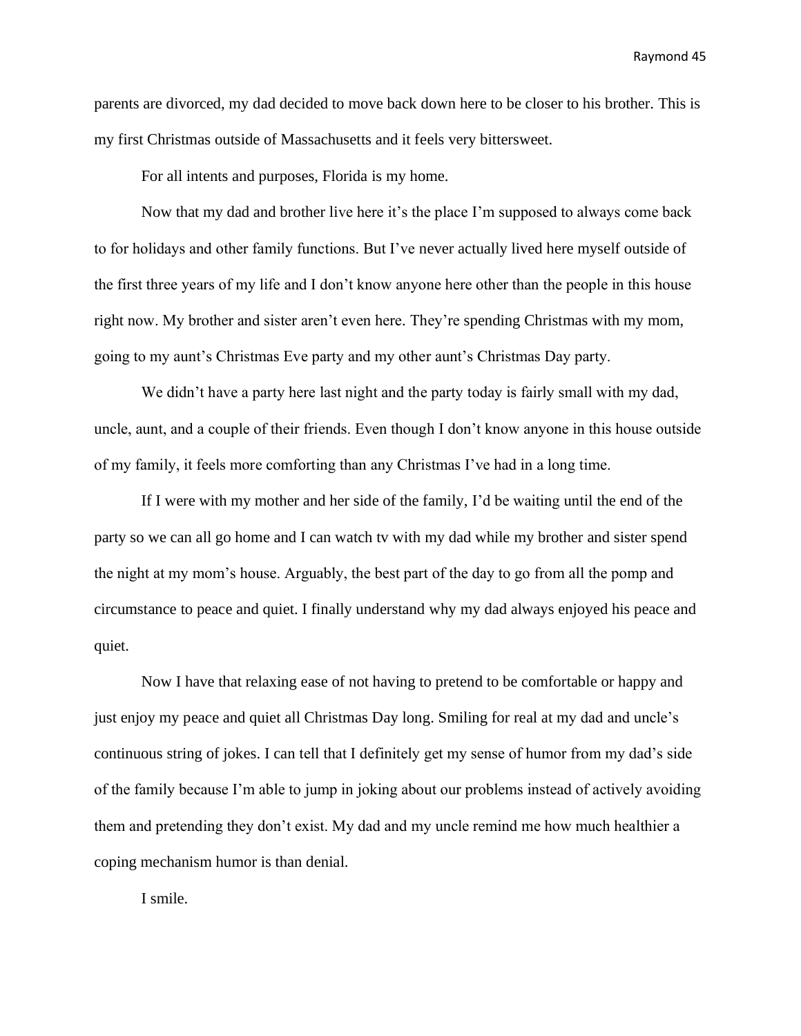parents are divorced, my dad decided to move back down here to be closer to his brother. This is my first Christmas outside of Massachusetts and it feels very bittersweet.

For all intents and purposes, Florida is my home.

Now that my dad and brother live here it's the place I'm supposed to always come back to for holidays and other family functions. But I've never actually lived here myself outside of the first three years of my life and I don't know anyone here other than the people in this house right now. My brother and sister aren't even here. They're spending Christmas with my mom, going to my aunt's Christmas Eve party and my other aunt's Christmas Day party.

We didn't have a party here last night and the party today is fairly small with my dad, uncle, aunt, and a couple of their friends. Even though I don't know anyone in this house outside of my family, it feels more comforting than any Christmas I've had in a long time.

If I were with my mother and her side of the family, I'd be waiting until the end of the party so we can all go home and I can watch tv with my dad while my brother and sister spend the night at my mom's house. Arguably, the best part of the day to go from all the pomp and circumstance to peace and quiet. I finally understand why my dad always enjoyed his peace and quiet.

Now I have that relaxing ease of not having to pretend to be comfortable or happy and just enjoy my peace and quiet all Christmas Day long. Smiling for real at my dad and uncle's continuous string of jokes. I can tell that I definitely get my sense of humor from my dad's side of the family because I'm able to jump in joking about our problems instead of actively avoiding them and pretending they don't exist. My dad and my uncle remind me how much healthier a coping mechanism humor is than denial.

I smile.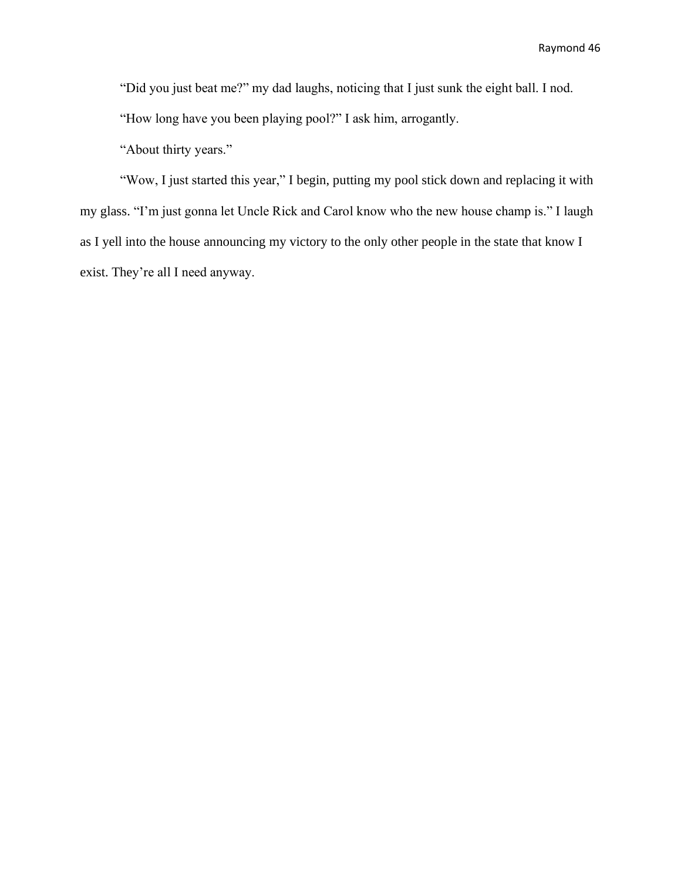"Did you just beat me?" my dad laughs, noticing that I just sunk the eight ball. I nod.

"How long have you been playing pool?" I ask him, arrogantly.

"About thirty years."

"Wow, I just started this year," I begin, putting my pool stick down and replacing it with my glass. "I'm just gonna let Uncle Rick and Carol know who the new house champ is." I laugh as I yell into the house announcing my victory to the only other people in the state that know I exist. They're all I need anyway.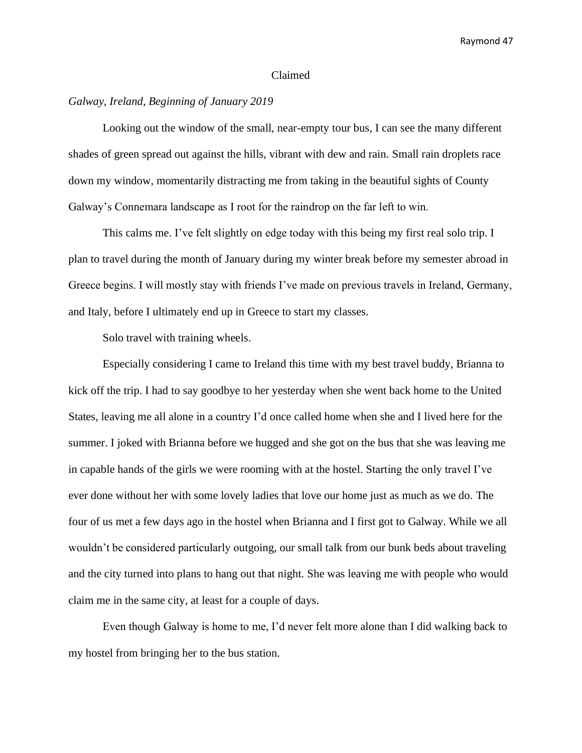# Claimed

*Galway, Ireland, Beginning of January 2019*

Looking out the window of the small, near-empty tour bus, I can see the many different shades of green spread out against the hills, vibrant with dew and rain. Small rain droplets race down my window, momentarily distracting me from taking in the beautiful sights of County Galway's Connemara landscape as I root for the raindrop on the far left to win.

This calms me. I've felt slightly on edge today with this being my first real solo trip. I plan to travel during the month of January during my winter break before my semester abroad in Greece begins. I will mostly stay with friends I've made on previous travels in Ireland, Germany, and Italy, before I ultimately end up in Greece to start my classes.

Solo travel with training wheels.

Especially considering I came to Ireland this time with my best travel buddy, Brianna to kick off the trip. I had to say goodbye to her yesterday when she went back home to the United States, leaving me all alone in a country I'd once called home when she and I lived here for the summer. I joked with Brianna before we hugged and she got on the bus that she was leaving me in capable hands of the girls we were rooming with at the hostel. Starting the only travel I've ever done without her with some lovely ladies that love our home just as much as we do. The four of us met a few days ago in the hostel when Brianna and I first got to Galway. While we all wouldn't be considered particularly outgoing, our small talk from our bunk beds about traveling and the city turned into plans to hang out that night. She was leaving me with people who would claim me in the same city, at least for a couple of days.

Even though Galway is home to me, I'd never felt more alone than I did walking back to my hostel from bringing her to the bus station.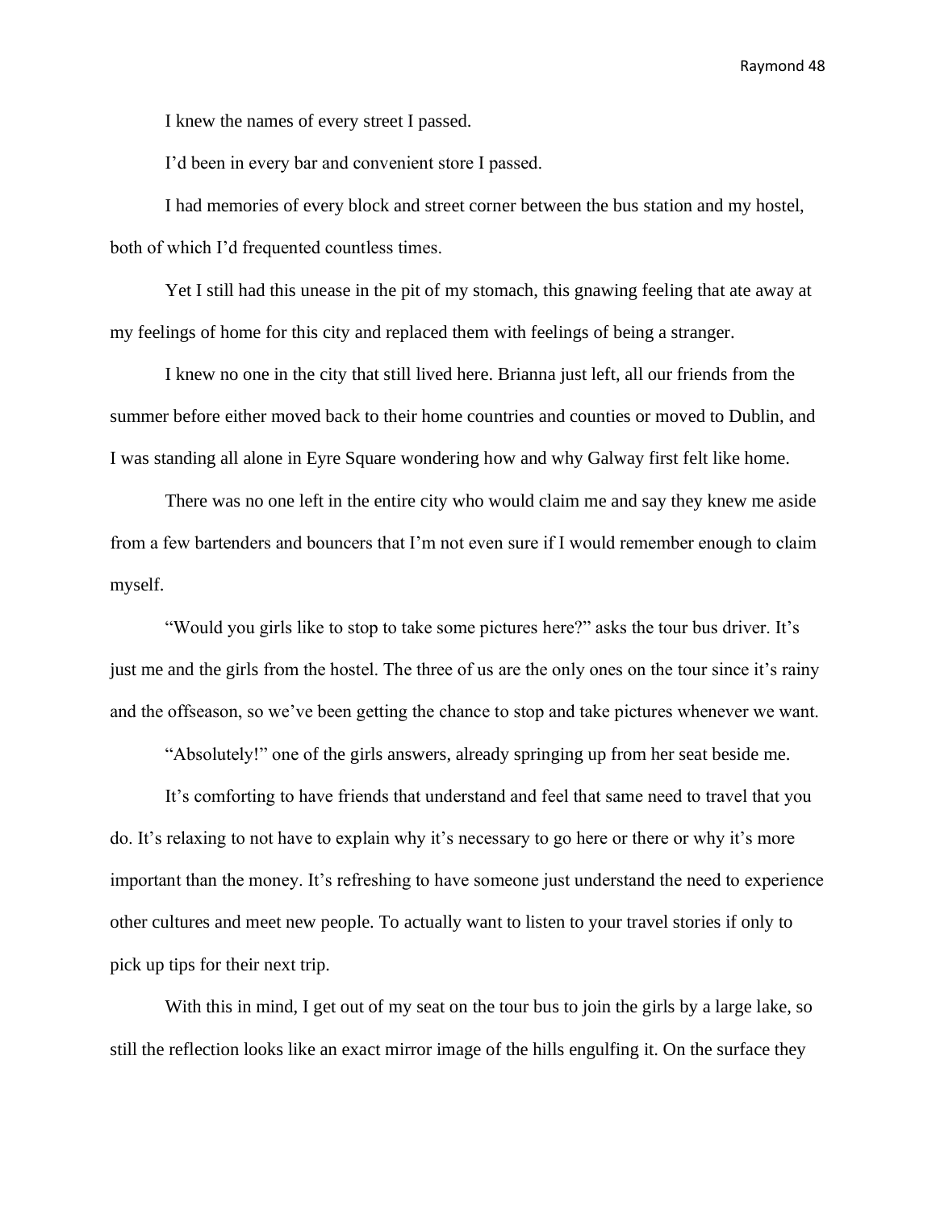I knew the names of every street I passed.

I'd been in every bar and convenient store I passed.

I had memories of every block and street corner between the bus station and my hostel, both of which I'd frequented countless times.

Yet I still had this unease in the pit of my stomach, this gnawing feeling that ate away at my feelings of home for this city and replaced them with feelings of being a stranger.

I knew no one in the city that still lived here. Brianna just left, all our friends from the summer before either moved back to their home countries and counties or moved to Dublin, and I was standing all alone in Eyre Square wondering how and why Galway first felt like home.

There was no one left in the entire city who would claim me and say they knew me aside from a few bartenders and bouncers that I'm not even sure if I would remember enough to claim myself.

"Would you girls like to stop to take some pictures here?" asks the tour bus driver. It's just me and the girls from the hostel. The three of us are the only ones on the tour since it's rainy and the offseason, so we've been getting the chance to stop and take pictures whenever we want.

"Absolutely!" one of the girls answers, already springing up from her seat beside me.

It's comforting to have friends that understand and feel that same need to travel that you do. It's relaxing to not have to explain why it's necessary to go here or there or why it's more important than the money. It's refreshing to have someone just understand the need to experience other cultures and meet new people. To actually want to listen to your travel stories if only to pick up tips for their next trip.

With this in mind, I get out of my seat on the tour bus to join the girls by a large lake, so still the reflection looks like an exact mirror image of the hills engulfing it. On the surface they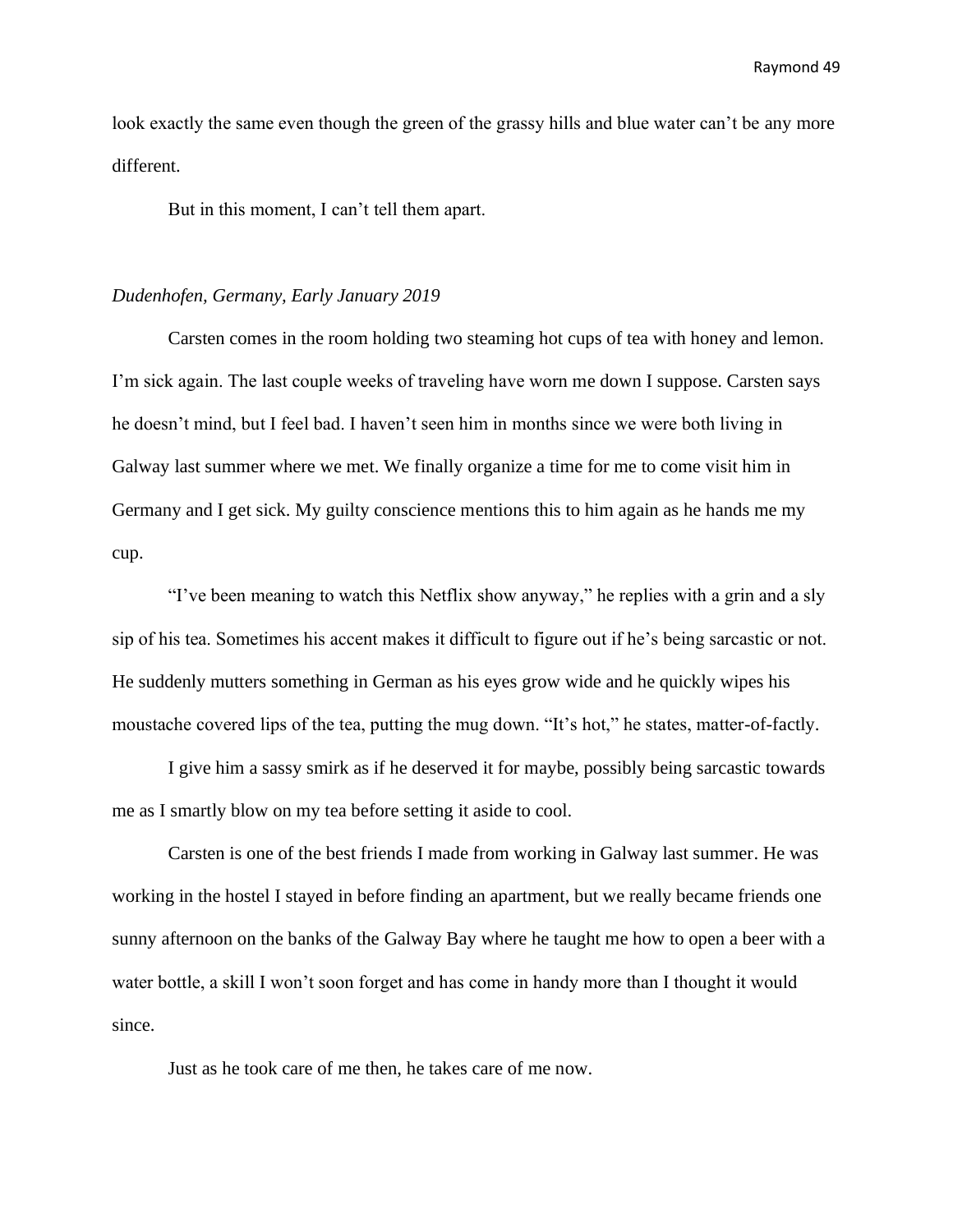look exactly the same even though the green of the grassy hills and blue water can't be any more different.

But in this moment, I can't tell them apart.

*Dudenhofen, Germany, Early January 2019*

Carsten comes in the room holding two steaming hot cups of tea with honey and lemon. I'm sick again. The last couple weeks of traveling have worn me down I suppose. Carsten says he doesn't mind, but I feel bad. I haven't seen him in months since we were both living in Galway last summer where we met. We finally organize a time for me to come visit him in Germany and I get sick. My guilty conscience mentions this to him again as he hands me my cup.

"I've been meaning to watch this Netflix show anyway," he replies with a grin and a sly sip of his tea. Sometimes his accent makes it difficult to figure out if he's being sarcastic or not. He suddenly mutters something in German as his eyes grow wide and he quickly wipes his moustache covered lips of the tea, putting the mug down. "It's hot," he states, matter-of-factly.

I give him a sassy smirk as if he deserved it for maybe, possibly being sarcastic towards me as I smartly blow on my tea before setting it aside to cool.

Carsten is one of the best friends I made from working in Galway last summer. He was working in the hostel I stayed in before finding an apartment, but we really became friends one sunny afternoon on the banks of the Galway Bay where he taught me how to open a beer with a water bottle, a skill I won't soon forget and has come in handy more than I thought it would since.

Just as he took care of me then, he takes care of me now.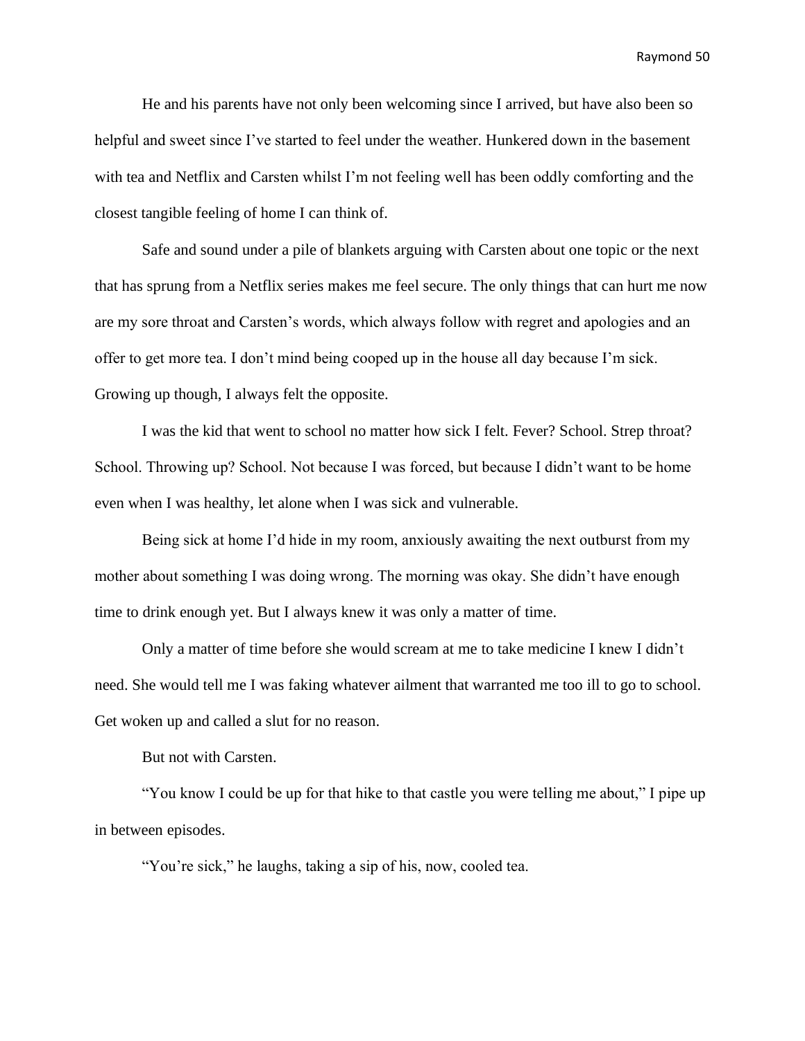He and his parents have not only been welcoming since I arrived, but have also been so helpful and sweet since I've started to feel under the weather. Hunkered down in the basement with tea and Netflix and Carsten whilst I'm not feeling well has been oddly comforting and the closest tangible feeling of home I can think of.

Safe and sound under a pile of blankets arguing with Carsten about one topic or the next that has sprung from a Netflix series makes me feel secure. The only things that can hurt me now are my sore throat and Carsten's words, which always follow with regret and apologies and an offer to get more tea. I don't mind being cooped up in the house all day because I'm sick. Growing up though, I always felt the opposite.

I was the kid that went to school no matter how sick I felt. Fever? School. Strep throat? School. Throwing up? School. Not because I was forced, but because I didn't want to be home even when I was healthy, let alone when I was sick and vulnerable.

Being sick at home I'd hide in my room, anxiously awaiting the next outburst from my mother about something I was doing wrong. The morning was okay. She didn't have enough time to drink enough yet. But I always knew it was only a matter of time.

Only a matter of time before she would scream at me to take medicine I knew I didn't need. She would tell me I was faking whatever ailment that warranted me too ill to go to school. Get woken up and called a slut for no reason.

But not with Carsten.

"You know I could be up for that hike to that castle you were telling me about," I pipe up in between episodes.

"You're sick," he laughs, taking a sip of his, now, cooled tea.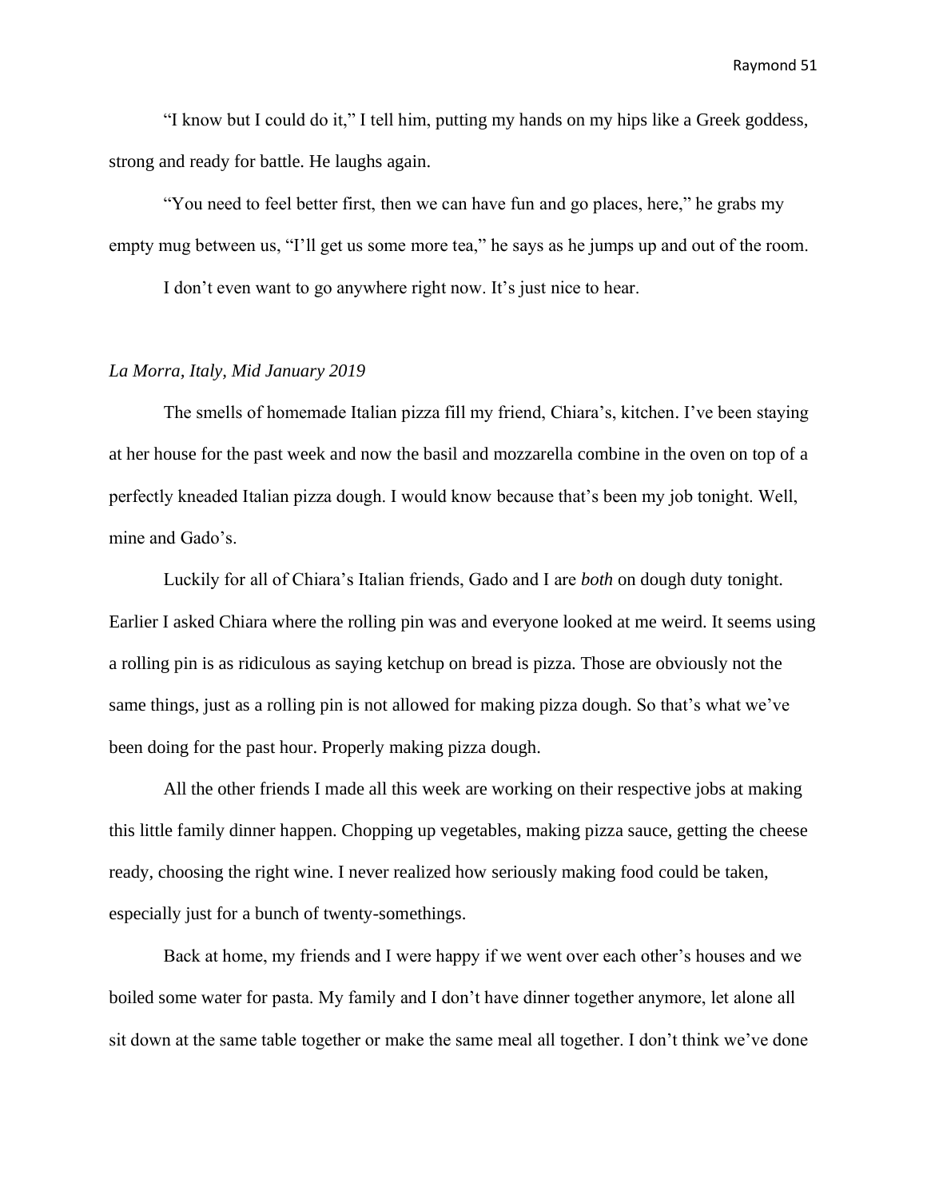"I know but I could do it," I tell him, putting my hands on my hips like a Greek goddess, strong and ready for battle. He laughs again.

"You need to feel better first, then we can have fun and go places, here," he grabs my empty mug between us, "I'll get us some more tea," he says as he jumps up and out of the room.

I don't even want to go anywhere right now. It's just nice to hear.

*La Morra, Italy, Mid January 2019*

The smells of homemade Italian pizza fill my friend, Chiara's, kitchen. I've been staying at her house for the past week and now the basil and mozzarella combine in the oven on top of a perfectly kneaded Italian pizza dough. I would know because that's been my job tonight. Well, mine and Gado's.

Luckily for all of Chiara's Italian friends, Gado and I are *both* on dough duty tonight. Earlier I asked Chiara where the rolling pin was and everyone looked at me weird. It seems using a rolling pin is as ridiculous as saying ketchup on bread is pizza. Those are obviously not the same things, just as a rolling pin is not allowed for making pizza dough. So that's what we've been doing for the past hour. Properly making pizza dough.

All the other friends I made all this week are working on their respective jobs at making this little family dinner happen. Chopping up vegetables, making pizza sauce, getting the cheese ready, choosing the right wine. I never realized how seriously making food could be taken, especially just for a bunch of twenty-somethings.

Back at home, my friends and I were happy if we went over each other's houses and we boiled some water for pasta. My family and I don't have dinner together anymore, let alone all sit down at the same table together or make the same meal all together. I don't think we've done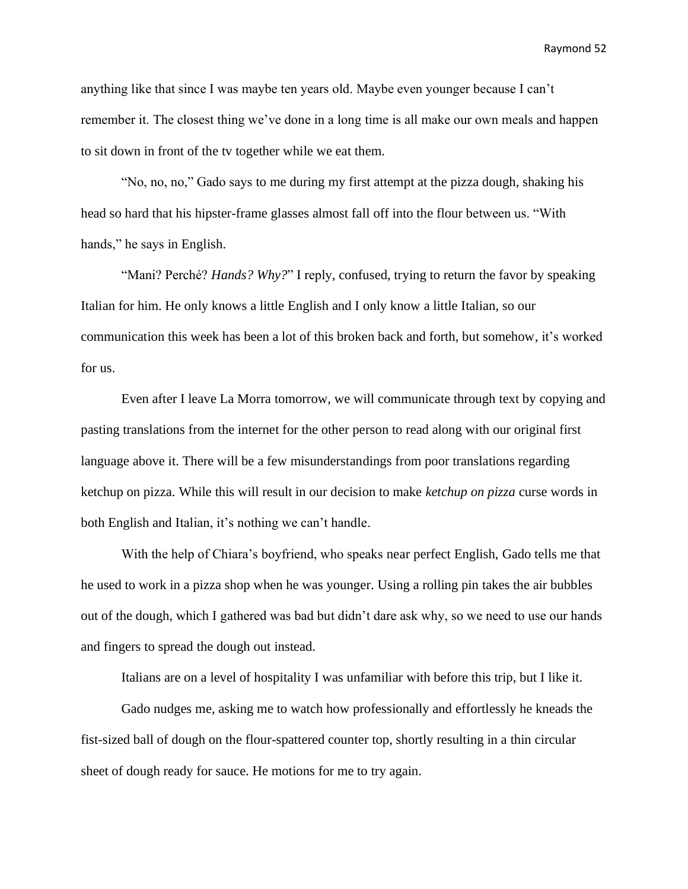anything like that since I was maybe ten years old. Maybe even younger because I can't remember it. The closest thing we've done in a long time is all make our own meals and happen to sit down in front of the tv together while we eat them.

"No, no, no," Gado says to me during my first attempt at the pizza dough, shaking his head so hard that his hipster-frame glasses almost fall off into the flour between us. "With hands," he says in English.

"Mani? Perché? *Hands? Why?*" I reply, confused, trying to return the favor by speaking Italian for him. He only knows a little English and I only know a little Italian, so our communication this week has been a lot of this broken back and forth, but somehow, it's worked for us.

Even after I leave La Morra tomorrow, we will communicate through text by copying and pasting translations from the internet for the other person to read along with our original first language above it. There will be a few misunderstandings from poor translations regarding ketchup on pizza. While this will result in our decision to make *ketchup on pizza* curse words in both English and Italian, it's nothing we can't handle.

With the help of Chiara's boyfriend, who speaks near perfect English, Gado tells me that he used to work in a pizza shop when he was younger. Using a rolling pin takes the air bubbles out of the dough, which I gathered was bad but didn't dare ask why, so we need to use our hands and fingers to spread the dough out instead.

Italians are on a level of hospitality I was unfamiliar with before this trip, but I like it.

Gado nudges me, asking me to watch how professionally and effortlessly he kneads the fist-sized ball of dough on the flour-spattered counter top, shortly resulting in a thin circular sheet of dough ready for sauce. He motions for me to try again.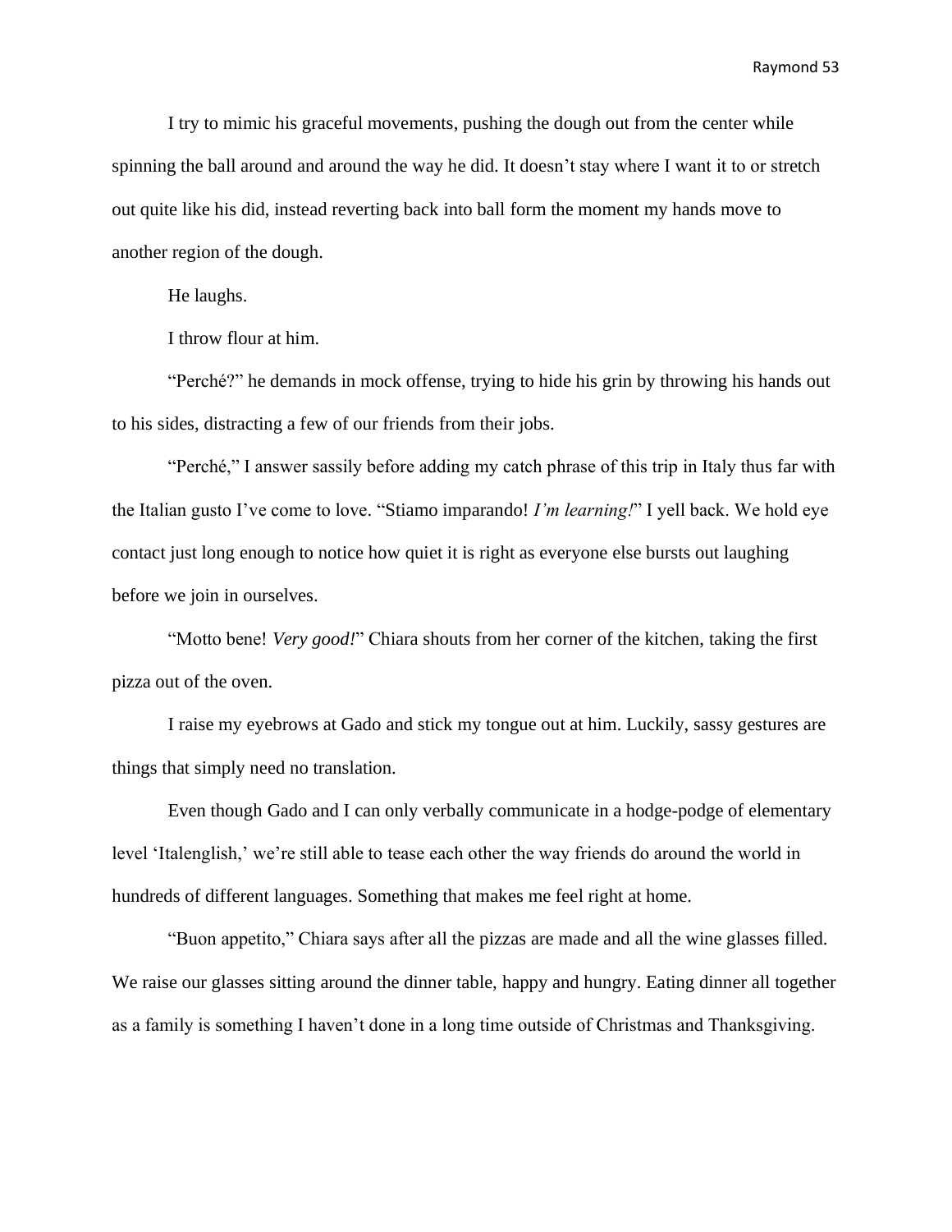I try to mimic his graceful movements, pushing the dough out from the center while spinning the ball around and around the way he did. It doesn't stay where I want it to or stretch out quite like his did, instead reverting back into ball form the moment my hands move to another region of the dough.

He laughs.

I throw flour at him.

"Perché?" he demands in mock offense, trying to hide his grin by throwing his hands out to his sides, distracting a few of our friends from their jobs.

"Perché," I answer sassily before adding my catch phrase of this trip in Italy thus far with the Italian gusto I've come to love. "Stiamo imparando! *I'm learning!*" I yell back. We hold eye contact just long enough to notice how quiet it is right as everyone else bursts out laughing before we join in ourselves.

"Motto bene! *Very good!*" Chiara shouts from her corner of the kitchen, taking the first pizza out of the oven.

I raise my eyebrows at Gado and stick my tongue out at him. Luckily, sassy gestures are things that simply need no translation.

Even though Gado and I can only verbally communicate in a hodge-podge of elementary level 'Italenglish,' we're still able to tease each other the way friends do around the world in hundreds of different languages. Something that makes me feel right at home.

"Buon appetito," Chiara says after all the pizzas are made and all the wine glasses filled. We raise our glasses sitting around the dinner table, happy and hungry. Eating dinner all together as a family is something I haven't done in a long time outside of Christmas and Thanksgiving.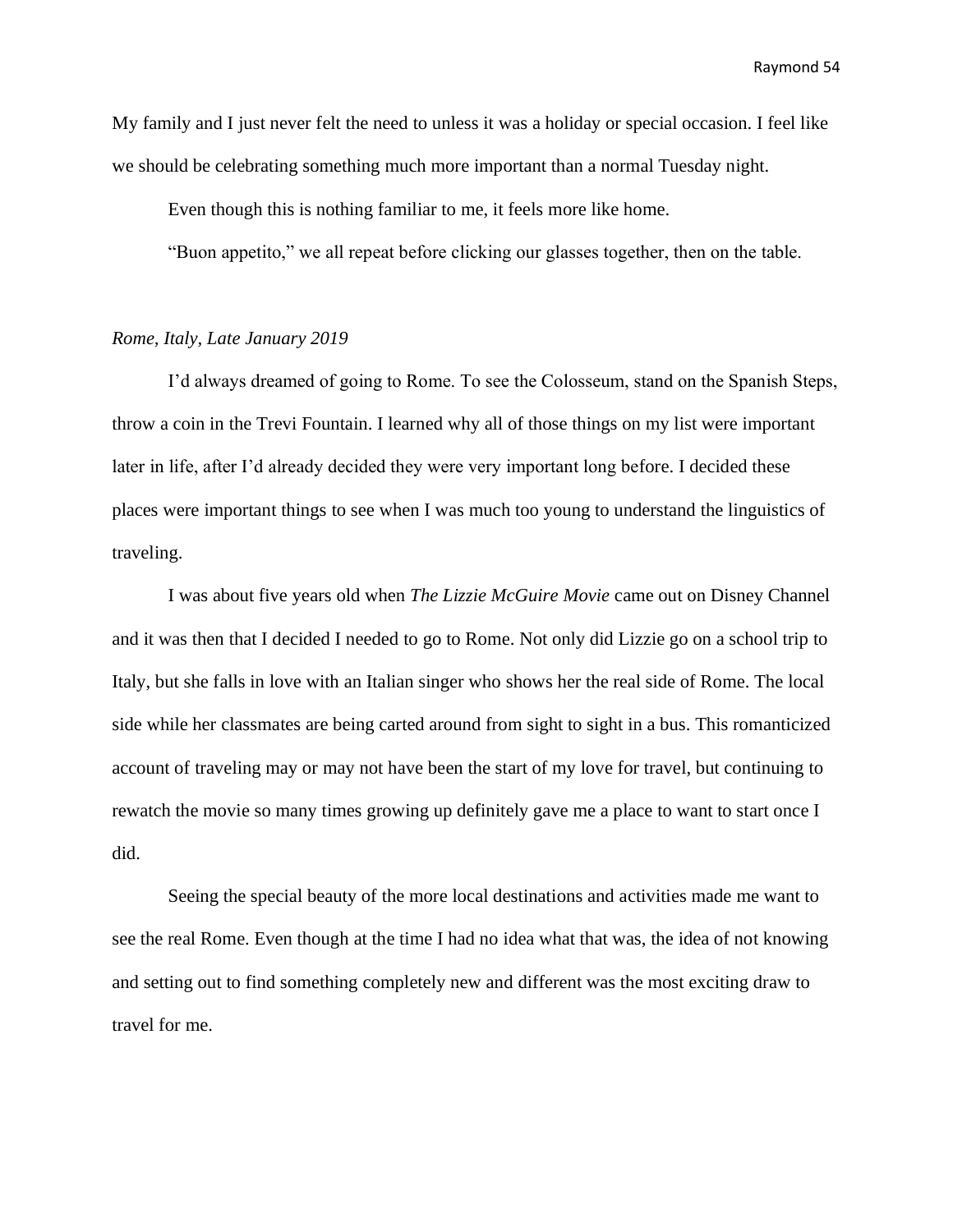My family and I just never felt the need to unless it was a holiday or special occasion. I feel like we should be celebrating something much more important than a normal Tuesday night.

Even though this is nothing familiar to me, it feels more like home.

"Buon appetito," we all repeat before clicking our glasses together, then on the table.

*Rome, Italy, Late January 2019*

I'd always dreamed of going to Rome. To see the Colosseum, stand on the Spanish Steps, throw a coin in the Trevi Fountain. I learned why all of those things on my list were important later in life, after I'd already decided they were very important long before. I decided these places were important things to see when I was much too young to understand the linguistics of traveling.

I was about five years old when *The Lizzie McGuire Movie* came out on Disney Channel and it was then that I decided I needed to go to Rome. Not only did Lizzie go on a school trip to Italy, but she falls in love with an Italian singer who shows her the real side of Rome. The local side while her classmates are being carted around from sight to sight in a bus. This romanticized account of traveling may or may not have been the start of my love for travel, but continuing to rewatch the movie so many times growing up definitely gave me a place to want to start once I did.

Seeing the special beauty of the more local destinations and activities made me want to see the real Rome. Even though at the time I had no idea what that was, the idea of not knowing and setting out to find something completely new and different was the most exciting draw to travel for me.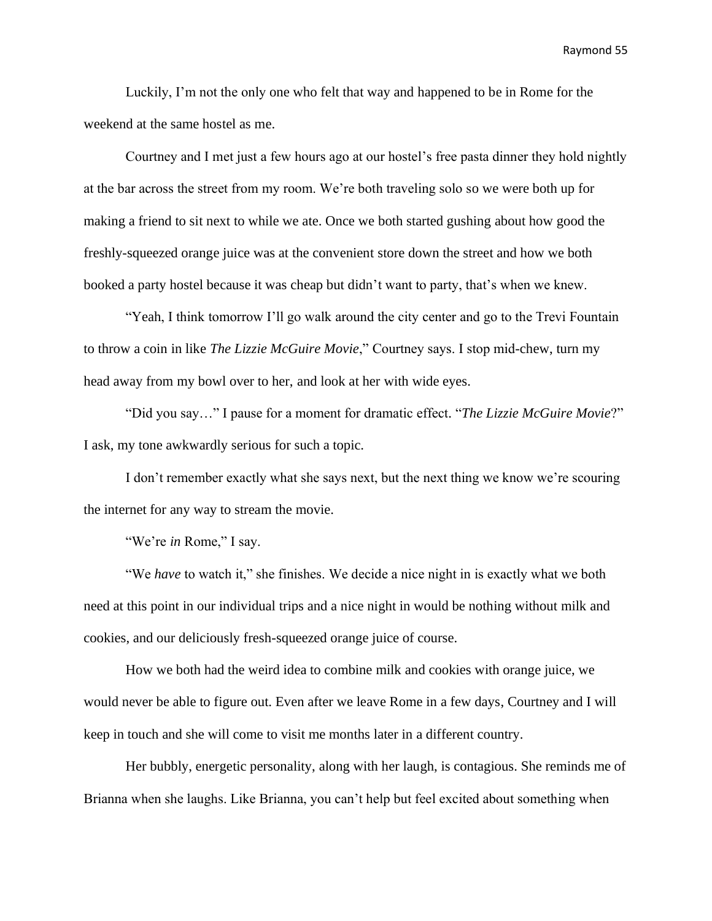Luckily, I'm not the only one who felt that way and happened to be in Rome for the weekend at the same hostel as me.

Courtney and I met just a few hours ago at our hostel's free pasta dinner they hold nightly at the bar across the street from my room. We're both traveling solo so we were both up for making a friend to sit next to while we ate. Once we both started gushing about how good the freshly-squeezed orange juice was at the convenient store down the street and how we both booked a party hostel because it was cheap but didn't want to party, that's when we knew.

"Yeah, I think tomorrow I'll go walk around the city center and go to the Trevi Fountain to throw a coin in like *The Lizzie McGuire Movie*," Courtney says. I stop mid-chew, turn my head away from my bowl over to her, and look at her with wide eyes.

"Did you say…" I pause for a moment for dramatic effect. "*The Lizzie McGuire Movie*?" I ask, my tone awkwardly serious for such a topic.

I don't remember exactly what she says next, but the next thing we know we're scouring the internet for any way to stream the movie.

"We're *in* Rome," I say.

"We *have* to watch it," she finishes. We decide a nice night in is exactly what we both need at this point in our individual trips and a nice night in would be nothing without milk and cookies, and our deliciously fresh-squeezed orange juice of course.

How we both had the weird idea to combine milk and cookies with orange juice, we would never be able to figure out. Even after we leave Rome in a few days, Courtney and I will keep in touch and she will come to visit me months later in a different country.

Her bubbly, energetic personality, along with her laugh, is contagious. She reminds me of Brianna when she laughs. Like Brianna, you can't help but feel excited about something when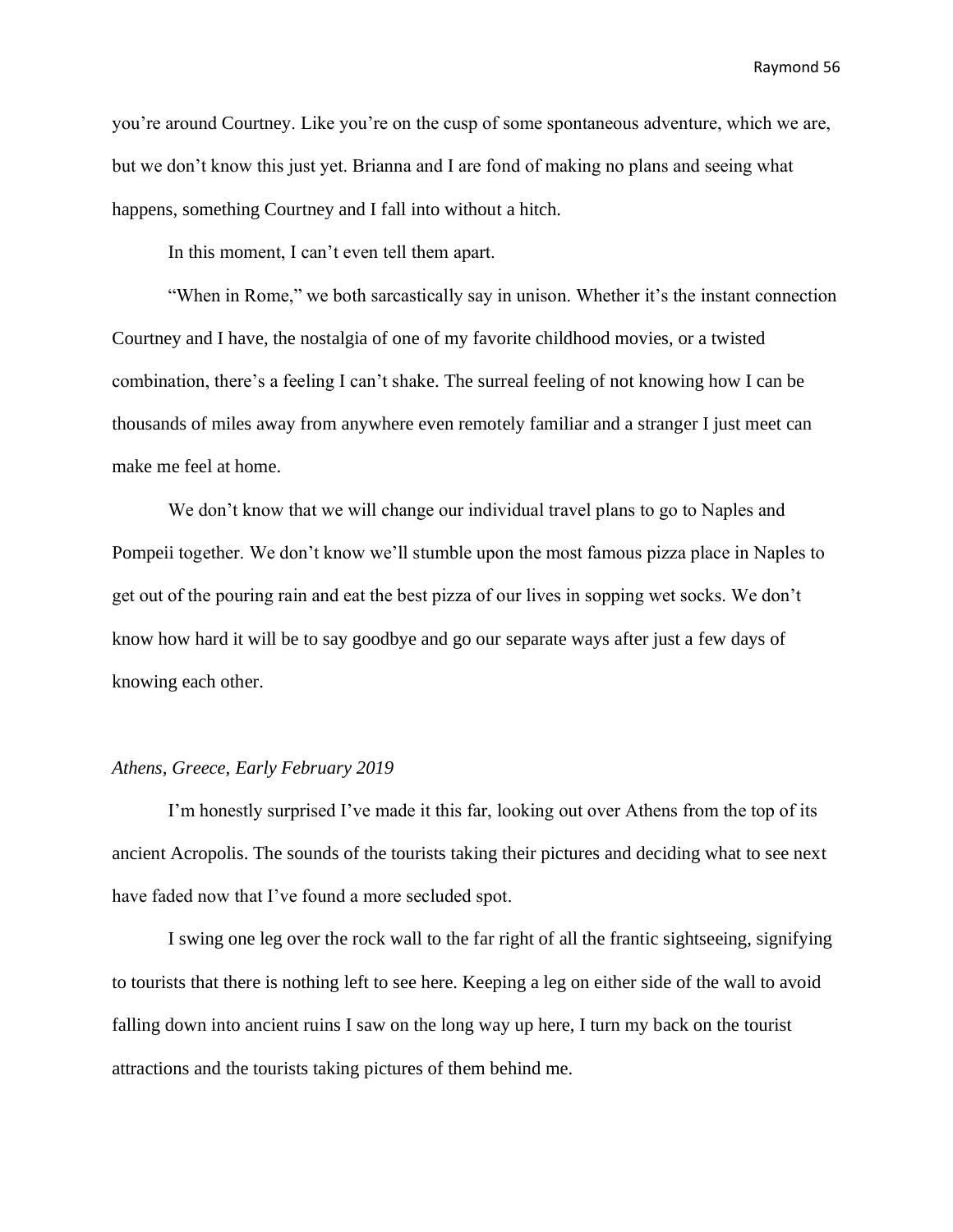you're around Courtney. Like you're on the cusp of some spontaneous adventure, which we are, but we don't know this just yet. Brianna and I are fond of making no plans and seeing what happens, something Courtney and I fall into without a hitch.

In this moment, I can't even tell them apart.

"When in Rome," we both sarcastically say in unison. Whether it's the instant connection Courtney and I have, the nostalgia of one of my favorite childhood movies, or a twisted combination, there's a feeling I can't shake. The surreal feeling of not knowing how I can be thousands of miles away from anywhere even remotely familiar and a stranger I just meet can make me feel at home.

We don't know that we will change our individual travel plans to go to Naples and Pompeii together. We don't know we'll stumble upon the most famous pizza place in Naples to get out of the pouring rain and eat the best pizza of our lives in sopping wet socks. We don't know how hard it will be to say goodbye and go our separate ways after just a few days of knowing each other.

*Athens, Greece, Early February 2019*

I'm honestly surprised I've made it this far, looking out over Athens from the top of its ancient Acropolis. The sounds of the tourists taking their pictures and deciding what to see next have faded now that I've found a more secluded spot.

I swing one leg over the rock wall to the far right of all the frantic sightseeing, signifying to tourists that there is nothing left to see here. Keeping a leg on either side of the wall to avoid falling down into ancient ruins I saw on the long way up here, I turn my back on the tourist attractions and the tourists taking pictures of them behind me.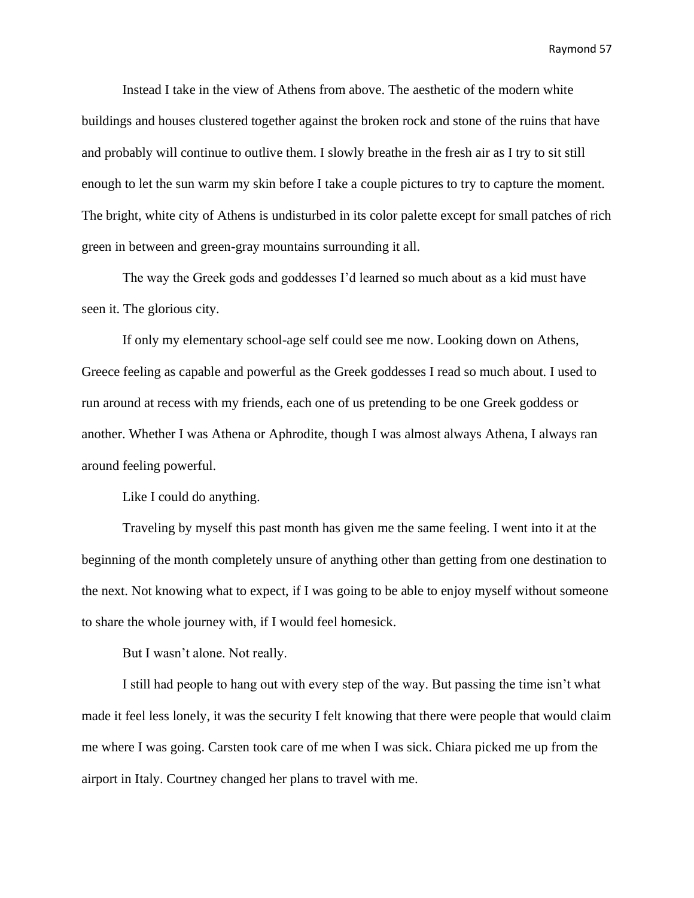Instead I take in the view of Athens from above. The aesthetic of the modern white buildings and houses clustered together against the broken rock and stone of the ruins that have and probably will continue to outlive them. I slowly breathe in the fresh air as I try to sit still enough to let the sun warm my skin before I take a couple pictures to try to capture the moment. The bright, white city of Athens is undisturbed in its color palette except for small patches of rich green in between and green-gray mountains surrounding it all.

The way the Greek gods and goddesses I'd learned so much about as a kid must have seen it. The glorious city.

If only my elementary school-age self could see me now. Looking down on Athens, Greece feeling as capable and powerful as the Greek goddesses I read so much about. I used to run around at recess with my friends, each one of us pretending to be one Greek goddess or another. Whether I was Athena or Aphrodite, though I was almost always Athena, I always ran around feeling powerful.

Like I could do anything.

Traveling by myself this past month has given me the same feeling. I went into it at the beginning of the month completely unsure of anything other than getting from one destination to the next. Not knowing what to expect, if I was going to be able to enjoy myself without someone to share the whole journey with, if I would feel homesick.

But I wasn't alone. Not really.

I still had people to hang out with every step of the way. But passing the time isn't what made it feel less lonely, it was the security I felt knowing that there were people that would claim me where I was going. Carsten took care of me when I was sick. Chiara picked me up from the airport in Italy. Courtney changed her plans to travel with me.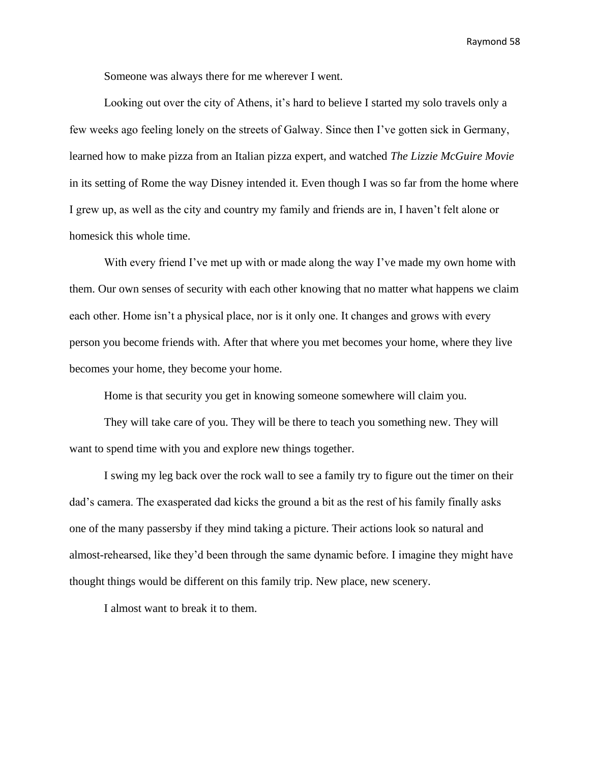Someone was always there for me wherever I went.

Looking out over the city of Athens, it's hard to believe I started my solo travels only a few weeks ago feeling lonely on the streets of Galway. Since then I've gotten sick in Germany, learned how to make pizza from an Italian pizza expert, and watched *The Lizzie McGuire Movie* in its setting of Rome the way Disney intended it. Even though I was so far from the home where I grew up, as well as the city and country my family and friends are in, I haven't felt alone or homesick this whole time.

With every friend I've met up with or made along the way I've made my own home with them. Our own senses of security with each other knowing that no matter what happens we claim each other. Home isn't a physical place, nor is it only one. It changes and grows with every person you become friends with. After that where you met becomes your home, where they live becomes your home, they become your home.

Home is that security you get in knowing someone somewhere will claim you.

They will take care of you. They will be there to teach you something new. They will want to spend time with you and explore new things together.

I swing my leg back over the rock wall to see a family try to figure out the timer on their dad's camera. The exasperated dad kicks the ground a bit as the rest of his family finally asks one of the many passersby if they mind taking a picture. Their actions look so natural and almost-rehearsed, like they'd been through the same dynamic before. I imagine they might have thought things would be different on this family trip. New place, new scenery.

I almost want to break it to them.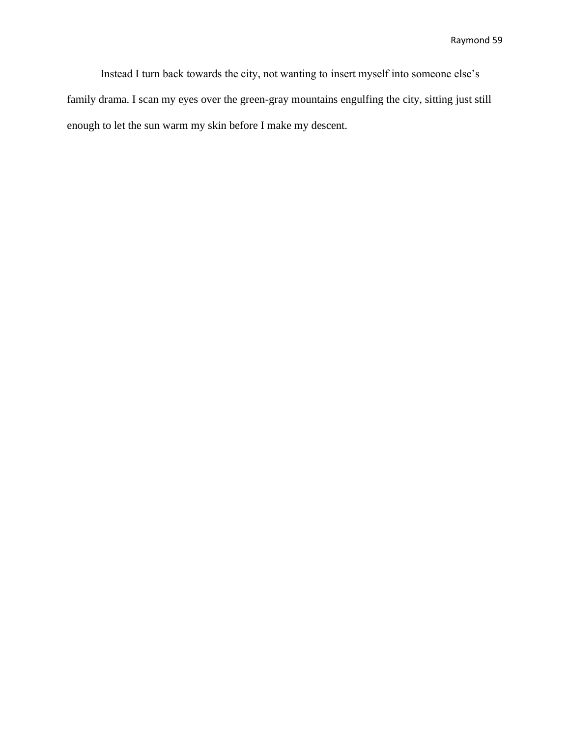Instead I turn back towards the city, not wanting to insert myself into someone else's family drama. I scan my eyes over the green-gray mountains engulfing the city, sitting just still enough to let the sun warm my skin before I make my descent.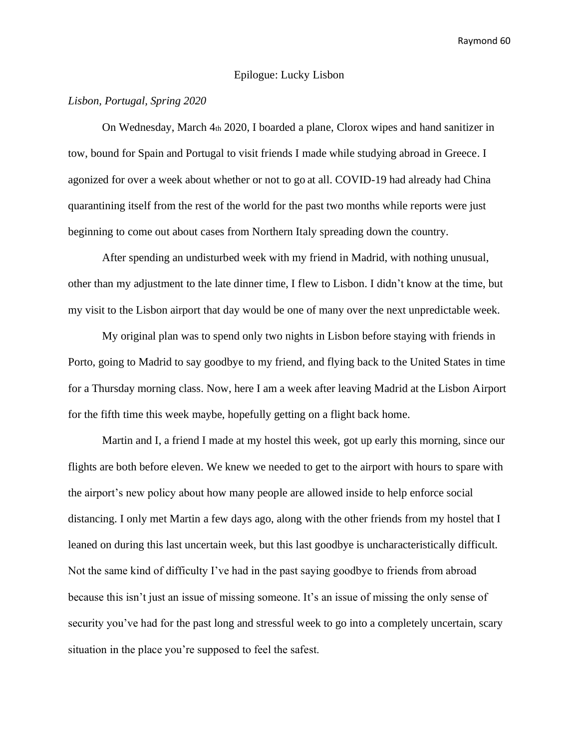# Epilogue: Lucky Lisbon

*Lisbon, Portugal, Spring 2020*

On Wednesday, March 4th 2020, I boarded a plane, Clorox wipes and hand sanitizer in tow, bound for Spain and Portugal to visit friends I made while studying abroad in Greece. I agonized for over a week about whether or not to go at all. COVID-19 had already had China quarantining itself from the rest of the world for the past two months while reports were just beginning to come out about cases from Northern Italy spreading down the country.

After spending an undisturbed week with my friend in Madrid, with nothing unusual, other than my adjustment to the late dinner time, I flew to Lisbon. I didn't know at the time, but my visit to the Lisbon airport that day would be one of many over the next unpredictable week.

My original plan was to spend only two nights in Lisbon before staying with friends in Porto, going to Madrid to say goodbye to my friend, and flying back to the United States in time for a Thursday morning class. Now, here I am a week after leaving Madrid at the Lisbon Airport for the fifth time this week maybe, hopefully getting on a flight back home.

Martin and I, a friend I made at my hostel this week, got up early this morning, since our flights are both before eleven. We knew we needed to get to the airport with hours to spare with the airport's new policy about how many people are allowed inside to help enforce social distancing. I only met Martin a few days ago, along with the other friends from my hostel that I leaned on during this last uncertain week, but this last goodbye is uncharacteristically difficult. Not the same kind of difficulty I've had in the past saying goodbye to friends from abroad because this isn't just an issue of missing someone. It's an issue of missing the only sense of security you've had for the past long and stressful week to go into a completely uncertain, scary situation in the place you're supposed to feel the safest.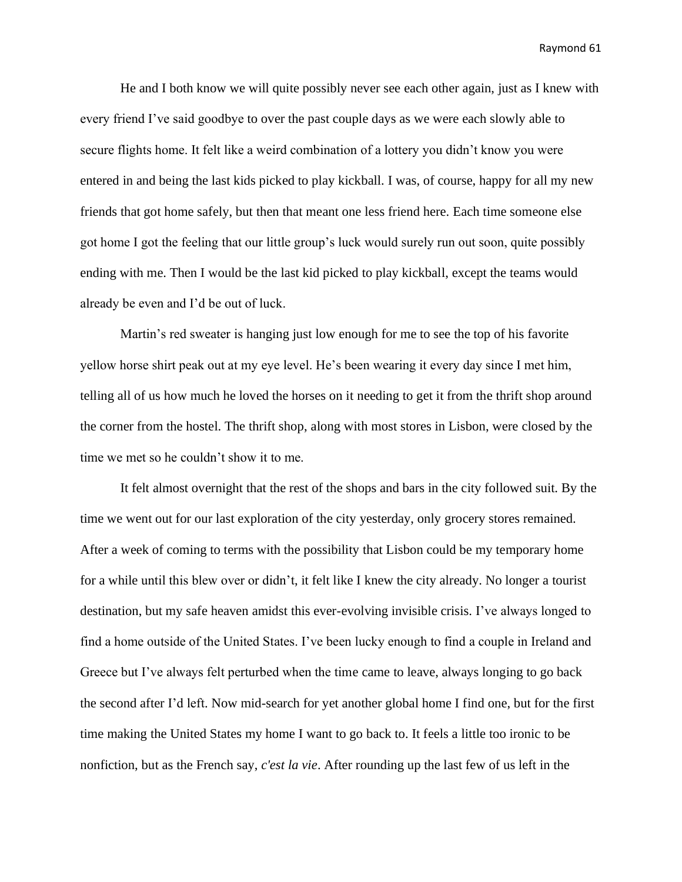He and I both know we will quite possibly never see each other again, just as I knew with every friend I've said goodbye to over the past couple days as we were each slowly able to secure flights home. It felt like a weird combination of a lottery you didn't know you were entered in and being the last kids picked to play kickball. I was, of course, happy for all my new friends that got home safely, but then that meant one less friend here. Each time someone else got home I got the feeling that our little group's luck would surely run out soon, quite possibly ending with me. Then I would be the last kid picked to play kickball, except the teams would already be even and I'd be out of luck.

Martin's red sweater is hanging just low enough for me to see the top of his favorite yellow horse shirt peak out at my eye level. He's been wearing it every day since I met him, telling all of us how much he loved the horses on it needing to get it from the thrift shop around the corner from the hostel. The thrift shop, along with most stores in Lisbon, were closed by the time we met so he couldn't show it to me.

It felt almost overnight that the rest of the shops and bars in the city followed suit. By the time we went out for our last exploration of the city yesterday, only grocery stores remained. After a week of coming to terms with the possibility that Lisbon could be my temporary home for a while until this blew over or didn't, it felt like I knew the city already. No longer a tourist destination, but my safe heaven amidst this ever-evolving invisible crisis. I've always longed to find a home outside of the United States. I've been lucky enough to find a couple in Ireland and Greece but I've always felt perturbed when the time came to leave, always longing to go back the second after I'd left. Now mid-search for yet another global home I find one, but for the first time making the United States my home I want to go back to. It feels a little too ironic to be nonfiction, but as the French say, *c'est la vie*. After rounding up the last few of us left in the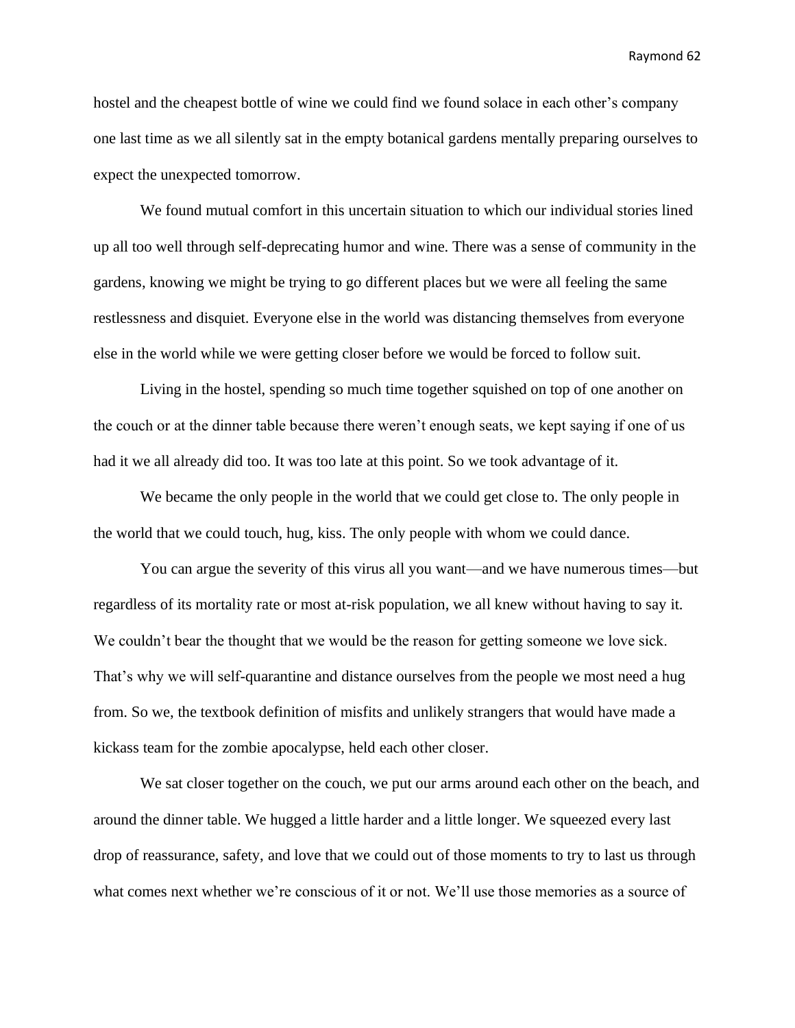hostel and the cheapest bottle of wine we could find we found solace in each other's company one last time as we all silently sat in the empty botanical gardens mentally preparing ourselves to expect the unexpected tomorrow.

We found mutual comfort in this uncertain situation to which our individual stories lined up all too well through self-deprecating humor and wine. There was a sense of community in the gardens, knowing we might be trying to go different places but we were all feeling the same restlessness and disquiet. Everyone else in the world was distancing themselves from everyone else in the world while we were getting closer before we would be forced to follow suit.

Living in the hostel, spending so much time together squished on top of one another on the couch or at the dinner table because there weren't enough seats, we kept saying if one of us had it we all already did too. It was too late at this point. So we took advantage of it.

We became the only people in the world that we could get close to. The only people in the world that we could touch, hug, kiss. The only people with whom we could dance.

You can argue the severity of this virus all you want—and we have numerous times—but regardless of its mortality rate or most at-risk population, we all knew without having to say it. We couldn't bear the thought that we would be the reason for getting someone we love sick. That's why we will self-quarantine and distance ourselves from the people we most need a hug from. So we, the textbook definition of misfits and unlikely strangers that would have made a kickass team for the zombie apocalypse, held each other closer.

We sat closer together on the couch, we put our arms around each other on the beach, and around the dinner table. We hugged a little harder and a little longer. We squeezed every last drop of reassurance, safety, and love that we could out of those moments to try to last us through what comes next whether we're conscious of it or not. We'll use those memories as a source of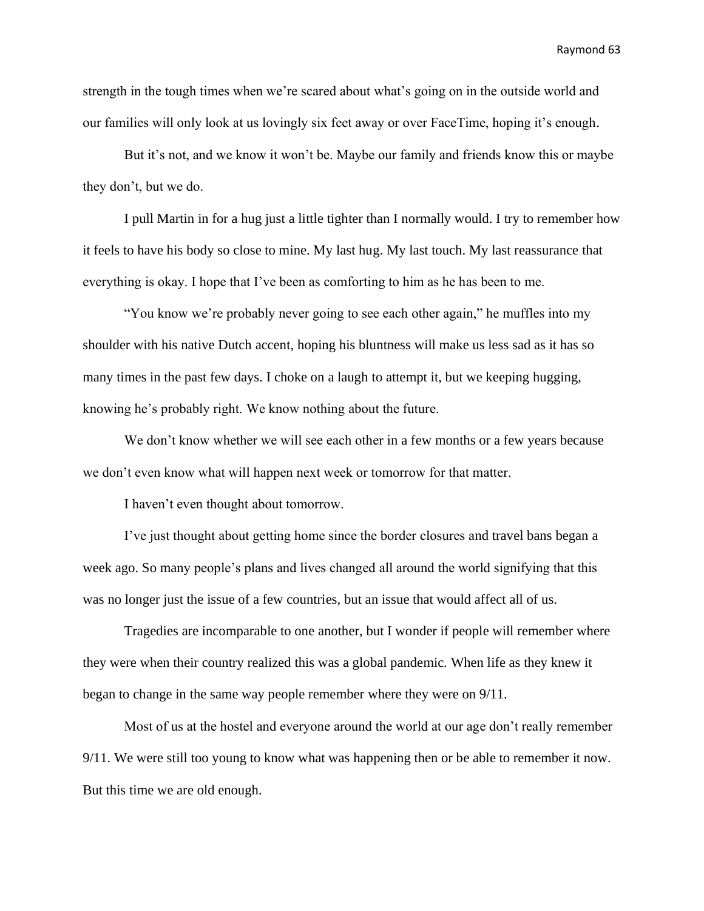strength in the tough times when we're scared about what's going on in the outside world and our families will only look at us lovingly six feet away or over FaceTime, hoping it's enough.

But it's not, and we know it won't be. Maybe our family and friends know this or maybe they don't, but we do.

I pull Martin in for a hug just a little tighter than I normally would. I try to remember how it feels to have his body so close to mine. My last hug. My last touch. My last reassurance that everything is okay. I hope that I've been as comforting to him as he has been to me.

"You know we're probably never going to see each other again," he muffles into my shoulder with his native Dutch accent, hoping his bluntness will make us less sad as it has so many times in the past few days. I choke on a laugh to attempt it, but we keeping hugging, knowing he's probably right. We know nothing about the future.

We don't know whether we will see each other in a few months or a few years because we don't even know what will happen next week or tomorrow for that matter.

I haven't even thought about tomorrow.

I've just thought about getting home since the border closures and travel bans began a week ago. So many people's plans and lives changed all around the world signifying that this was no longer just the issue of a few countries, but an issue that would affect all of us.

Tragedies are incomparable to one another, but I wonder if people will remember where they were when their country realized this was a global pandemic. When life as they knew it began to change in the same way people remember where they were on 9/11.

Most of us at the hostel and everyone around the world at our age don't really remember 9/11. We were still too young to know what was happening then or be able to remember it now. But this time we are old enough.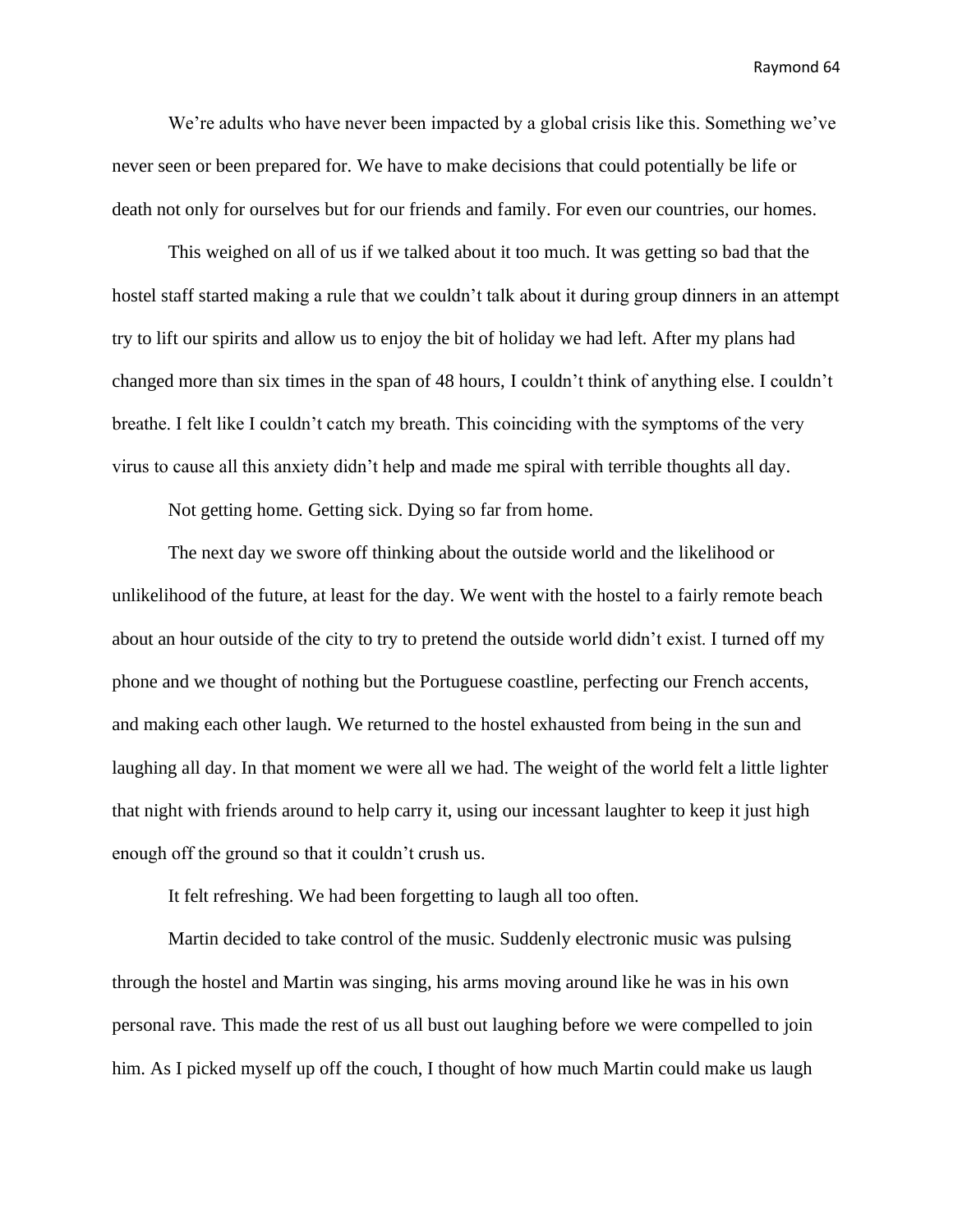We're adults who have never been impacted by a global crisis like this. Something we've never seen or been prepared for. We have to make decisions that could potentially be life or death not only for ourselves but for our friends and family. For even our countries, our homes.

This weighed on all of us if we talked about it too much. It was getting so bad that the hostel staff started making a rule that we couldn't talk about it during group dinners in an attempt try to lift our spirits and allow us to enjoy the bit of holiday we had left. After my plans had changed more than six times in the span of 48 hours, I couldn't think of anything else. I couldn't breathe. I felt like I couldn't catch my breath. This coinciding with the symptoms of the very virus to cause all this anxiety didn't help and made me spiral with terrible thoughts all day.

Not getting home. Getting sick. Dying so far from home.

The next day we swore off thinking about the outside world and the likelihood or unlikelihood of the future, at least for the day. We went with the hostel to a fairly remote beach about an hour outside of the city to try to pretend the outside world didn't exist. I turned off my phone and we thought of nothing but the Portuguese coastline, perfecting our French accents, and making each other laugh. We returned to the hostel exhausted from being in the sun and laughing all day. In that moment we were all we had. The weight of the world felt a little lighter that night with friends around to help carry it, using our incessant laughter to keep it just high enough off the ground so that it couldn't crush us.

It felt refreshing. We had been forgetting to laugh all too often.

Martin decided to take control of the music. Suddenly electronic music was pulsing through the hostel and Martin was singing, his arms moving around like he was in his own personal rave. This made the rest of us all bust out laughing before we were compelled to join him. As I picked myself up off the couch, I thought of how much Martin could make us laugh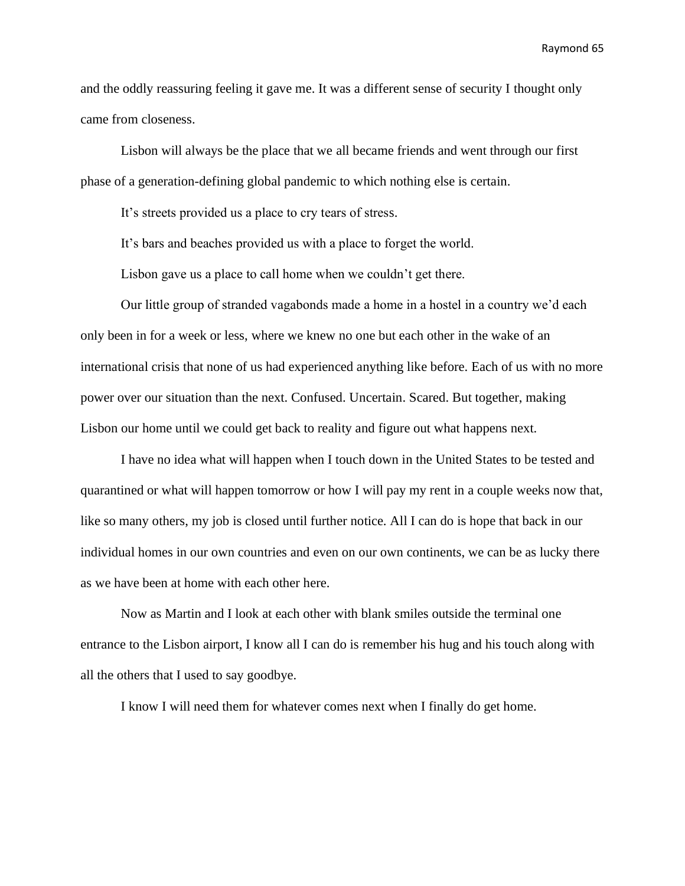and the oddly reassuring feeling it gave me. It was a different sense of security I thought only came from closeness.

Lisbon will always be the place that we all became friends and went through our first phase of a generation-defining global pandemic to which nothing else is certain.

It's streets provided us a place to cry tears of stress.

It's bars and beaches provided us with a place to forget the world.

Lisbon gave us a place to call home when we couldn't get there.

Our little group of stranded vagabonds made a home in a hostel in a country we'd each only been in for a week or less, where we knew no one but each other in the wake of an international crisis that none of us had experienced anything like before. Each of us with no more power over our situation than the next. Confused. Uncertain. Scared. But together, making Lisbon our home until we could get back to reality and figure out what happens next.

I have no idea what will happen when I touch down in the United States to be tested and quarantined or what will happen tomorrow or how I will pay my rent in a couple weeks now that, like so many others, my job is closed until further notice. All I can do is hope that back in our individual homes in our own countries and even on our own continents, we can be as lucky there as we have been at home with each other here.

Now as Martin and I look at each other with blank smiles outside the terminal one entrance to the Lisbon airport, I know all I can do is remember his hug and his touch along with all the others that I used to say goodbye.

I know I will need them for whatever comes next when I finally do get home.